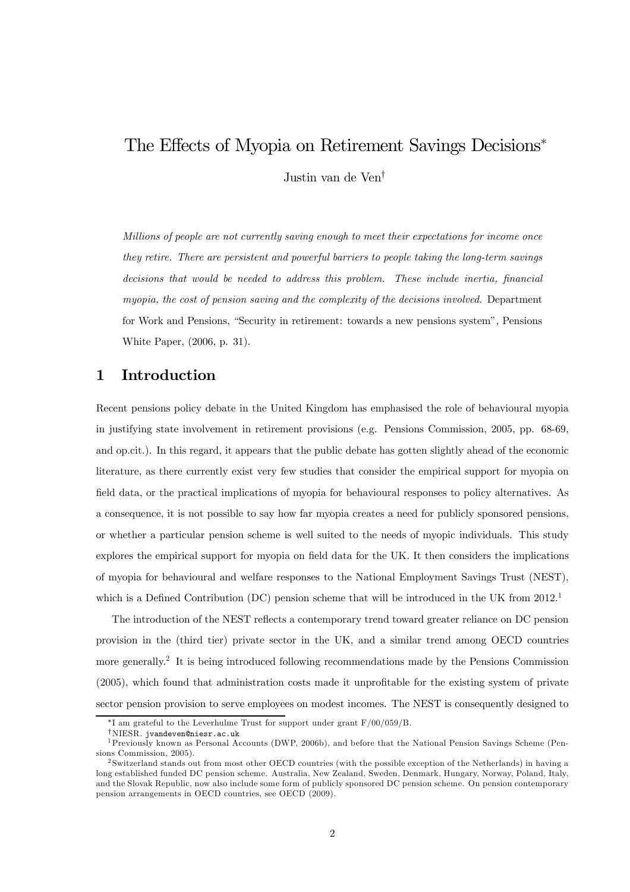# The Effects of Myopia on Retirement Savings Decisions*

Justin van de Ven†

*Millions of people are not currently saving enough to meet their expectations for income once they retire. There are persistent and powerful barriers to people taking the long-term savings decisions that would be needed to address this problem. These include inertia, financial myopia, the cost of pension saving and the complexity of the decisions involved.* Department for Work and Pensions, "Security in retirement: towards a new pensions system", Pensions White Paper, (2006, p. 31).

## 1 Introduction

Recent pensions policy debate in the United Kingdom has emphasised the role of behavioural myopia in justifying state involvement in retirement provisions (e.g. Pensions Commission, 2005, pp. 68-69, and op.cit.). In this regard, it appears that the public debate has gotten slightly ahead of the economic literature, as there currently exist very few studies that consider the empirical support for myopia on field data, or the practical implications of myopia for behavioural responses to policy alternatives. As a consequence, it is not possible to say how far myopia creates a need for publicly sponsored pensions, or whether a particular pension scheme is well suited to the needs of myopic individuals. This study explores the empirical support for myopia on field data for the UK. It then considers the implications of myopia for behavioural and welfare responses to the National Employment Savings Trust (NEST), which is a Defined Contribution (DC) pension scheme that will be introduced in the UK from 2012.[1]

The introduction of the NEST reflects a contemporary trend toward greater reliance on DC pension provision in the (third tier) private sector in the UK, and a similar trend among OECD countries more generally.[2] It is being introduced following recommendations made by the Pensions Commission (2005), which found that administration costs made it unprofitable for the existing system of private sector pension provision to serve employees on modest incomes. The NEST is consequently designed to

*I am grateful to the Leverhulme Trust for support under grant F/00/059/B.

†NIESR. jvandeven@niesr.ac.uk

[1] Previously known as Personal Accounts (DWP, 2006b), and before that the National Pension Savings Scheme (Pensions Commission, 2005).

[2] Switzerland stands out from most other OECD countries (with the possible exception of the Netherlands) in having a long established funded DC pension scheme. Australia, New Zealand, Sweden, Denmark, Hungary, Norway, Poland, Italy, and the Slovak Republic, now also include some form of publicly sponsored DC pension scheme. On pension contemporary pension arrangements in OECD countries, see OECD (2009).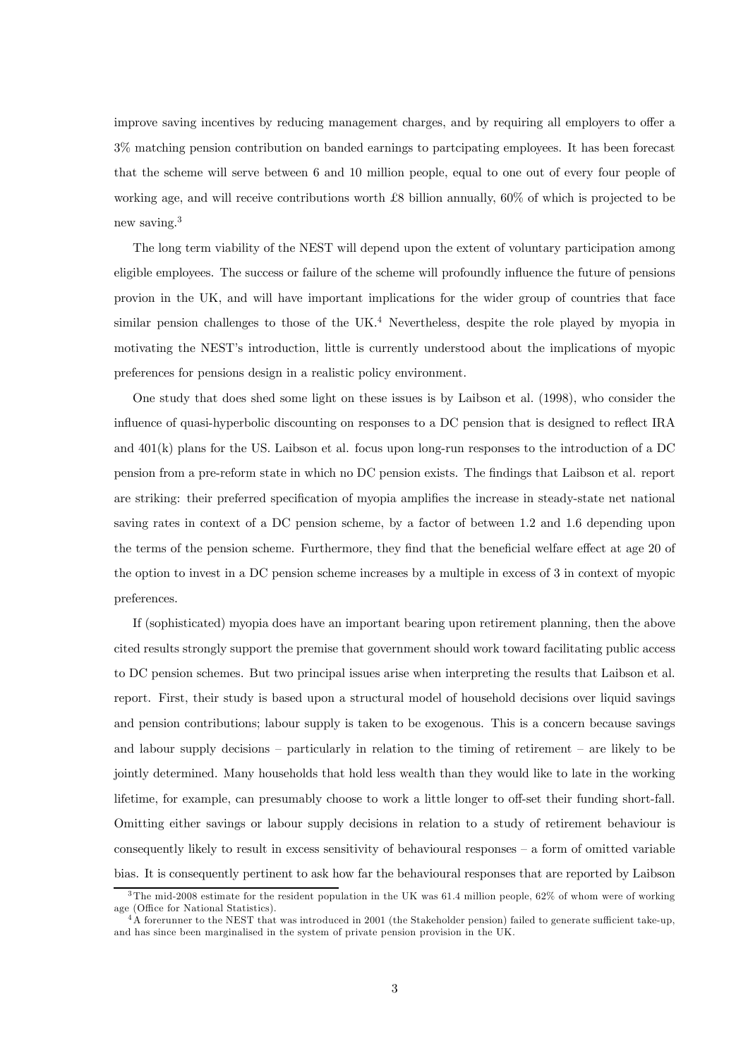improve saving incentives by reducing management charges, and by requiring all employers to offer a 3% matching pension contribution on banded earnings to partcipating employees. It has been forecast that the scheme will serve between 6 and 10 million people, equal to one out of every four people of working age, and will receive contributions worth £8 billion annually, 60% of which is projected to be new saving.[3]

The long term viability of the NEST will depend upon the extent of voluntary participation among eligible employees. The success or failure of the scheme will profoundly influence the future of pensions provion in the UK, and will have important implications for the wider group of countries that face similar pension challenges to those of the UK.[4] Nevertheless, despite the role played by myopia in motivating the NEST's introduction, little is currently understood about the implications of myopic preferences for pensions design in a realistic policy environment.

One study that does shed some light on these issues is by Laibson et al. (1998), who consider the influence of quasi-hyperbolic discounting on responses to a DC pension that is designed to reflect IRA and 401(k) plans for the US. Laibson et al. focus upon long-run responses to the introduction of a DC pension from a pre-reform state in which no DC pension exists. The findings that Laibson et al. report are striking: their preferred specification of myopia amplifies the increase in steady-state net national saving rates in context of a DC pension scheme, by a factor of between 1.2 and 1.6 depending upon the terms of the pension scheme. Furthermore, they find that the beneficial welfare effect at age 20 of the option to invest in a DC pension scheme increases by a multiple in excess of 3 in context of myopic preferences.

If (sophisticated) myopia does have an important bearing upon retirement planning, then the above cited results strongly support the premise that government should work toward facilitating public access to DC pension schemes. But two principal issues arise when interpreting the results that Laibson et al. report. First, their study is based upon a structural model of household decisions over liquid savings and pension contributions; labour supply is taken to be exogenous. This is a concern because savings and labour supply decisions – particularly in relation to the timing of retirement – are likely to be jointly determined. Many households that hold less wealth than they would like to late in the working lifetime, for example, can presumably choose to work a little longer to off-set their funding short-fall. Omitting either savings or labour supply decisions in relation to a study of retirement behaviour is consequently likely to result in excess sensitivity of behavioural responses – a form of omitted variable bias. It is consequently pertinent to ask how far the behavioural responses that are reported by Laibson

[3] The mid-2008 estimate for the resident population in the UK was 61.4 million people, 62% of whom were of working age (Office for National Statistics).

[4] A forerunner to the NEST that was introduced in 2001 (the Stakeholder pension) failed to generate sufficient take-up, and has since been marginalised in the system of private pension provision in the UK.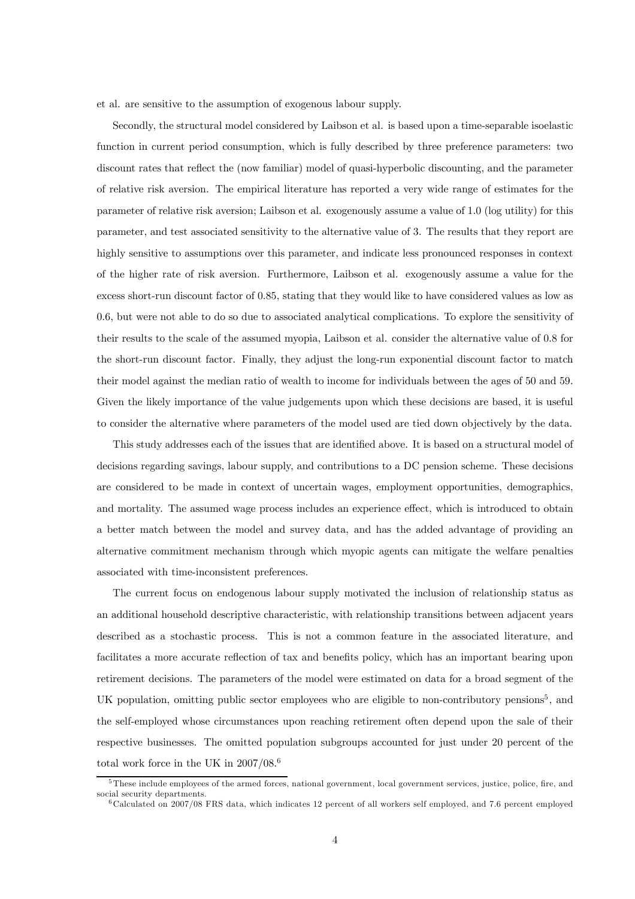et al. are sensitive to the assumption of exogenous labour supply.

Secondly, the structural model considered by Laibson et al. is based upon a time-separable isoelastic function in current period consumption, which is fully described by three preference parameters: two discount rates that reflect the (now familiar) model of quasi-hyperbolic discounting, and the parameter of relative risk aversion. The empirical literature has reported a very wide range of estimates for the parameter of relative risk aversion; Laibson et al. exogenously assume a value of 1.0 (log utility) for this parameter, and test associated sensitivity to the alternative value of 3. The results that they report are highly sensitive to assumptions over this parameter, and indicate less pronounced responses in context of the higher rate of risk aversion. Furthermore, Laibson et al. exogenously assume a value for the excess short-run discount factor of 0.85, stating that they would like to have considered values as low as 0.6, but were not able to do so due to associated analytical complications. To explore the sensitivity of their results to the scale of the assumed myopia, Laibson et al. consider the alternative value of 0.8 for the short-run discount factor. Finally, they adjust the long-run exponential discount factor to match their model against the median ratio of wealth to income for individuals between the ages of 50 and 59. Given the likely importance of the value judgements upon which these decisions are based, it is useful to consider the alternative where parameters of the model used are tied down objectively by the data.

This study addresses each of the issues that are identified above. It is based on a structural model of decisions regarding savings, labour supply, and contributions to a DC pension scheme. These decisions are considered to be made in context of uncertain wages, employment opportunities, demographics, and mortality. The assumed wage process includes an experience effect, which is introduced to obtain a better match between the model and survey data, and has the added advantage of providing an alternative commitment mechanism through which myopic agents can mitigate the welfare penalties associated with time-inconsistent preferences.

The current focus on endogenous labour supply motivated the inclusion of relationship status as an additional household descriptive characteristic, with relationship transitions between adjacent years described as a stochastic process. This is not a common feature in the associated literature, and facilitates a more accurate reflection of tax and benefits policy, which has an important bearing upon retirement decisions. The parameters of the model were estimated on data for a broad segment of the UK population, omitting public sector employees who are eligible to non-contributory pensions[5], and the self-employed whose circumstances upon reaching retirement often depend upon the sale of their respective businesses. The omitted population subgroups accounted for just under 20 percent of the total work force in the UK in 2007/08.[6]

[5] These include employees of the armed forces, national government, local government services, justice, police, fire, and social security departments.

[6] Calculated on 2007/08 FRS data, which indicates 12 percent of all workers self employed, and 7.6 percent employed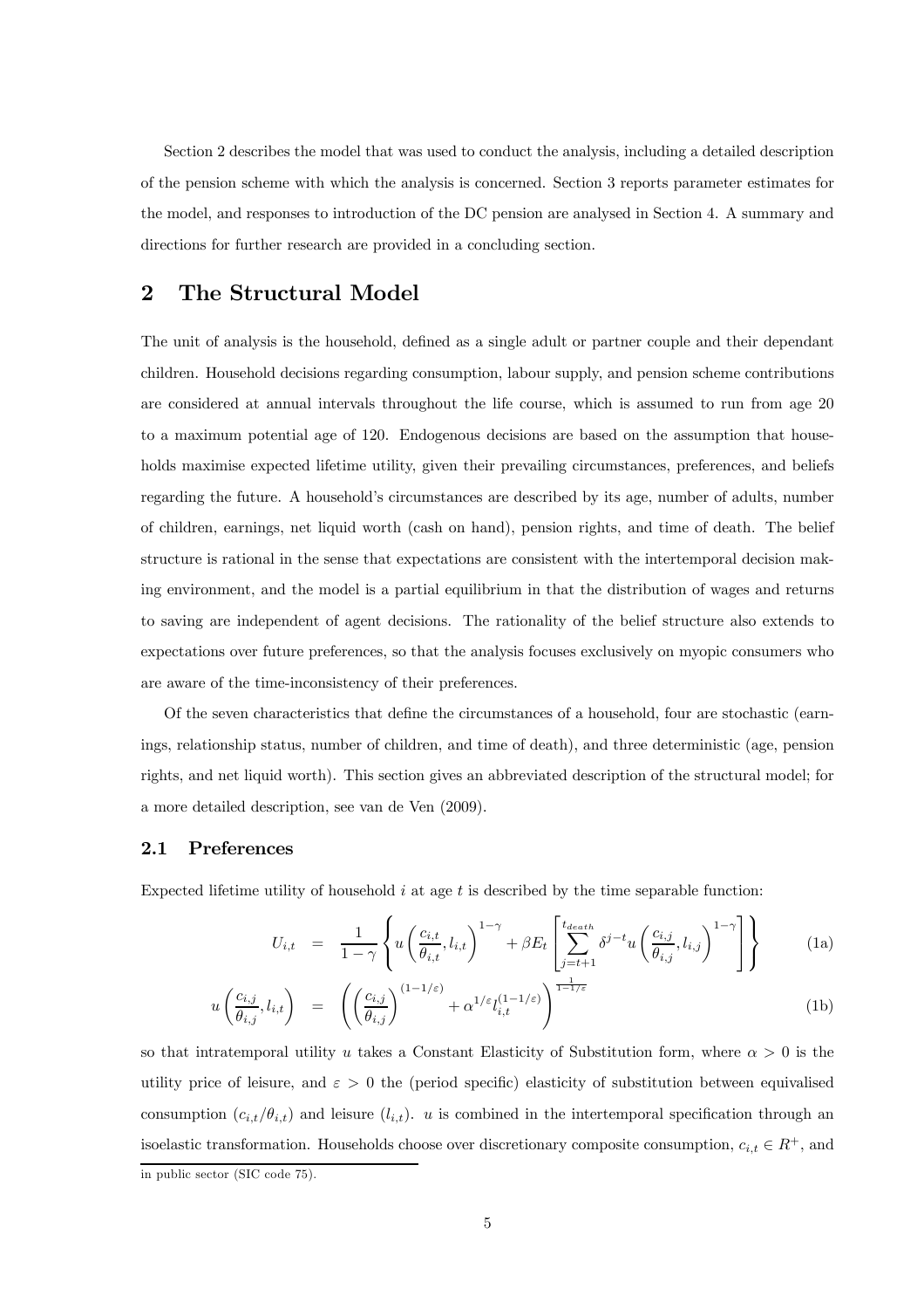Section 2 describes the model that was used to conduct the analysis, including a detailed description of the pension scheme with which the analysis is concerned. Section 3 reports parameter estimates for the model, and responses to introduction of the DC pension are analysed in Section 4. A summary and directions for further research are provided in a concluding section.

# 2 The Structural Model

The unit of analysis is the household, defined as a single adult or partner couple and their dependant children. Household decisions regarding consumption, labour supply, and pension scheme contributions are considered at annual intervals throughout the life course, which is assumed to run from age 20 to a maximum potential age of 120. Endogenous decisions are based on the assumption that households maximise expected lifetime utility, given their prevailing circumstances, preferences, and beliefs regarding the future. A household's circumstances are described by its age, number of adults, number of children, earnings, net liquid worth (cash on hand), pension rights, and time of death. The belief structure is rational in the sense that expectations are consistent with the intertemporal decision making environment, and the model is a partial equilibrium in that the distribution of wages and returns to saving are independent of agent decisions. The rationality of the belief structure also extends to expectations over future preferences, so that the analysis focuses exclusively on myopic consumers who are aware of the time-inconsistency of their preferences.

Of the seven characteristics that define the circumstances of a household, four are stochastic (earnings, relationship status, number of children, and time of death), and three deterministic (age, pension rights, and net liquid worth). This section gives an abbreviated description of the structural model; for a more detailed description, see van de Ven (2009).

## 2.1 Preferences

Expected lifetime utility of household $i$ at age $t$ is described by the time separable function:

$$U_{i,t} = \frac{1}{1-\gamma}\left\{ u\left(\frac{c_{i,t}}{\theta_{i,t}}, l_{i,t}\right)^{1-\gamma} + \beta E_t\left[\sum_{j=t+1}^{t_{death}} \delta^{j-t} u\left(\frac{c_{i,j}}{\theta_{i,j}}, l_{i,j}\right)^{1-\gamma}\right]\right\} \tag{1a}$$

$$u\left(\frac{c_{i,j}}{\theta_{i,j}}, l_{i,t}\right) = \left(\left(\frac{c_{i,j}}{\theta_{i,j}}\right)^{(1-1/\varepsilon)} + \alpha^{1/\varepsilon} l_{i,t}^{(1-1/\varepsilon)}\right)^{\frac{1}{1-1/\varepsilon}} \tag{1b}$$

so that intratemporal utility $u$ takes a Constant Elasticity of Substitution form, where $\alpha > 0$ is the utility price of leisure, and $\varepsilon > 0$ the (period specific) elasticity of substitution between equivalised consumption ($c_{i,t}/\theta_{i,t}$) and leisure ($l_{i,t}$). $u$ is combined in the intertemporal specification through an isoelastic transformation. Households choose over discretionary composite consumption, $c_{i,t} \in R^{+}$, and

in public sector (SIC code 75).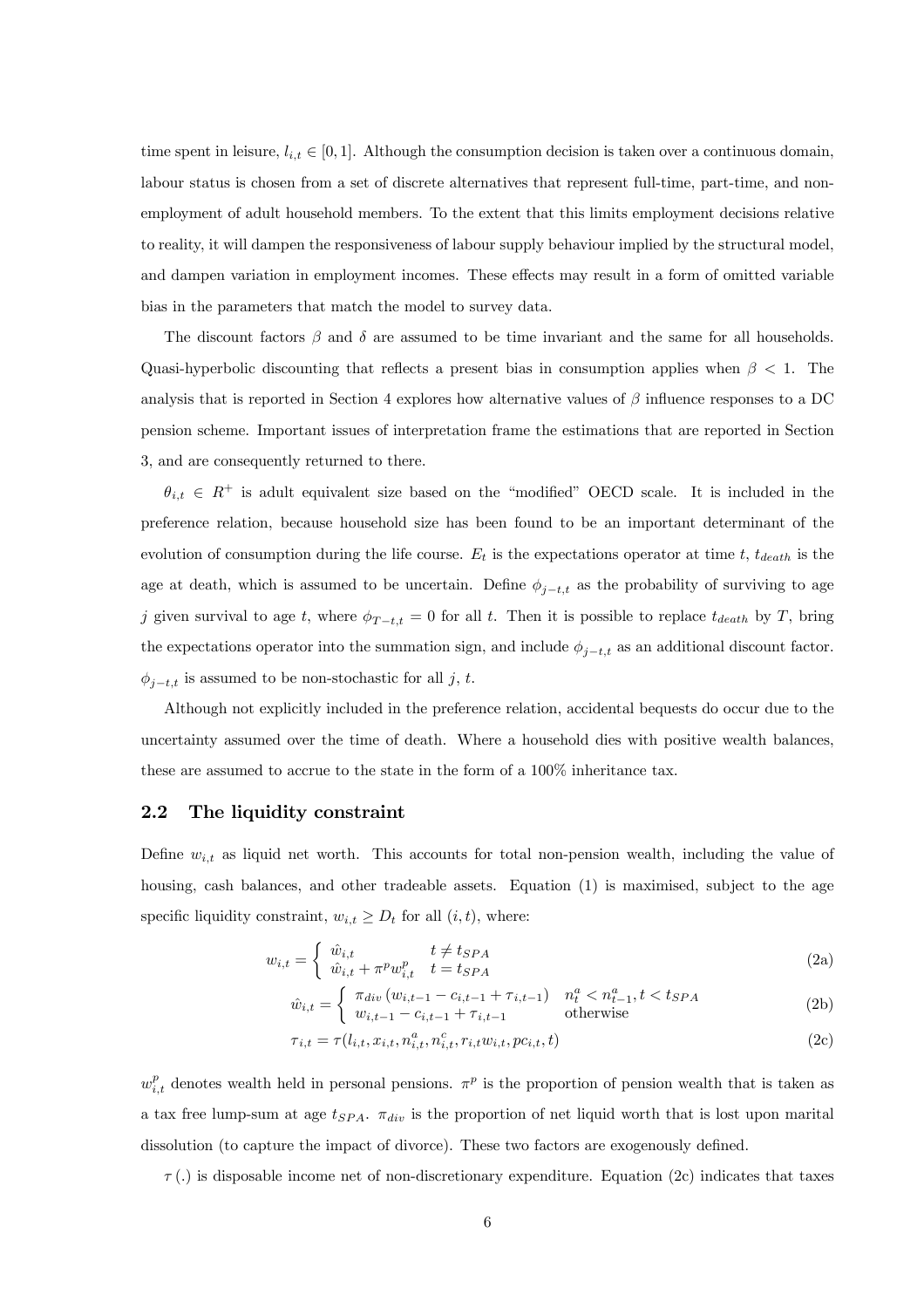time spent in leisure, $l_{i,t} \in [0, 1]$. Although the consumption decision is taken over a continuous domain, labour status is chosen from a set of discrete alternatives that represent full-time, part-time, and non-employment of adult household members. To the extent that this limits employment decisions relative to reality, it will dampen the responsiveness of labour supply behaviour implied by the structural model, and dampen variation in employment incomes. These effects may result in a form of omitted variable bias in the parameters that match the model to survey data.

The discount factors $\beta$ and $\delta$ are assumed to be time invariant and the same for all households. Quasi-hyperbolic discounting that reflects a present bias in consumption applies when $\beta < 1$. The analysis that is reported in Section 4 explores how alternative values of $\beta$ influence responses to a DC pension scheme. Important issues of interpretation frame the estimations that are reported in Section 3, and are consequently returned to there.

$\theta_{i,t} \in R^+$ is adult equivalent size based on the "modified" OECD scale. It is included in the preference relation, because household size has been found to be an important determinant of the evolution of consumption during the life course. $E_t$ is the expectations operator at time $t$, $t_{death}$ is the age at death, which is assumed to be uncertain. Define $\phi_{j-t,t}$ as the probability of surviving to age $j$ given survival to age $t$, where $\phi_{T-t,t} = 0$ for all $t$. Then it is possible to replace $t_{death}$ by $T$, bring the expectations operator into the summation sign, and include $\phi_{j-t,t}$ as an additional discount factor. $\phi_{j-t,t}$ is assumed to be non-stochastic for all $j$, $t$.

Although not explicitly included in the preference relation, accidental bequests do occur due to the uncertainty assumed over the time of death. Where a household dies with positive wealth balances, these are assumed to accrue to the state in the form of a 100% inheritance tax.

## 2.2 The liquidity constraint

Define $w_{i,t}$ as liquid net worth. This accounts for total non-pension wealth, including the value of housing, cash balances, and other tradeable assets. Equation (1) is maximised, subject to the age specific liquidity constraint, $w_{i,t} \geq D_t$ for all $(i, t)$, where:

$$w_{i,t} = \begin{cases} \hat{w}_{i,t} & t \neq t_{SPA} \\ \hat{w}_{i,t} + \pi^p w_{i,t}^p & t = t_{SPA} \end{cases} \tag{2a}$$

$$\hat{w}_{i,t} = \begin{cases} \pi_{div} \left( w_{i,t-1} - c_{i,t-1} + \tau_{i,t-1} \right) & n_t^a < n_{t-1}^a, t < t_{SPA} \\ w_{i,t-1} - c_{i,t-1} + \tau_{i,t-1} & \text{otherwise} \end{cases} \tag{2b}$$

$$\tau_{i,t} = \tau(l_{i,t}, x_{i,t}, n_{i,t}^a, n_{i,t}^c, r_{i,t} w_{i,t}, pc_{i,t}, t) \tag{2c}$$

$w_{i,t}^p$ denotes wealth held in personal pensions. $\pi^p$ is the proportion of pension wealth that is taken as a tax free lump-sum at age $t_{SPA}$. $\pi_{div}$ is the proportion of net liquid worth that is lost upon marital dissolution (to capture the impact of divorce). These two factors are exogenously defined.

$\tau(.)$ is disposable income net of non-discretionary expenditure. Equation (2c) indicates that taxes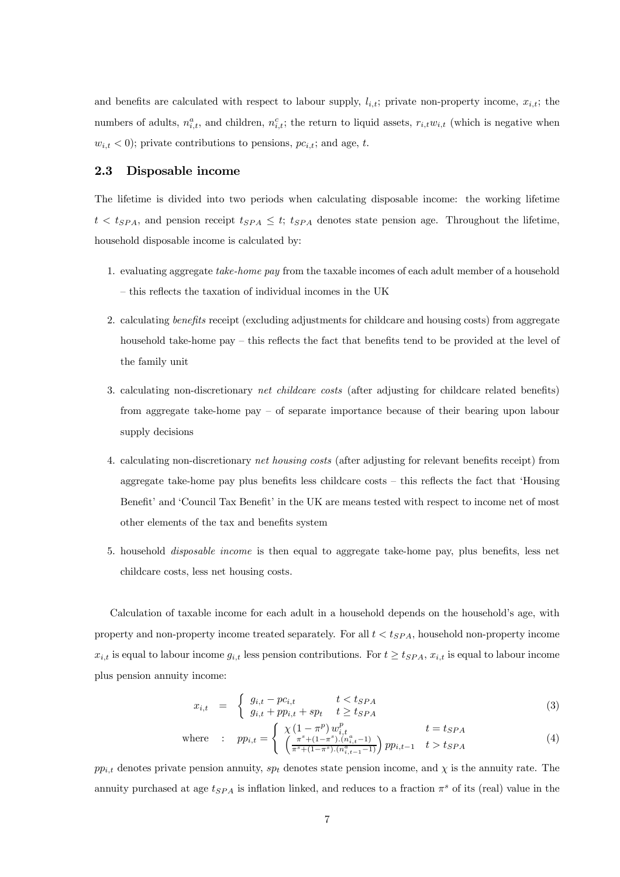and benefits are calculated with respect to labour supply, $l_{i,t}$; private non-property income, $x_{i,t}$; the numbers of adults, $n^a_{i,t}$, and children, $n^c_{i,t}$; the return to liquid assets, $r_{i,t}w_{i,t}$ (which is negative when $w_{i,t} < 0$); private contributions to pensions, $pc_{i,t}$; and age, $t$.

### 2.3 Disposable income

The lifetime is divided into two periods when calculating disposable income: the working lifetime $t < t_{SPA}$, and pension receipt $t_{SPA} \leq t$; $t_{SPA}$ denotes state pension age. Throughout the lifetime, household disposable income is calculated by:

1. evaluating aggregate *take-home pay* from the taxable incomes of each adult member of a household – this reflects the taxation of individual incomes in the UK
2. calculating *benefits* receipt (excluding adjustments for childcare and housing costs) from aggregate household take-home pay – this reflects the fact that benefits tend to be provided at the level of the family unit
3. calculating non-discretionary *net childcare costs* (after adjusting for childcare related benefits) from aggregate take-home pay – of separate importance because of their bearing upon labour supply decisions
4. calculating non-discretionary *net housing costs* (after adjusting for relevant benefits receipt) from aggregate take-home pay plus benefits less childcare costs – this reflects the fact that 'Housing Benefit' and 'Council Tax Benefit' in the UK are means tested with respect to income net of most other elements of the tax and benefits system
5. household *disposable income* is then equal to aggregate take-home pay, plus benefits, less net childcare costs, less net housing costs.

Calculation of taxable income for each adult in a household depends on the household's age, with property and non-property income treated separately. For all $t < t_{SPA}$, household non-property income $x_{i,t}$ is equal to labour income $g_{i,t}$ less pension contributions. For $t \geq t_{SPA}$, $x_{i,t}$ is equal to labour income plus pension annuity income:

$$x_{i,t} = \begin{cases} g_{i,t} - pc_{i,t} & t < t_{SPA} \\ g_{i,t} + pp_{i,t} + sp_t & t \geq t_{SPA} \end{cases} \tag{3}$$

$$\text{where} \quad : \quad pp_{i,t} = \begin{cases} \chi \left(1 - \pi^p\right) w^p_{i,t} & t = t_{SPA} \\ \left( \frac{\pi^s + (1-\pi^s).(n^a_{i,t} - 1)}{\pi^s + (1-\pi^s).(n^a_{i,t-1} - 1)} \right) pp_{i,t-1} & t > t_{SPA} \end{cases} \tag{4}$$

$pp_{i,t}$ denotes private pension annuity, $sp_t$ denotes state pension income, and $\chi$ is the annuity rate. The annuity purchased at age $t_{SPA}$ is inflation linked, and reduces to a fraction $\pi^s$ of its (real) value in the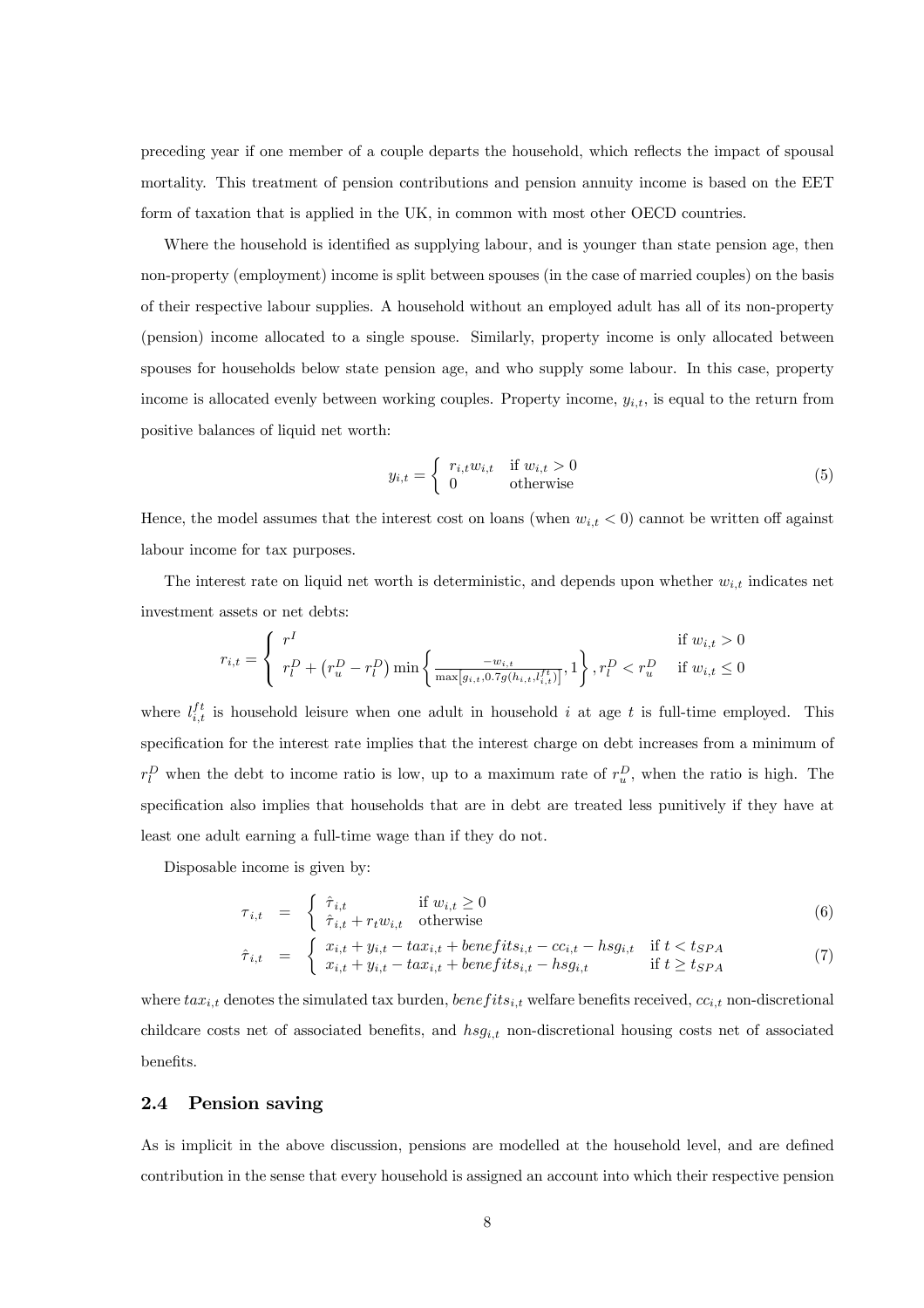preceding year if one member of a couple departs the household, which reflects the impact of spousal mortality. This treatment of pension contributions and pension annuity income is based on the EET form of taxation that is applied in the UK, in common with most other OECD countries.

Where the household is identified as supplying labour, and is younger than state pension age, then non-property (employment) income is split between spouses (in the case of married couples) on the basis of their respective labour supplies. A household without an employed adult has all of its non-property (pension) income allocated to a single spouse. Similarly, property income is only allocated between spouses for households below state pension age, and who supply some labour. In this case, property income is allocated evenly between working couples. Property income, $y_{i,t}$, is equal to the return from positive balances of liquid net worth:

$$y_{i,t} = \begin{cases} r_{i,t} w_{i,t} & \text{if } w_{i,t} > 0 \\ 0 & \text{otherwise} \end{cases} \tag{5}$$

Hence, the model assumes that the interest cost on loans (when $w_{i,t} < 0$) cannot be written off against labour income for tax purposes.

The interest rate on liquid net worth is deterministic, and depends upon whether $w_{i,t}$ indicates net investment assets or net debts:

$$r_{i,t} = \begin{cases} r^I & \text{if } w_{i,t} > 0 \\ r_l^D + \left(r_u^D - r_l^D\right) \min\left\{ \frac{-w_{i,t}}{\max\left[g_{i,t}, 0.7g(h_{i,t}, l_{i,t}^{ft})\right]}, 1 \right\}, r_l^D < r_u^D & \text{if } w_{i,t} \leq 0 \end{cases}$$

where $l_{i,t}^{ft}$ is household leisure when one adult in household $i$ at age $t$ is full-time employed. This specification for the interest rate implies that the interest charge on debt increases from a minimum of $r_l^D$ when the debt to income ratio is low, up to a maximum rate of $r_u^D$, when the ratio is high. The specification also implies that households that are in debt are treated less punitively if they have at least one adult earning a full-time wage than if they do not.

Disposable income is given by:

$$\tau_{i,t} = \begin{cases} \hat{\tau}_{i,t} & \text{if } w_{i,t} \geq 0 \\ \hat{\tau}_{i,t} + r_t w_{i,t} & \text{otherwise} \end{cases} \tag{6}$$

$$\hat{\tau}_{i,t} = \begin{cases} x_{i,t} + y_{i,t} - tax_{i,t} + benefits_{i,t} - cc_{i,t} - hsg_{i,t} & \text{if } t < t_{SPA} \\ x_{i,t} + y_{i,t} - tax_{i,t} + benefits_{i,t} - hsg_{i,t} & \text{if } t \geq t_{SPA} \end{cases} \tag{7}$$

where $tax_{i,t}$ denotes the simulated tax burden, $benefits_{i,t}$ welfare benefits received, $cc_{i,t}$ non-discretional childcare costs net of associated benefits, and $hsg_{i,t}$ non-discretional housing costs net of associated benefits.

## 2.4 Pension saving

As is implicit in the above discussion, pensions are modelled at the household level, and are defined contribution in the sense that every household is assigned an account into which their respective pension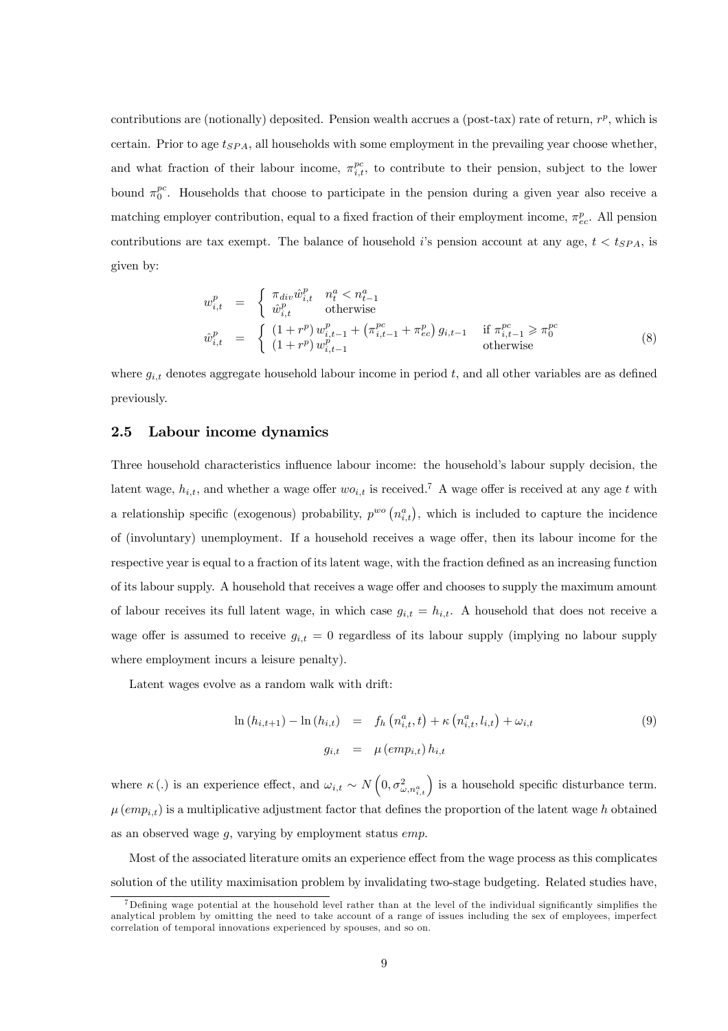contributions are (notionally) deposited. Pension wealth accrues a (post-tax) rate of return, $r^p$, which is certain. Prior to age $t_{SPA}$, all households with some employment in the prevailing year choose whether, and what fraction of their labour income, $\pi^{pc}_{i,t}$, to contribute to their pension, subject to the lower bound $\pi^{pc}_0$. Households that choose to participate in the pension during a given year also receive a matching employer contribution, equal to a fixed fraction of their employment income, $\pi^p_{ec}$. All pension contributions are tax exempt. The balance of household $i$'s pension account at any age, $t < t_{SPA}$, is given by:

$$
\begin{aligned}
w^p_{i,t} &= \begin{cases} \pi_{div}\hat{w}^p_{i,t} & n^a_t < n^a_{t-1} \\ \hat{w}^p_{i,t} & \text{otherwise} \end{cases} \\
\hat{w}^p_{i,t} &= \begin{cases} (1+r^p)\, w^p_{i,t-1} + \left(\pi^{pc}_{i,t-1} + \pi^p_{ec}\right) g_{i,t-1} & \text{if } \pi^{pc}_{i,t-1} \geqslant \pi^{pc}_0 \\ (1+r^p)\, w^p_{i,t-1} & \text{otherwise} \end{cases}
\end{aligned} \tag{8}
$$

where $g_{i,t}$ denotes aggregate household labour income in period $t$, and all other variables are as defined previously.

## 2.5 Labour income dynamics

Three household characteristics influence labour income: the household's labour supply decision, the latent wage, $h_{i,t}$, and whether a wage offer $wo_{i,t}$ is received.[7] A wage offer is received at any age $t$ with a relationship specific (exogenous) probability, $p^{wo}\left(n^a_{i,t}\right)$, which is included to capture the incidence of (involuntary) unemployment. If a household receives a wage offer, then its labour income for the respective year is equal to a fraction of its latent wage, with the fraction defined as an increasing function of its labour supply. A household that receives a wage offer and chooses to supply the maximum amount of labour receives its full latent wage, in which case $g_{i,t} = h_{i,t}$. A household that does not receive a wage offer is assumed to receive $g_{i,t} = 0$ regardless of its labour supply (implying no labour supply where employment incurs a leisure penalty).

Latent wages evolve as a random walk with drift:

$$
\begin{aligned}
\ln\left(h_{i,t+1}\right) - \ln\left(h_{i,t}\right) &= f_h\left(n^a_{i,t}, t\right) + \kappa\left(n^a_{i,t}, l_{i,t}\right) + \omega_{i,t} \\
g_{i,t} &= \mu\left(emp_{i,t}\right) h_{i,t}
\end{aligned} \tag{9}
$$

where $\kappa(.)$ is an experience effect, and $\omega_{i,t} \sim N\left(0, \sigma^2_{\omega,n^a_{i,t}}\right)$ is a household specific disturbance term. $\mu\left(emp_{i,t}\right)$ is a multiplicative adjustment factor that defines the proportion of the latent wage $h$ obtained as an observed wage $g$, varying by employment status $emp$.

Most of the associated literature omits an experience effect from the wage process as this complicates solution of the utility maximisation problem by invalidating two-stage budgeting. Related studies have,

[7] Defining wage potential at the household level rather than at the level of the individual significantly simplifies the analytical problem by omitting the need to take account of a range of issues including the sex of employees, imperfect correlation of temporal innovations experienced by spouses, and so on.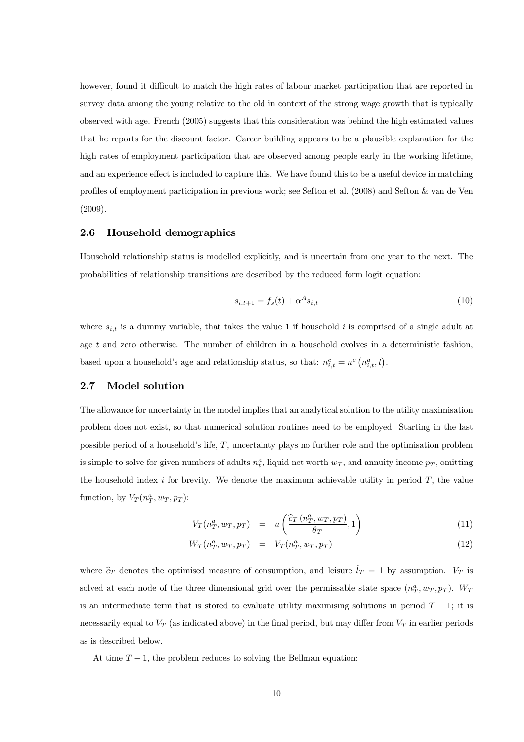however, found it difficult to match the high rates of labour market participation that are reported in survey data among the young relative to the old in context of the strong wage growth that is typically observed with age. French (2005) suggests that this consideration was behind the high estimated values that he reports for the discount factor. Career building appears to be a plausible explanation for the high rates of employment participation that are observed among people early in the working lifetime, and an experience effect is included to capture this. We have found this to be a useful device in matching profiles of employment participation in previous work; see Sefton et al. (2008) and Sefton & van de Ven (2009).

## 2.6 Household demographics

Household relationship status is modelled explicitly, and is uncertain from one year to the next. The probabilities of relationship transitions are described by the reduced form logit equation:

$$s_{i,t+1} = f_s(t) + \alpha^A s_{i,t} \tag{10}$$

where $s_{i,t}$ is a dummy variable, that takes the value 1 if household $i$ is comprised of a single adult at age $t$ and zero otherwise. The number of children in a household evolves in a deterministic fashion, based upon a household's age and relationship status, so that: $n_{i,t}^c = n^c\left(n_{i,t}^a, t\right)$.

## 2.7 Model solution

The allowance for uncertainty in the model implies that an analytical solution to the utility maximisation problem does not exist, so that numerical solution routines need to be employed. Starting in the last possible period of a household's life, $T$, uncertainty plays no further role and the optimisation problem is simple to solve for given numbers of adults $n_t^a$, liquid net worth $w_T$, and annuity income $p_T$, omitting the household index $i$ for brevity. We denote the maximum achievable utility in period $T$, the value function, by $V_T(n_T^a, w_T, p_T)$:

$$V_T(n_T^a, w_T, p_T) = u\left(\frac{\widehat{c}_T\left(n_T^a, w_T, p_T\right)}{\theta_T}, 1\right) \tag{11}$$

$$W_T(n_T^a, w_T, p_T) = V_T(n_T^a, w_T, p_T) \tag{12}$$

where $\widehat{c}_T$ denotes the optimised measure of consumption, and leisure $\hat{l}_T = 1$ by assumption. $V_T$ is solved at each node of the three dimensional grid over the permissable state space $(n_T^a, w_T, p_T)$. $W_T$ is an intermediate term that is stored to evaluate utility maximising solutions in period $T-1$; it is necessarily equal to $V_T$ (as indicated above) in the final period, but may differ from $V_T$ in earlier periods as is described below.

At time $T-1$, the problem reduces to solving the Bellman equation: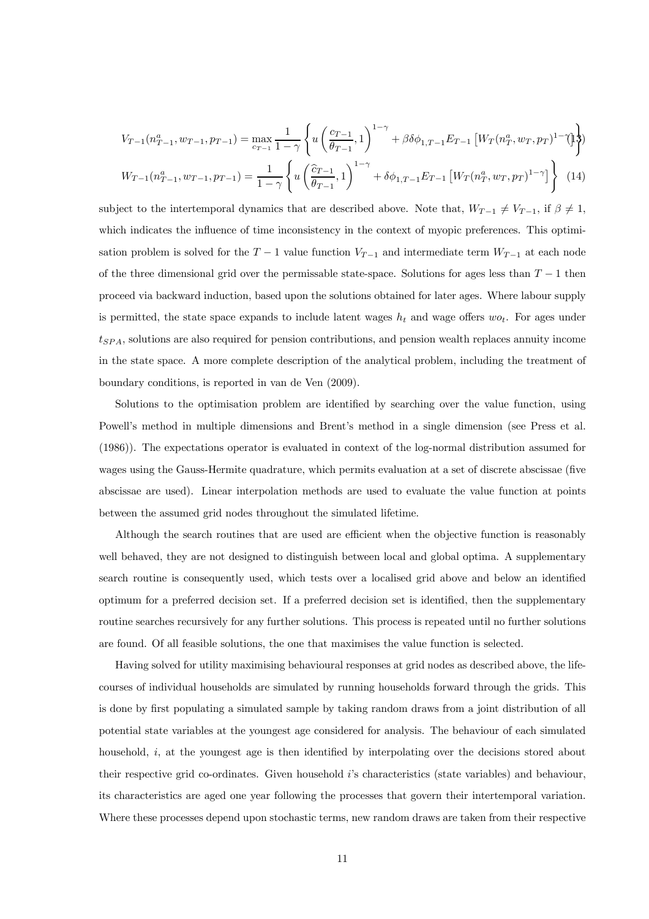$$V_{T-1}(n^a_{T-1}, w_{T-1}, p_{T-1}) = \max_{c_{T-1}} \frac{1}{1-\gamma} \left\{ u\left(\frac{c_{T-1}}{\theta_{T-1}}, 1\right)^{1-\gamma} + \beta\delta\phi_{1,T-1} E_{T-1}\left[W_T(n^a_T, w_T, p_T)^{1-\gamma}\right] \right\} \quad (13)$$

$$W_{T-1}(n^a_{T-1}, w_{T-1}, p_{T-1}) = \frac{1}{1-\gamma} \left\{ u\left(\frac{\widehat{c}_{T-1}}{\theta_{T-1}}, 1\right)^{1-\gamma} + \delta\phi_{1,T-1} E_{T-1}\left[W_T(n^a_T, w_T, p_T)^{1-\gamma}\right] \right\} \quad (14)$$

subject to the intertemporal dynamics that are described above. Note that, $W_{T-1} \neq V_{T-1}$, if $\beta \neq 1$, which indicates the influence of time inconsistency in the context of myopic preferences. This optimisation problem is solved for the $T-1$ value function $V_{T-1}$ and intermediate term $W_{T-1}$ at each node of the three dimensional grid over the permissable state-space. Solutions for ages less than $T-1$ then proceed via backward induction, based upon the solutions obtained for later ages. Where labour supply is permitted, the state space expands to include latent wages $h_t$ and wage offers $wo_t$. For ages under $t_{SPA}$, solutions are also required for pension contributions, and pension wealth replaces annuity income in the state space. A more complete description of the analytical problem, including the treatment of boundary conditions, is reported in van de Ven (2009).

Solutions to the optimisation problem are identified by searching over the value function, using Powell's method in multiple dimensions and Brent's method in a single dimension (see Press et al. (1986)). The expectations operator is evaluated in context of the log-normal distribution assumed for wages using the Gauss-Hermite quadrature, which permits evaluation at a set of discrete abscissae (five abscissae are used). Linear interpolation methods are used to evaluate the value function at points between the assumed grid nodes throughout the simulated lifetime.

Although the search routines that are used are efficient when the objective function is reasonably well behaved, they are not designed to distinguish between local and global optima. A supplementary search routine is consequently used, which tests over a localised grid above and below an identified optimum for a preferred decision set. If a preferred decision set is identified, then the supplementary routine searches recursively for any further solutions. This process is repeated until no further solutions are found. Of all feasible solutions, the one that maximises the value function is selected.

Having solved for utility maximising behavioural responses at grid nodes as described above, the life-courses of individual households are simulated by running households forward through the grids. This is done by first populating a simulated sample by taking random draws from a joint distribution of all potential state variables at the youngest age considered for analysis. The behaviour of each simulated household, $i$, at the youngest age is then identified by interpolating over the decisions stored about their respective grid co-ordinates. Given household $i$'s characteristics (state variables) and behaviour, its characteristics are aged one year following the processes that govern their intertemporal variation. Where these processes depend upon stochastic terms, new random draws are taken from their respective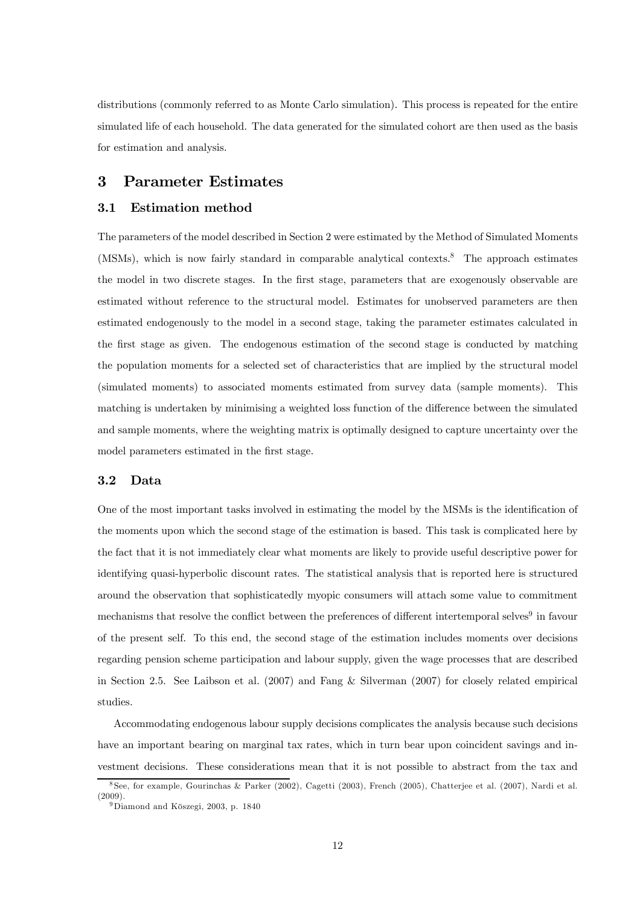distributions (commonly referred to as Monte Carlo simulation). This process is repeated for the entire simulated life of each household. The data generated for the simulated cohort are then used as the basis for estimation and analysis.

# 3 Parameter Estimates

## 3.1 Estimation method

The parameters of the model described in Section 2 were estimated by the Method of Simulated Moments (MSMs), which is now fairly standard in comparable analytical contexts.[8] The approach estimates the model in two discrete stages. In the first stage, parameters that are exogenously observable are estimated without reference to the structural model. Estimates for unobserved parameters are then estimated endogenously to the model in a second stage, taking the parameter estimates calculated in the first stage as given. The endogenous estimation of the second stage is conducted by matching the population moments for a selected set of characteristics that are implied by the structural model (simulated moments) to associated moments estimated from survey data (sample moments). This matching is undertaken by minimising a weighted loss function of the difference between the simulated and sample moments, where the weighting matrix is optimally designed to capture uncertainty over the model parameters estimated in the first stage.

## 3.2 Data

One of the most important tasks involved in estimating the model by the MSMs is the identification of the moments upon which the second stage of the estimation is based. This task is complicated here by the fact that it is not immediately clear what moments are likely to provide useful descriptive power for identifying quasi-hyperbolic discount rates. The statistical analysis that is reported here is structured around the observation that sophisticatedly myopic consumers will attach some value to commitment mechanisms that resolve the conflict between the preferences of different intertemporal selves[9] in favour of the present self. To this end, the second stage of the estimation includes moments over decisions regarding pension scheme participation and labour supply, given the wage processes that are described in Section 2.5. See Laibson et al. (2007) and Fang & Silverman (2007) for closely related empirical studies.

Accommodating endogenous labour supply decisions complicates the analysis because such decisions have an important bearing on marginal tax rates, which in turn bear upon coincident savings and investment decisions. These considerations mean that it is not possible to abstract from the tax and

[8] See, for example, Gourinchas & Parker (2002), Cagetti (2003), French (2005), Chatterjee et al. (2007), Nardi et al. (2009).

[9] Diamond and Köszegi, 2003, p. 1840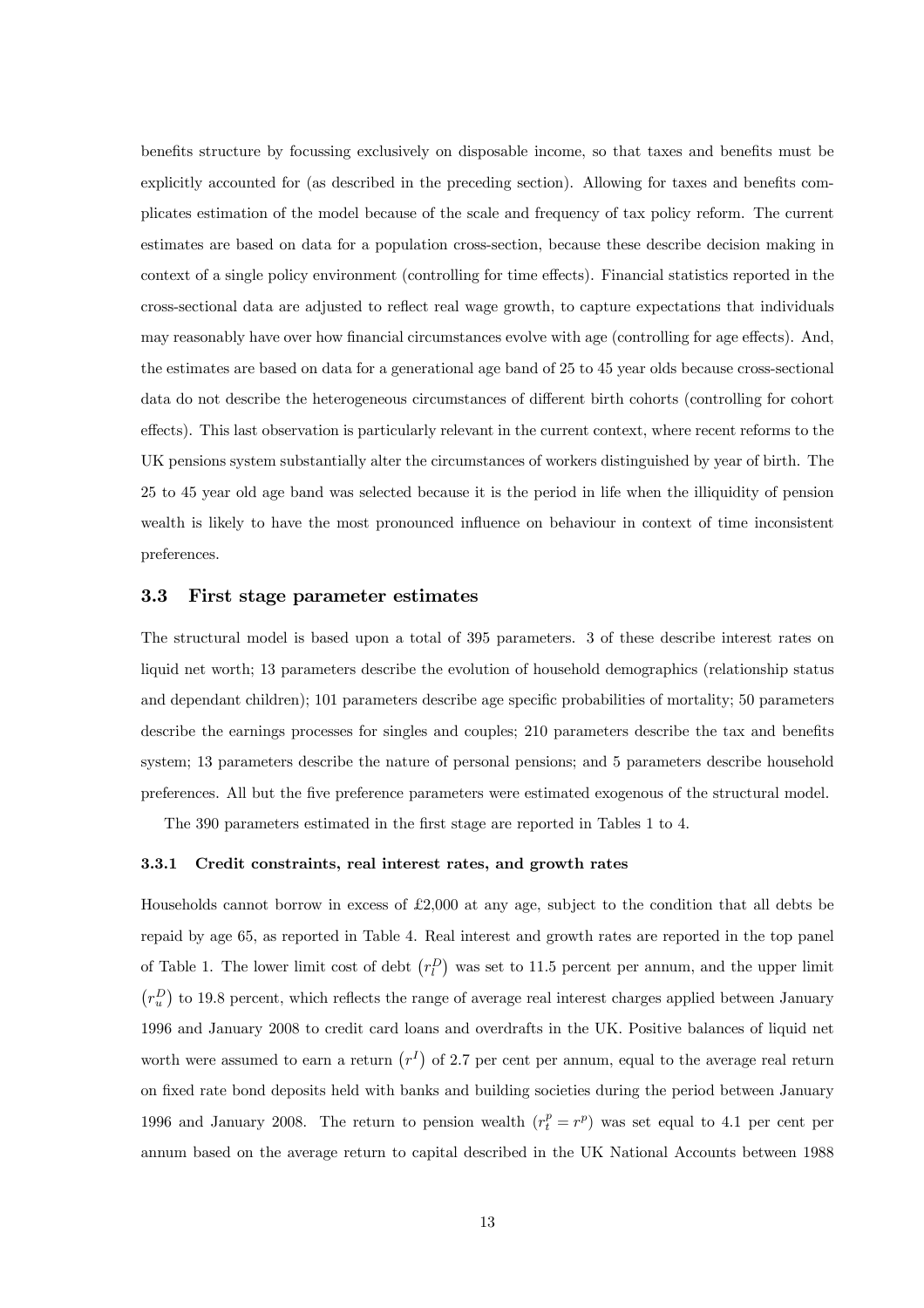benefits structure by focussing exclusively on disposable income, so that taxes and benefits must be explicitly accounted for (as described in the preceding section). Allowing for taxes and benefits complicates estimation of the model because of the scale and frequency of tax policy reform. The current estimates are based on data for a population cross-section, because these describe decision making in context of a single policy environment (controlling for time effects). Financial statistics reported in the cross-sectional data are adjusted to reflect real wage growth, to capture expectations that individuals may reasonably have over how financial circumstances evolve with age (controlling for age effects). And, the estimates are based on data for a generational age band of 25 to 45 year olds because cross-sectional data do not describe the heterogeneous circumstances of different birth cohorts (controlling for cohort effects). This last observation is particularly relevant in the current context, where recent reforms to the UK pensions system substantially alter the circumstances of workers distinguished by year of birth. The 25 to 45 year old age band was selected because it is the period in life when the illiquidity of pension wealth is likely to have the most pronounced influence on behaviour in context of time inconsistent preferences.

### 3.3 First stage parameter estimates

The structural model is based upon a total of 395 parameters. 3 of these describe interest rates on liquid net worth; 13 parameters describe the evolution of household demographics (relationship status and dependant children); 101 parameters describe age specific probabilities of mortality; 50 parameters describe the earnings processes for singles and couples; 210 parameters describe the tax and benefits system; 13 parameters describe the nature of personal pensions; and 5 parameters describe household preferences. All but the five preference parameters were estimated exogenous of the structural model.

The 390 parameters estimated in the first stage are reported in Tables 1 to 4.

#### 3.3.1 Credit constraints, real interest rates, and growth rates

Households cannot borrow in excess of £2,000 at any age, subject to the condition that all debts be repaid by age 65, as reported in Table 4. Real interest and growth rates are reported in the top panel of Table 1. The lower limit cost of debt $\left(r_l^D\right)$ was set to 11.5 percent per annum, and the upper limit $\left(r_u^D\right)$ to 19.8 percent, which reflects the range of average real interest charges applied between January 1996 and January 2008 to credit card loans and overdrafts in the UK. Positive balances of liquid net worth were assumed to earn a return $\left(r^I\right)$ of 2.7 per cent per annum, equal to the average real return on fixed rate bond deposits held with banks and building societies during the period between January 1996 and January 2008. The return to pension wealth $(r_t^p = r^p)$ was set equal to 4.1 per cent per annum based on the average return to capital described in the UK National Accounts between 1988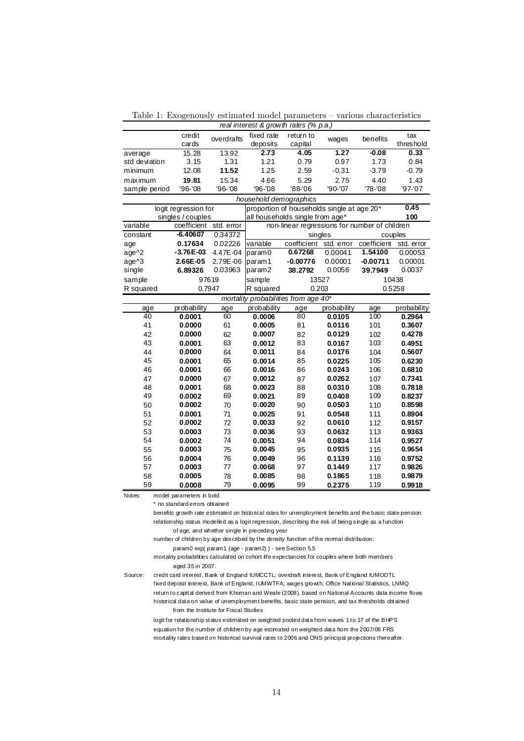Table 1: Exogenously estimated model parameters – various characteristics

| *real interest & growth rates (% p.a.)* | | | | | | | |
|---|---|---|---|---|---|---|---|
| | credit cards | overdrafts | fixed rate deposits | return to capital | wages | benefits | tax threshold |
| average | 15.28 | 13.92 | **2.73** | **4.05** | **1.27** | **-0.08** | **0.33** |
| std deviation | 3.15 | 1.31 | 1.21 | 0.79 | 0.97 | 1.73 | 0.84 |
| minimum | 12.08 | **11.52** | 1.25 | 2.59 | -0.31 | -3.79 | -0.79 |
| maximum | **19.81** | 15.34 | 4.66 | 5.29 | 2.75 | 4.40 | 1.43 |
| sample period | '96-'08 | '96-'08 | '96-'08 | '88-'06 | '90-'07 | '78-'08 | '97-'07 |

| *household demographics* | | | | | | | |
|---|---|---|---|---|---|---|---|
| logit regression for singles / couples | | | proportion of households single at age 20* | | | | **0.45** |
| | | | all households single from age* | | | | **100** |
| variable | coefficient | std. error | non-linear regressions for number of children | | | | |
| constant | **-6.40607** | 0.34372 | | singles | | couples | |
| age | **0.17634** | 0.02226 | variable | coefficient | std. error | coefficient | std. error |
| age^2 | **-3.76E-03** | 4.47E-04 | param0 | **0.67268** | 0.00041 | **1.54100** | 0.00053 |
| age^3 | **2.66E-05** | 2.79E-06 | param1 | **-0.00776** | 0.00001 | **-0.00711** | 0.00001 |
| single | **6.89326** | 0.03963 | param2 | **38.2792** | 0.0056 | **39.7949** | 0.0037 |
| sample | 97619 | | sample | 13527 | | 10438 | |
| R squared | 0.7947 | | R squared | 0.203 | | 0.5258 | |

| *mortality probabilities from age 40** | | | | | | | |
|---|---|---|---|---|---|---|---|
| age | probability | age | probability | age | probability | age | probability |
| 40 | **0.0001** | 60 | **0.0006** | 80 | **0.0105** | 100 | **0.2964** |
| 41 | **0.0000** | 61 | **0.0005** | 81 | **0.0116** | 101 | **0.3607** |
| 42 | **0.0000** | 62 | **0.0007** | 82 | **0.0129** | 102 | **0.4278** |
| 43 | **0.0001** | 63 | **0.0012** | 83 | **0.0167** | 103 | **0.4951** |
| 44 | **0.0000** | 64 | **0.0011** | 84 | **0.0176** | 104 | **0.5607** |
| 45 | **0.0001** | 65 | **0.0014** | 85 | **0.0225** | 105 | **0.6230** |
| 46 | **0.0001** | 66 | **0.0016** | 86 | **0.0243** | 106 | **0.6810** |
| 47 | **0.0000** | 67 | **0.0012** | 87 | **0.0262** | 107 | **0.7341** |
| 48 | **0.0001** | 68 | **0.0023** | 88 | **0.0310** | 108 | **0.7818** |
| 49 | **0.0002** | 69 | **0.0021** | 89 | **0.0408** | 109 | **0.8237** |
| 50 | **0.0002** | 70 | **0.0020** | 90 | **0.0503** | 110 | **0.8598** |
| 51 | **0.0001** | 71 | **0.0025** | 91 | **0.0548** | 111 | **0.8904** |
| 52 | **0.0002** | 72 | **0.0033** | 92 | **0.0610** | 112 | **0.9157** |
| 53 | **0.0003** | 73 | **0.0036** | 93 | **0.0632** | 113 | **0.9363** |
| 54 | **0.0002** | 74 | **0.0051** | 94 | **0.0834** | 114 | **0.9527** |
| 55 | **0.0003** | 75 | **0.0045** | 95 | **0.0935** | 115 | **0.9654** |
| 56 | **0.0004** | 76 | **0.0049** | 96 | **0.1139** | 116 | **0.9752** |
| 57 | **0.0003** | 77 | **0.0068** | 97 | **0.1449** | 117 | **0.9826** |
| 58 | **0.0005** | 78 | **0.0085** | 98 | **0.1865** | 118 | **0.9879** |
| 59 | **0.0008** | 79 | **0.0095** | 99 | **0.2375** | 119 | **0.9918** |

Notes: model parameters in bold

\* no standard errors obtained

benefits growth rate estimated on historical rates for unemployment benefits and the basic state pension

relationship status modelled as a logit regression, describing the risk of being single as a function of age, and whether single in preceding year

number of children by age described by the density function of the normal distribution: param0 exp( param1 (age - param2) ) - see Section 5.5

mortality probabilities calculated on cohort life expectancies for couples where both members aged 35 in 2007.

Source: credit card interest, Bank of England IUMCCTL; overdraft interest, Bank of England IUMODTL

fixed deposit interest, Bank of England, IUMWTFA; wages growth, Office National Statistics, LNMQ

return to capital derived from Khoman and Weale (2008), based on National Accounts data income flows

historical data on value of unemployment benefits, basic state pension, and tax thresholds obtained from the Institute for Fiscal Studies

logit for relationship status estimated on weighted pooled data from waves 1 to 17 of the BHPS

equation for the number of children by age estimated on weighted data from the 2007/08 FRS

mortality rates based on historical survival rates to 2006 and ONS principal projections thereafter.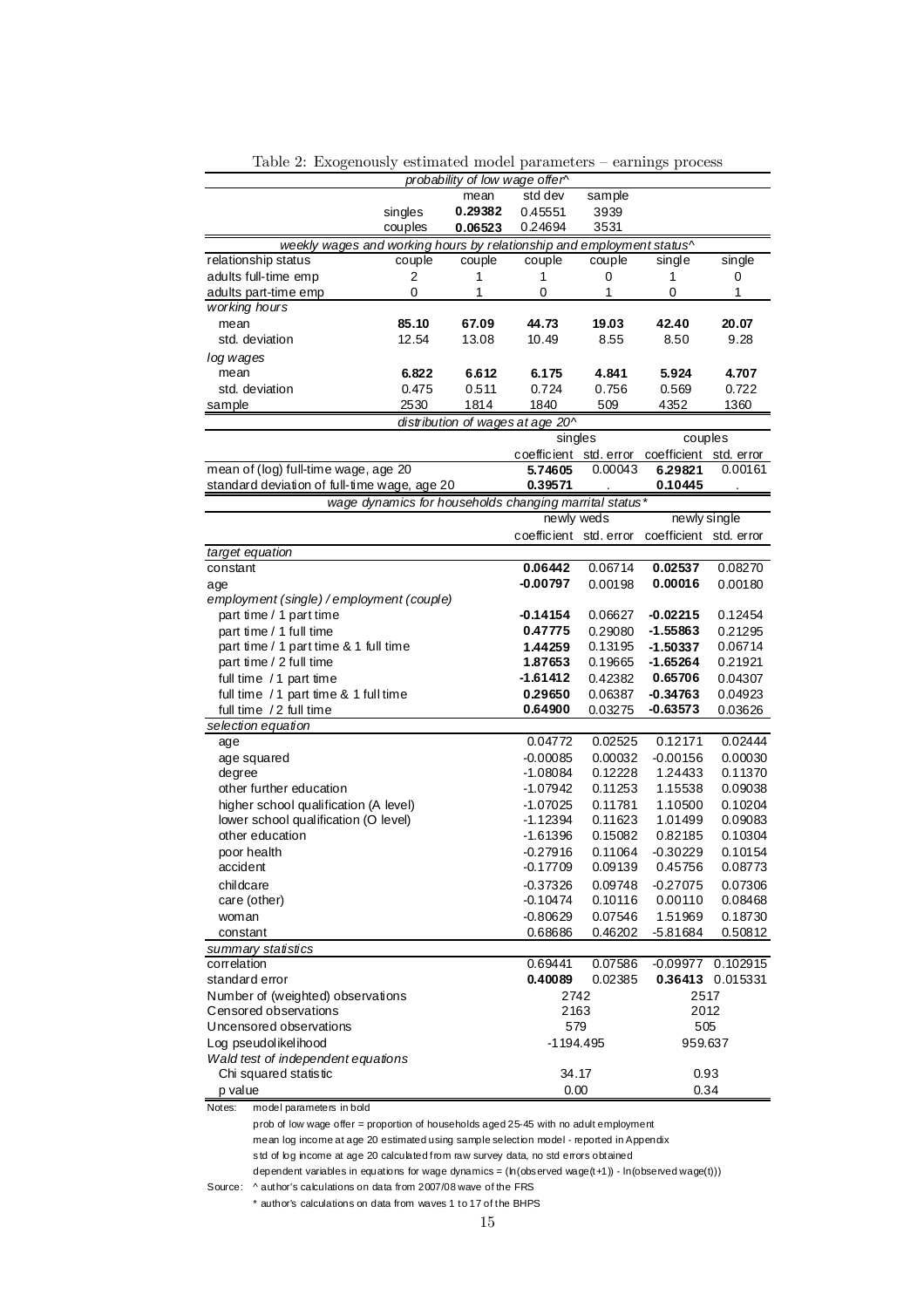Table 2: Exogenously estimated model parameters – earnings process

| *probability of low wage offer^* | | | | | | |
|---|---|---|---|---|---|---|
| | | mean | std dev | sample | | |
| | singles | **0.29382** | 0.45551 | 3939 | | |
| | couples | **0.06523** | 0.24694 | 3531 | | |

| *weekly wages and working hours by relationship and employment status^* | | | | | | |
|---|---|---|---|---|---|---|
| relationship status | couple | couple | couple | couple | single | single |
| adults full-time emp | 2 | 1 | 1 | 0 | 1 | 0 |
| adults part-time emp | 0 | 1 | 0 | 1 | 0 | 1 |
| *working hours* | | | | | | |
| mean | **85.10** | **67.09** | **44.73** | **19.03** | **42.40** | **20.07** |
| std. deviation | 12.54 | 13.08 | 10.49 | 8.55 | 8.50 | 9.28 |
| *log wages* | | | | | | |
| mean | **6.822** | **6.612** | **6.175** | **4.841** | **5.924** | **4.707** |
| std. deviation | 0.475 | 0.511 | 0.724 | 0.756 | 0.569 | 0.722 |
| sample | 2530 | 1814 | 1840 | 509 | 4352 | 1360 |

| *distribution of wages at age 20^* | singles | | couples | |
|---|---|---|---|---|
| | coefficient | std. error | coefficient | std. error |
| mean of (log) full-time wage, age 20 | **5.74605** | 0.00043 | **6.29821** | 0.00161 |
| standard deviation of full-time wage, age 20 | **0.39571** | . | **0.10445** | . |

| *wage dynamics for households changing marrital status\** | newly weds | | newly single | |
|---|---|---|---|---|
| | coefficient | std. error | coefficient | std. error |
| *target equation* | | | | |
| constant | **0.06442** | 0.06714 | **0.02537** | 0.08270 |
| age | **-0.00797** | 0.00198 | **0.00016** | 0.00180 |
| *employment (single) / employment (couple)* | | | | |
| part time / 1 part time | **-0.14154** | 0.06627 | **-0.02215** | 0.12454 |
| part time / 1 full time | **0.47775** | 0.29080 | **-1.55863** | 0.21295 |
| part time / 1 part time & 1 full time | **1.44259** | 0.13195 | **-1.50337** | 0.06714 |
| part time / 2 full time | **1.87653** | 0.19665 | **-1.65264** | 0.21921 |
| full time / 1 part time | **-1.61412** | 0.42382 | **0.65706** | 0.04307 |
| full time / 1 part time & 1 full time | **0.29650** | 0.06387 | **-0.34763** | 0.04923 |
| full time / 2 full time | **0.64900** | 0.03275 | **-0.63573** | 0.03626 |
| *selection equation* | | | | |
| age | 0.04772 | 0.02525 | 0.12171 | 0.02444 |
| age squared | -0.00085 | 0.00032 | -0.00156 | 0.00030 |
| degree | -1.08084 | 0.12228 | 1.24433 | 0.11370 |
| other further education | -1.07942 | 0.11253 | 1.15538 | 0.09038 |
| higher school qualification (A level) | -1.07025 | 0.11781 | 1.10500 | 0.10204 |
| lower school qualification (O level) | -1.12394 | 0.11623 | 1.01499 | 0.09083 |
| other education | -1.61396 | 0.15082 | 0.82185 | 0.10304 |
| poor health | -0.27916 | 0.11064 | -0.30229 | 0.10154 |
| accident | -0.17709 | 0.09139 | 0.45756 | 0.08773 |
| childcare | -0.37326 | 0.09748 | -0.27075 | 0.07306 |
| care (other) | -0.10474 | 0.10116 | 0.00110 | 0.08468 |
| woman | -0.80629 | 0.07546 | 1.51969 | 0.18730 |
| constant | 0.68686 | 0.46202 | -5.81684 | 0.50812 |
| *summary statistics* | | | | |
| correlation | 0.69441 | 0.07586 | -0.09977 | 0.102915 |
| standard error | **0.40089** | 0.02385 | **0.36413** | 0.015331 |
| Number of (weighted) observations | 2742 | | 2517 | |
| Censored observations | 2163 | | 2012 | |
| Uncensored observations | 579 | | 505 | |
| Log pseudolikelihood | -1194.495 | | 959.637 | |
| *Wald test of independent equations* | | | | |
| Chi squared statistic | 34.17 | | 0.93 | |
| p value | 0.00 | | 0.34 | |

Notes: model parameters in bold

prob of low wage offer = proportion of households aged 25-45 with no adult employment

mean log income at age 20 estimated using sample selection model - reported in Appendix

std of log income at age 20 calculated from raw survey data, no std errors obtained

dependent variables in equations for wage dynamics = (ln(observed wage(t+1)) - ln(observed wage(t)))

Source: ^ author's calculations on data from 2007/08 wave of the FRS

\* author's calculations on data from waves 1 to 17 of the BHPS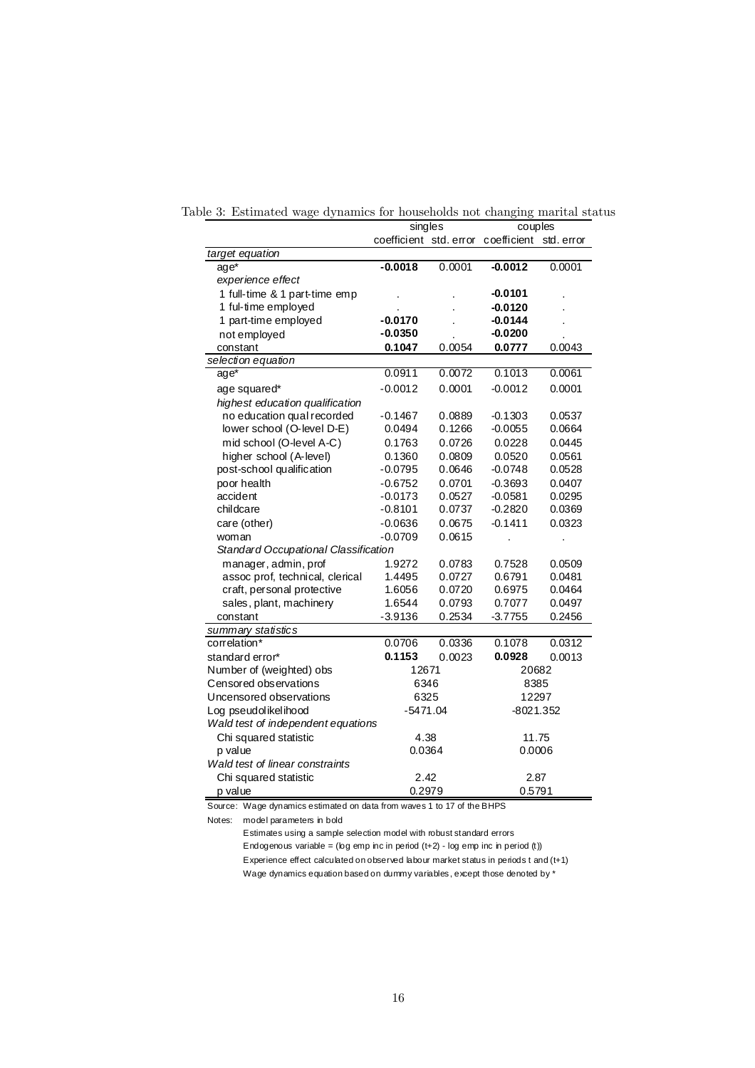Table 3: Estimated wage dynamics for households not changing marital status

| | singles | | couples | |
|---|---|---|---|---|
| | coefficient | std. error | coefficient | std. error |
| *target equation* | | | | |
| age* | **-0.0018** | 0.0001 | **-0.0012** | 0.0001 |
| *experience effect* | | | | |
| 1 full-time & 1 part-time emp | . | . | **-0.0101** | . |
| 1 ful-time employed | . | . | **-0.0120** | . |
| 1 part-time employed | **-0.0170** | . | **-0.0144** | . |
| not employed | **-0.0350** | . | **-0.0200** | . |
| constant | **0.1047** | 0.0054 | **0.0777** | 0.0043 |
| *selection equation* | | | | |
| age* | 0.0911 | 0.0072 | 0.1013 | 0.0061 |
| age squared* | -0.0012 | 0.0001 | -0.0012 | 0.0001 |
| *highest education qualification* | | | | |
| no education qual recorded | -0.1467 | 0.0889 | -0.1303 | 0.0537 |
| lower school (O-level D-E) | 0.0494 | 0.1266 | -0.0055 | 0.0664 |
| mid school (O-level A-C) | 0.1763 | 0.0726 | 0.0228 | 0.0445 |
| higher school (A-level) | 0.1360 | 0.0809 | 0.0520 | 0.0561 |
| post-school qualification | -0.0795 | 0.0646 | -0.0748 | 0.0528 |
| poor health | -0.6752 | 0.0701 | -0.3693 | 0.0407 |
| accident | -0.0173 | 0.0527 | -0.0581 | 0.0295 |
| childcare | -0.8101 | 0.0737 | -0.2820 | 0.0369 |
| care (other) | -0.0636 | 0.0675 | -0.1411 | 0.0323 |
| woman | -0.0709 | 0.0615 | . | . |
| *Standard Occupational Classification* | | | | |
| manager, admin, prof | 1.9272 | 0.0783 | 0.7528 | 0.0509 |
| assoc prof, technical, clerical | 1.4495 | 0.0727 | 0.6791 | 0.0481 |
| craft, personal protective | 1.6056 | 0.0720 | 0.6975 | 0.0464 |
| sales, plant, machinery | 1.6544 | 0.0793 | 0.7077 | 0.0497 |
| constant | -3.9136 | 0.2534 | -3.7755 | 0.2456 |
| *summary statistics* | | | | |
| correlation* | 0.0706 | 0.0336 | 0.1078 | 0.0312 |
| standard error* | **0.1153** | 0.0023 | **0.0928** | 0.0013 |
| Number of (weighted) obs | 12671 | | 20682 | |
| Censored observations | 6346 | | 8385 | |
| Uncensored observations | 6325 | | 12297 | |
| Log pseudolikelihood | -5471.04 | | -8021.352 | |
| *Wald test of independent equations* | | | | |
| Chi squared statistic | 4.38 | | 11.75 | |
| p value | 0.0364 | | 0.0006 | |
| *Wald test of linear constraints* | | | | |
| Chi squared statistic | 2.42 | | 2.87 | |
| p value | 0.2979 | | 0.5791 | |

Source: Wage dynamics estimated on data from waves 1 to 17 of the BHPS

Notes: model parameters in bold

Estimates using a sample selection model with robust standard errors

Endogenous variable = (log emp inc in period (t+2) - log emp inc in period (t))

Experience effect calculated on observed labour market status in periods t and (t+1)

Wage dynamics equation based on dummy variables, except those denoted by *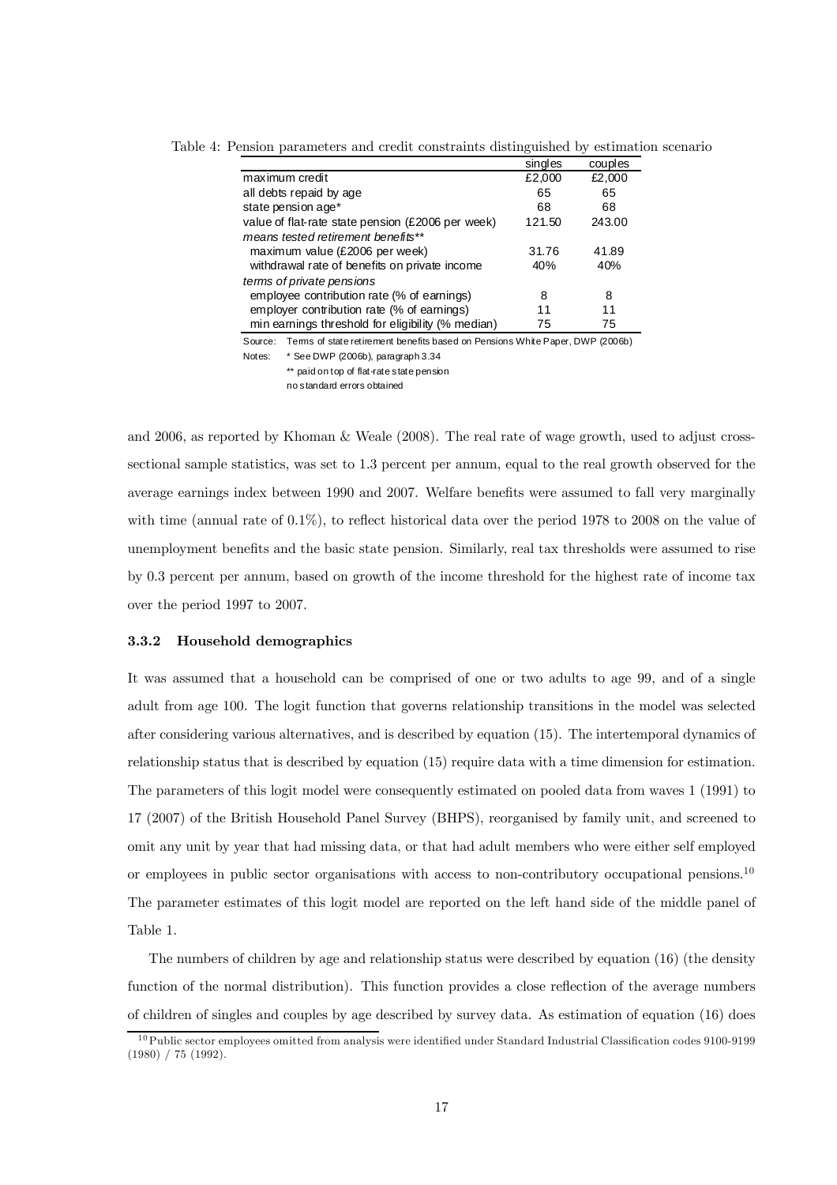Table 4: Pension parameters and credit constraints distinguished by estimation scenario

| | singles | couples |
|---|---|---|
| maximum credit | £2,000 | £2,000 |
| all debts repaid by age | 65 | 65 |
| state pension age* | 68 | 68 |
| value of flat-rate state pension (£2006 per week) | 121.50 | 243.00 |
| *means tested retirement benefits*** | | |
| maximum value (£2006 per week) | 31.76 | 41.89 |
| withdrawal rate of benefits on private income | 40% | 40% |
| *terms of private pensions* | | |
| employee contribution rate (% of earnings) | 8 | 8 |
| employer contribution rate (% of earnings) | 11 | 11 |
| min earnings threshold for eligibility (% median) | 75 | 75 |

Source: Terms of state retirement benefits based on Pensions White Paper, DWP (2006b)

Notes: * See DWP (2006b), paragraph 3.34

** paid on top of flat-rate state pension

no standard errors obtained

and 2006, as reported by Khoman & Weale (2008). The real rate of wage growth, used to adjust cross-sectional sample statistics, was set to 1.3 percent per annum, equal to the real growth observed for the average earnings index between 1990 and 2007. Welfare benefits were assumed to fall very marginally with time (annual rate of 0.1%), to reflect historical data over the period 1978 to 2008 on the value of unemployment benefits and the basic state pension. Similarly, real tax thresholds were assumed to rise by 0.3 percent per annum, based on growth of the income threshold for the highest rate of income tax over the period 1997 to 2007.

### 3.3.2 Household demographics

It was assumed that a household can be comprised of one or two adults to age 99, and of a single adult from age 100. The logit function that governs relationship transitions in the model was selected after considering various alternatives, and is described by equation (15). The intertemporal dynamics of relationship status that is described by equation (15) require data with a time dimension for estimation. The parameters of this logit model were consequently estimated on pooled data from waves 1 (1991) to 17 (2007) of the British Household Panel Survey (BHPS), reorganised by family unit, and screened to omit any unit by year that had missing data, or that had adult members who were either self employed or employees in public sector organisations with access to non-contributory occupational pensions.[10] The parameter estimates of this logit model are reported on the left hand side of the middle panel of Table 1.

The numbers of children by age and relationship status were described by equation (16) (the density function of the normal distribution). This function provides a close reflection of the average numbers of children of singles and couples by age described by survey data. As estimation of equation (16) does

[10] Public sector employees omitted from analysis were identified under Standard Industrial Classification codes 9100-9199 (1980) / 75 (1992).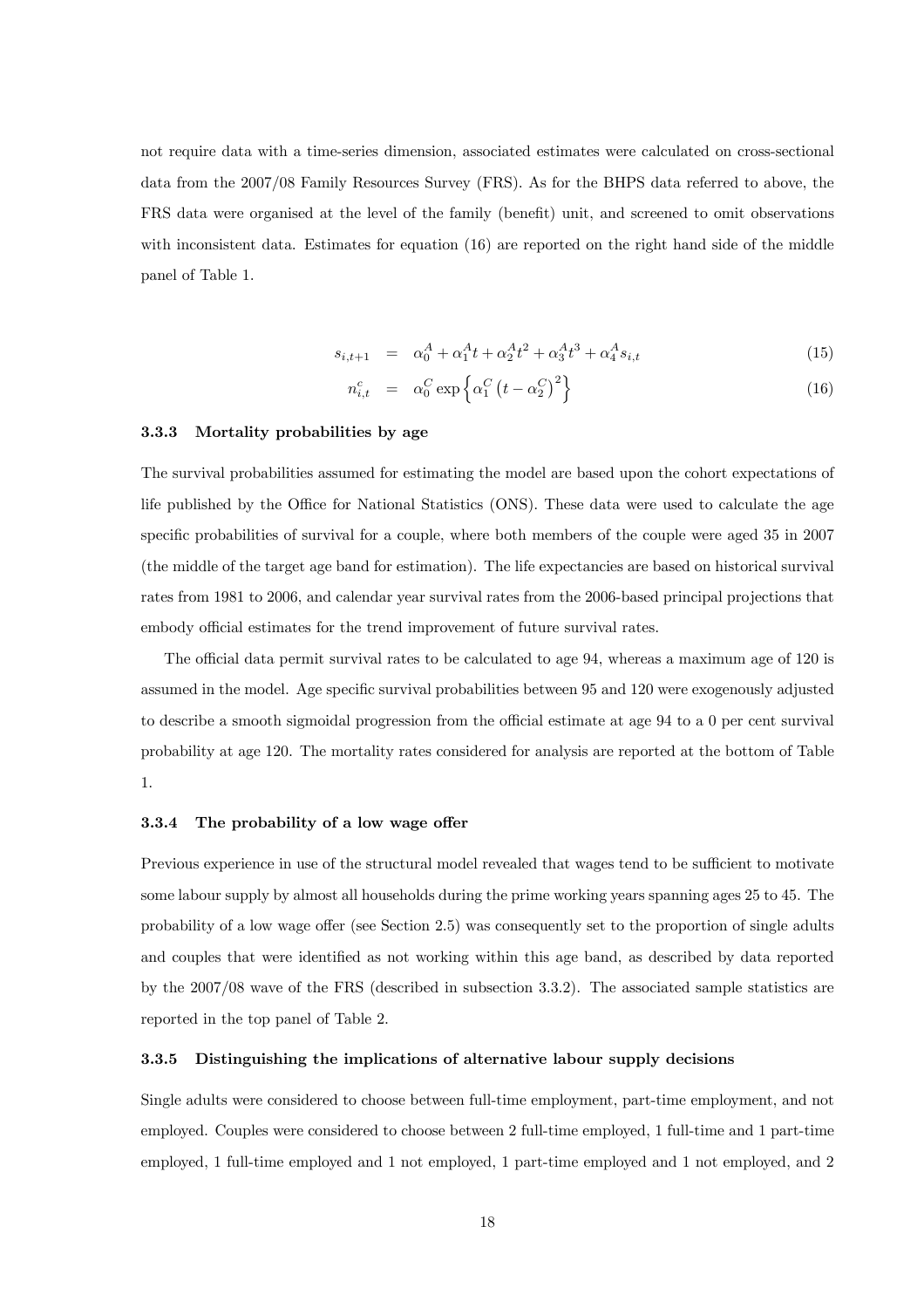not require data with a time-series dimension, associated estimates were calculated on cross-sectional data from the 2007/08 Family Resources Survey (FRS). As for the BHPS data referred to above, the FRS data were organised at the level of the family (benefit) unit, and screened to omit observations with inconsistent data. Estimates for equation (16) are reported on the right hand side of the middle panel of Table 1.

$$s_{i,t+1} = \alpha_0^A + \alpha_1^A t + \alpha_2^A t^2 + \alpha_3^A t^3 + \alpha_4^A s_{i,t} \tag{15}$$

$$n_{i,t}^c = \alpha_0^C \exp\left\{\alpha_1^C \left(t - \alpha_2^C\right)^2\right\} \tag{16}$$

### 3.3.3 Mortality probabilities by age

The survival probabilities assumed for estimating the model are based upon the cohort expectations of life published by the Office for National Statistics (ONS). These data were used to calculate the age specific probabilities of survival for a couple, where both members of the couple were aged 35 in 2007 (the middle of the target age band for estimation). The life expectancies are based on historical survival rates from 1981 to 2006, and calendar year survival rates from the 2006-based principal projections that embody official estimates for the trend improvement of future survival rates.

The official data permit survival rates to be calculated to age 94, whereas a maximum age of 120 is assumed in the model. Age specific survival probabilities between 95 and 120 were exogenously adjusted to describe a smooth sigmoidal progression from the official estimate at age 94 to a 0 per cent survival probability at age 120. The mortality rates considered for analysis are reported at the bottom of Table 1.

### 3.3.4 The probability of a low wage offer

Previous experience in use of the structural model revealed that wages tend to be sufficient to motivate some labour supply by almost all households during the prime working years spanning ages 25 to 45. The probability of a low wage offer (see Section 2.5) was consequently set to the proportion of single adults and couples that were identified as not working within this age band, as described by data reported by the 2007/08 wave of the FRS (described in subsection 3.3.2). The associated sample statistics are reported in the top panel of Table 2.

### 3.3.5 Distinguishing the implications of alternative labour supply decisions

Single adults were considered to choose between full-time employment, part-time employment, and not employed. Couples were considered to choose between 2 full-time employed, 1 full-time and 1 part-time employed, 1 full-time employed and 1 not employed, 1 part-time employed and 1 not employed, and 2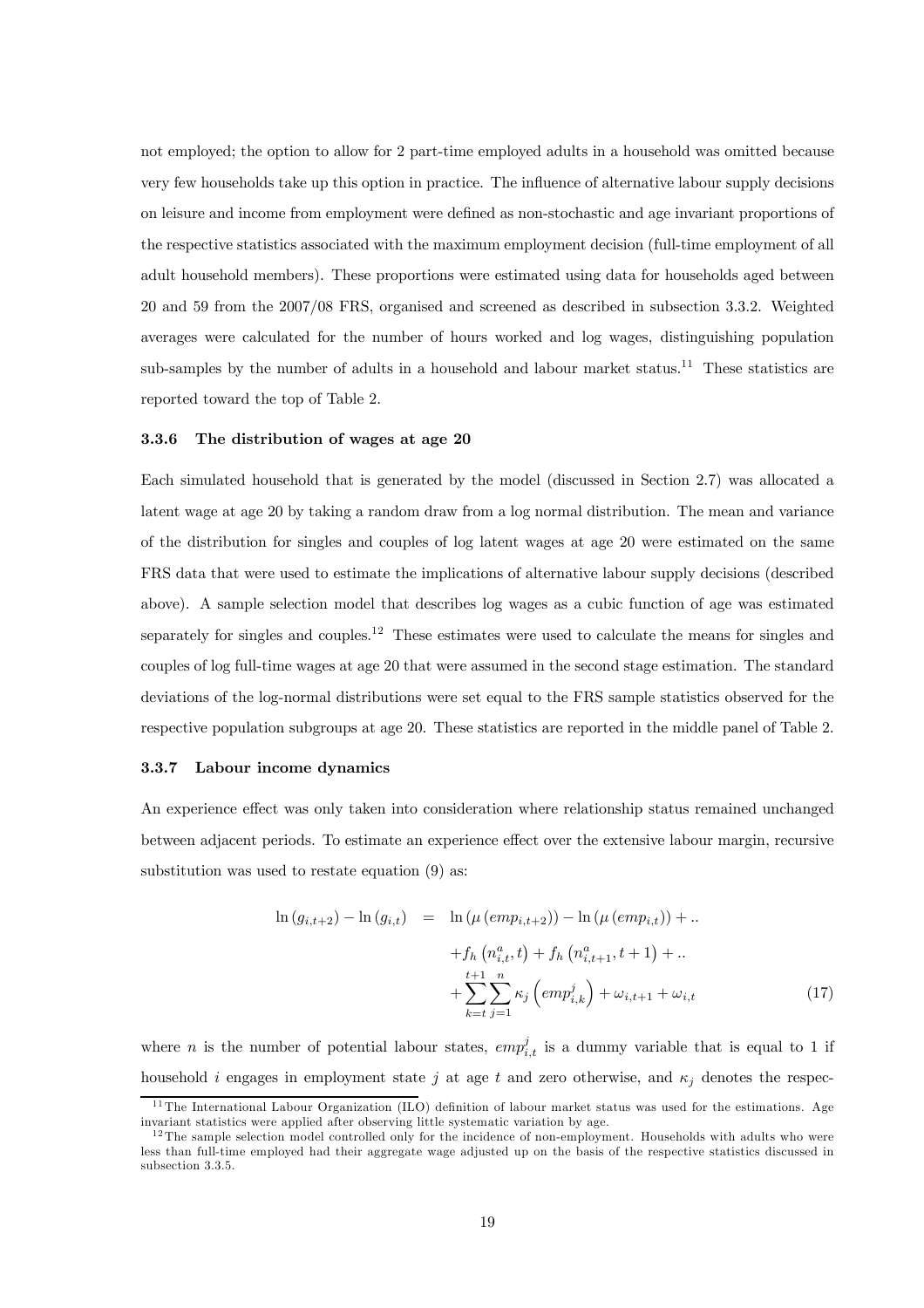not employed; the option to allow for 2 part-time employed adults in a household was omitted because very few households take up this option in practice. The influence of alternative labour supply decisions on leisure and income from employment were defined as non-stochastic and age invariant proportions of the respective statistics associated with the maximum employment decision (full-time employment of all adult household members). These proportions were estimated using data for households aged between 20 and 59 from the 2007/08 FRS, organised and screened as described in subsection 3.3.2. Weighted averages were calculated for the number of hours worked and log wages, distinguishing population sub-samples by the number of adults in a household and labour market status.[11] These statistics are reported toward the top of Table 2.

### 3.3.6 The distribution of wages at age 20

Each simulated household that is generated by the model (discussed in Section 2.7) was allocated a latent wage at age 20 by taking a random draw from a log normal distribution. The mean and variance of the distribution for singles and couples of log latent wages at age 20 were estimated on the same FRS data that were used to estimate the implications of alternative labour supply decisions (described above). A sample selection model that describes log wages as a cubic function of age was estimated separately for singles and couples.[12] These estimates were used to calculate the means for singles and couples of log full-time wages at age 20 that were assumed in the second stage estimation. The standard deviations of the log-normal distributions were set equal to the FRS sample statistics observed for the respective population subgroups at age 20. These statistics are reported in the middle panel of Table 2.

### 3.3.7 Labour income dynamics

An experience effect was only taken into consideration where relationship status remained unchanged between adjacent periods. To estimate an experience effect over the extensive labour margin, recursive substitution was used to restate equation (9) as:

$$
\begin{aligned}
\ln(g_{i,t+2}) - \ln(g_{i,t}) \quad = \quad & \ln(\mu(emp_{i,t+2})) - \ln(\mu(emp_{i,t})) + .. \\
& + f_h\left(n^a_{i,t}, t\right) + f_h\left(n^a_{i,t+1}, t+1\right) + .. \\
& + \sum_{k=t}^{t+1} \sum_{j=1}^{n} \kappa_j \left(emp^j_{i,k}\right) + \omega_{i,t+1} + \omega_{i,t} \qquad (17)
\end{aligned}
$$

where $n$ is the number of potential labour states, $emp^j_{i,t}$ is a dummy variable that is equal to 1 if household $i$ engages in employment state $j$ at age $t$ and zero otherwise, and $\kappa_j$ denotes the respec-

[11] The International Labour Organization (ILO) definition of labour market status was used for the estimations. Age invariant statistics were applied after observing little systematic variation by age.

[12] The sample selection model controlled only for the incidence of non-employment. Households with adults who were less than full-time employed had their aggregate wage adjusted up on the basis of the respective statistics discussed in subsection 3.3.5.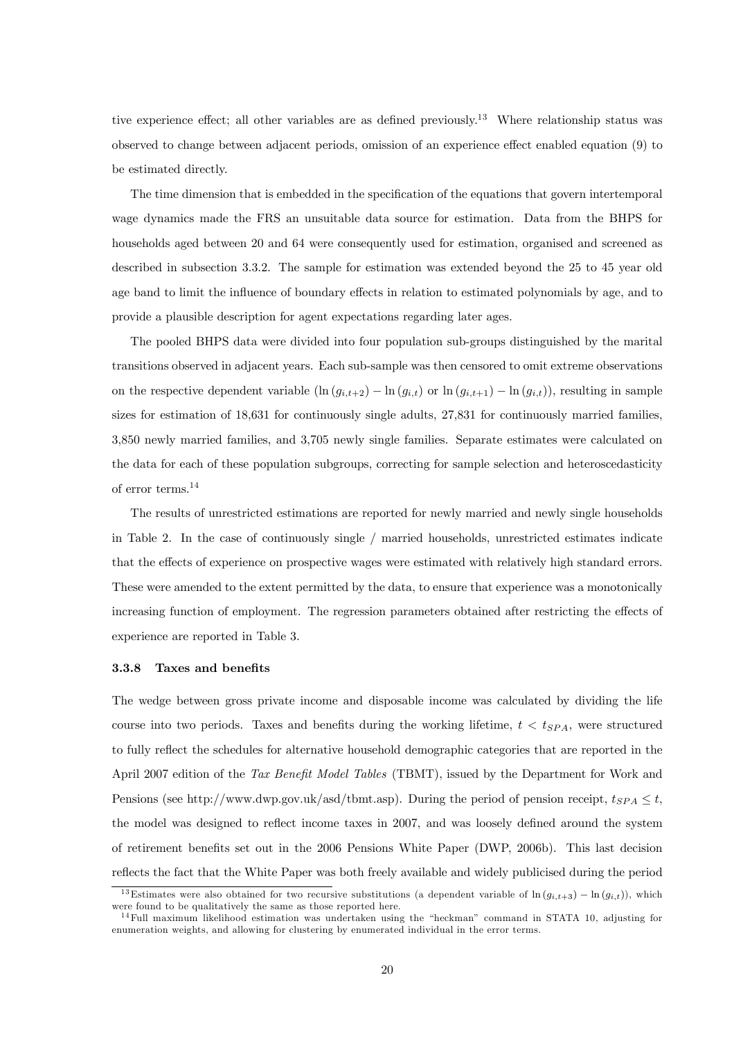tive experience effect; all other variables are as defined previously.[13] Where relationship status was observed to change between adjacent periods, omission of an experience effect enabled equation (9) to be estimated directly.

The time dimension that is embedded in the specification of the equations that govern intertemporal wage dynamics made the FRS an unsuitable data source for estimation. Data from the BHPS for households aged between 20 and 64 were consequently used for estimation, organised and screened as described in subsection 3.3.2. The sample for estimation was extended beyond the 25 to 45 year old age band to limit the influence of boundary effects in relation to estimated polynomials by age, and to provide a plausible description for agent expectations regarding later ages.

The pooled BHPS data were divided into four population sub-groups distinguished by the marital transitions observed in adjacent years. Each sub-sample was then censored to omit extreme observations on the respective dependent variable ($\ln(g_{i,t+2}) - \ln(g_{i,t})$ or $\ln(g_{i,t+1}) - \ln(g_{i,t})$), resulting in sample sizes for estimation of 18,631 for continuously single adults, 27,831 for continuously married families, 3,850 newly married families, and 3,705 newly single families. Separate estimates were calculated on the data for each of these population subgroups, correcting for sample selection and heteroscedasticity of error terms.[14]

The results of unrestricted estimations are reported for newly married and newly single households in Table 2. In the case of continuously single / married households, unrestricted estimates indicate that the effects of experience on prospective wages were estimated with relatively high standard errors. These were amended to the extent permitted by the data, to ensure that experience was a monotonically increasing function of employment. The regression parameters obtained after restricting the effects of experience are reported in Table 3.

### 3.3.8 Taxes and benefits

The wedge between gross private income and disposable income was calculated by dividing the life course into two periods. Taxes and benefits during the working lifetime, $t < t_{SPA}$, were structured to fully reflect the schedules for alternative household demographic categories that are reported in the April 2007 edition of the *Tax Benefit Model Tables* (TBMT), issued by the Department for Work and Pensions (see http://www.dwp.gov.uk/asd/tbmt.asp). During the period of pension receipt, $t_{SPA} \leq t$, the model was designed to reflect income taxes in 2007, and was loosely defined around the system of retirement benefits set out in the 2006 Pensions White Paper (DWP, 2006b). This last decision reflects the fact that the White Paper was both freely available and widely publicised during the period

[13] Estimates were also obtained for two recursive substitutions (a dependent variable of $\ln(g_{i,t+3}) - \ln(g_{i,t})$), which were found to be qualitatively the same as those reported here.

[14] Full maximum likelihood estimation was undertaken using the "heckman" command in STATA 10, adjusting for enumeration weights, and allowing for clustering by enumerated individual in the error terms.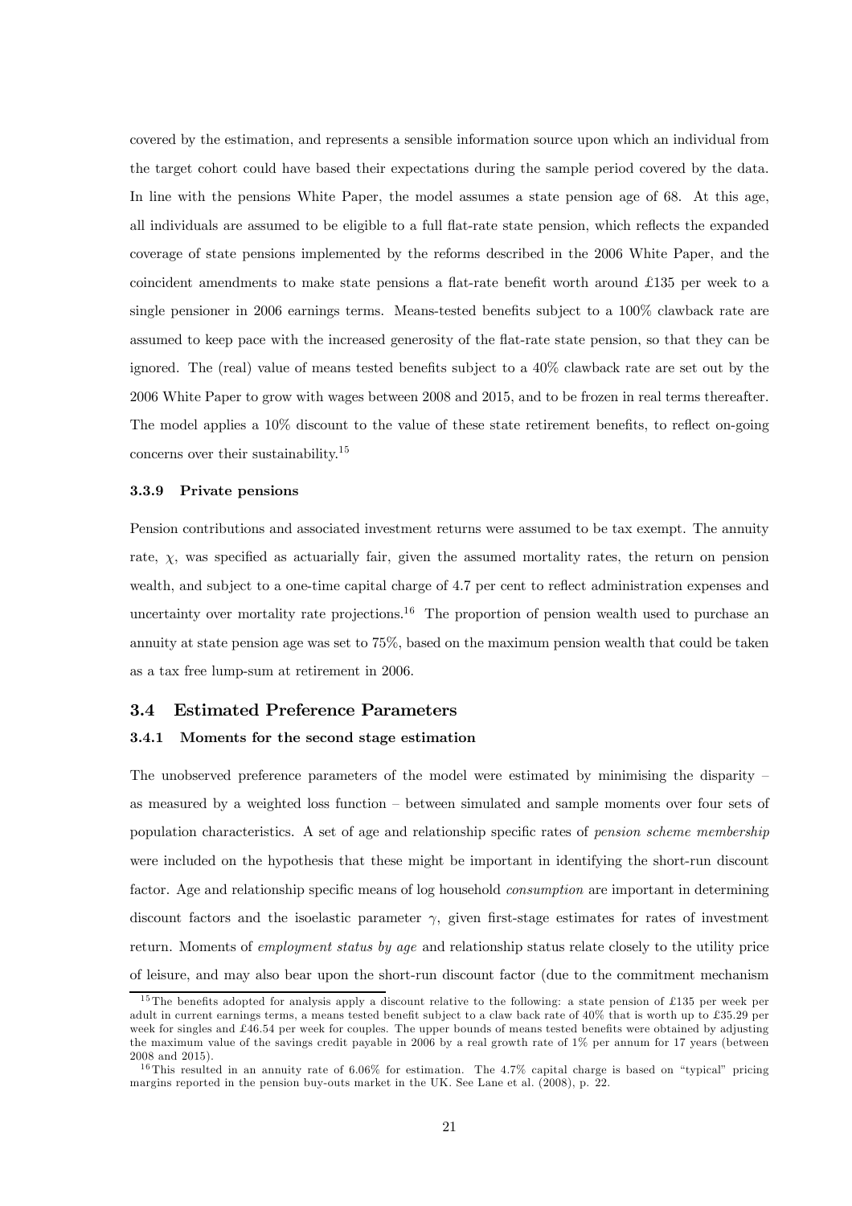covered by the estimation, and represents a sensible information source upon which an individual from the target cohort could have based their expectations during the sample period covered by the data. In line with the pensions White Paper, the model assumes a state pension age of 68. At this age, all individuals are assumed to be eligible to a full flat-rate state pension, which reflects the expanded coverage of state pensions implemented by the reforms described in the 2006 White Paper, and the coincident amendments to make state pensions a flat-rate benefit worth around £135 per week to a single pensioner in 2006 earnings terms. Means-tested benefits subject to a 100% clawback rate are assumed to keep pace with the increased generosity of the flat-rate state pension, so that they can be ignored. The (real) value of means tested benefits subject to a 40% clawback rate are set out by the 2006 White Paper to grow with wages between 2008 and 2015, and to be frozen in real terms thereafter. The model applies a 10% discount to the value of these state retirement benefits, to reflect on-going concerns over their sustainability.[15]

#### 3.3.9 Private pensions

Pension contributions and associated investment returns were assumed to be tax exempt. The annuity rate, $\chi$, was specified as actuarially fair, given the assumed mortality rates, the return on pension wealth, and subject to a one-time capital charge of 4.7 per cent to reflect administration expenses and uncertainty over mortality rate projections.[16] The proportion of pension wealth used to purchase an annuity at state pension age was set to 75%, based on the maximum pension wealth that could be taken as a tax free lump-sum at retirement in 2006.

### 3.4 Estimated Preference Parameters

#### 3.4.1 Moments for the second stage estimation

The unobserved preference parameters of the model were estimated by minimising the disparity – as measured by a weighted loss function – between simulated and sample moments over four sets of population characteristics. A set of age and relationship specific rates of *pension scheme membership* were included on the hypothesis that these might be important in identifying the short-run discount factor. Age and relationship specific means of log household *consumption* are important in determining discount factors and the isoelastic parameter $\gamma$, given first-stage estimates for rates of investment return. Moments of *employment status by age* and relationship status relate closely to the utility price of leisure, and may also bear upon the short-run discount factor (due to the commitment mechanism

[15] The benefits adopted for analysis apply a discount relative to the following: a state pension of £135 per week per adult in current earnings terms, a means tested benefit subject to a claw back rate of 40% that is worth up to £35.29 per week for singles and £46.54 per week for couples. The upper bounds of means tested benefits were obtained by adjusting the maximum value of the savings credit payable in 2006 by a real growth rate of 1% per annum for 17 years (between 2008 and 2015).

[16] This resulted in an annuity rate of 6.06% for estimation. The 4.7% capital charge is based on "typical" pricing margins reported in the pension buy-outs market in the UK. See Lane et al. (2008), p. 22.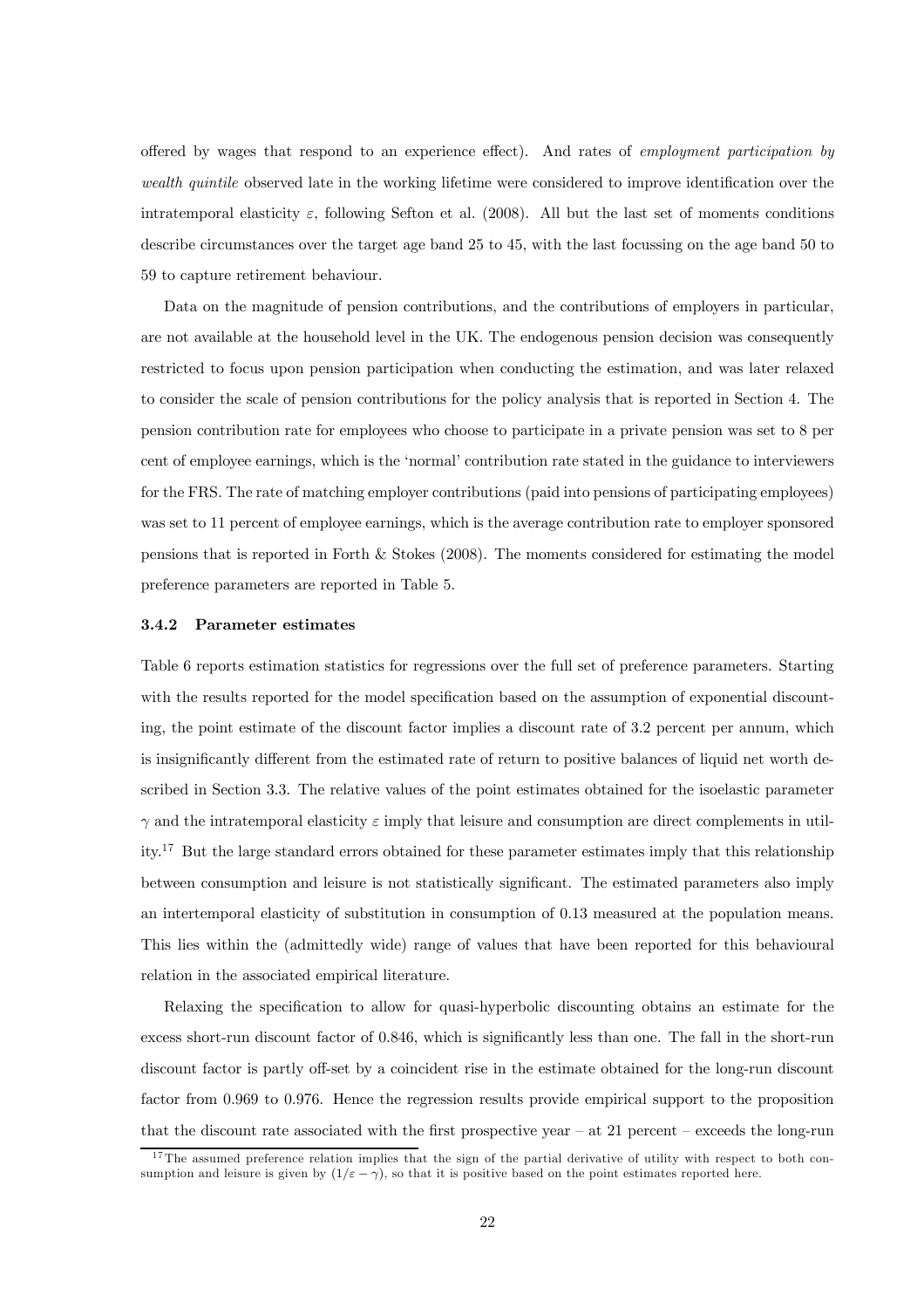offered by wages that respond to an experience effect). And rates of *employment participation by wealth quintile* observed late in the working lifetime were considered to improve identification over the intratemporal elasticity $\varepsilon$, following Sefton et al. (2008). All but the last set of moments conditions describe circumstances over the target age band 25 to 45, with the last focussing on the age band 50 to 59 to capture retirement behaviour.

Data on the magnitude of pension contributions, and the contributions of employers in particular, are not available at the household level in the UK. The endogenous pension decision was consequently restricted to focus upon pension participation when conducting the estimation, and was later relaxed to consider the scale of pension contributions for the policy analysis that is reported in Section 4. The pension contribution rate for employees who choose to participate in a private pension was set to 8 per cent of employee earnings, which is the 'normal' contribution rate stated in the guidance to interviewers for the FRS. The rate of matching employer contributions (paid into pensions of participating employees) was set to 11 percent of employee earnings, which is the average contribution rate to employer sponsored pensions that is reported in Forth & Stokes (2008). The moments considered for estimating the model preference parameters are reported in Table 5.

### 3.4.2 Parameter estimates

Table 6 reports estimation statistics for regressions over the full set of preference parameters. Starting with the results reported for the model specification based on the assumption of exponential discounting, the point estimate of the discount factor implies a discount rate of 3.2 percent per annum, which is insignificantly different from the estimated rate of return to positive balances of liquid net worth described in Section 3.3. The relative values of the point estimates obtained for the isoelastic parameter $\gamma$ and the intratemporal elasticity $\varepsilon$ imply that leisure and consumption are direct complements in utility.[17] But the large standard errors obtained for these parameter estimates imply that this relationship between consumption and leisure is not statistically significant. The estimated parameters also imply an intertemporal elasticity of substitution in consumption of 0.13 measured at the population means. This lies within the (admittedly wide) range of values that have been reported for this behavioural relation in the associated empirical literature.

Relaxing the specification to allow for quasi-hyperbolic discounting obtains an estimate for the excess short-run discount factor of 0.846, which is significantly less than one. The fall in the short-run discount factor is partly off-set by a coincident rise in the estimate obtained for the long-run discount factor from 0.969 to 0.976. Hence the regression results provide empirical support to the proposition that the discount rate associated with the first prospective year – at 21 percent – exceeds the long-run

[17] The assumed preference relation implies that the sign of the partial derivative of utility with respect to both consumption and leisure is given by $(1/\varepsilon - \gamma)$, so that it is positive based on the point estimates reported here.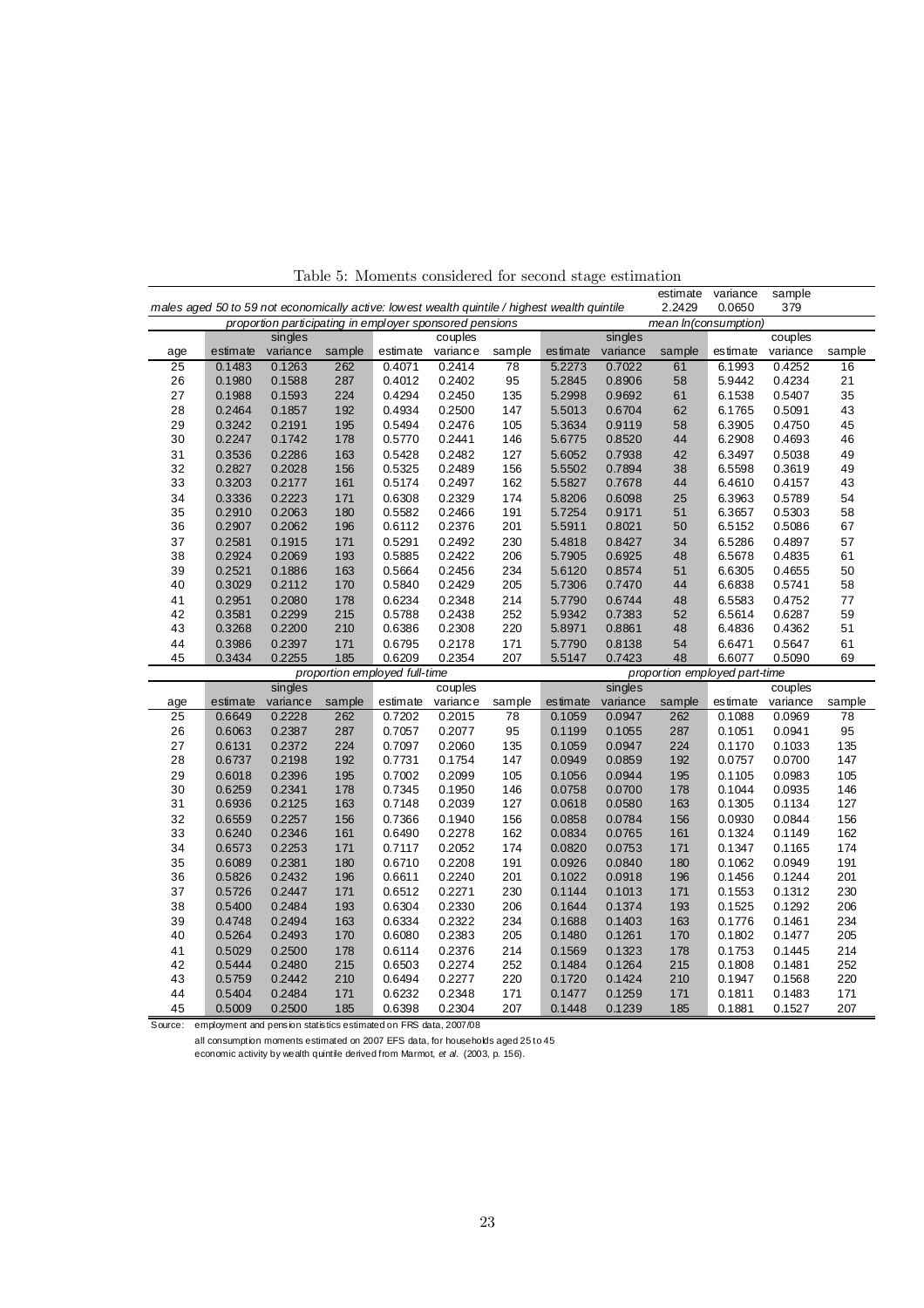Table 5: Moments considered for second stage estimation

| | estimate | variance | sample |
|---|---|---|---|
| *males aged 50 to 59 not economically active: lowest wealth quintile / highest wealth quintile* | 2.2429 | 0.0650 | 379 |

| | *proportion participating in employer sponsored pensions* | | | | | | *mean ln(consumption)* | | | | | |
|---|---|---|---|---|---|---|---|---|---|---|---|---|
| | singles | | | couples | | | singles | | | couples | | |
| age | estimate | variance | sample | estimate | variance | sample | estimate | variance | sample | estimate | variance | sample |
| 25 | 0.1483 | 0.1263 | 262 | 0.4071 | 0.2414 | 78 | 5.2273 | 0.7022 | 61 | 6.1993 | 0.4252 | 16 |
| 26 | 0.1980 | 0.1588 | 287 | 0.4012 | 0.2402 | 95 | 5.2845 | 0.8906 | 58 | 5.9442 | 0.4234 | 21 |
| 27 | 0.1988 | 0.1593 | 224 | 0.4294 | 0.2450 | 135 | 5.2998 | 0.9692 | 61 | 6.1538 | 0.5407 | 35 |
| 28 | 0.2464 | 0.1857 | 192 | 0.4934 | 0.2500 | 147 | 5.5013 | 0.6704 | 62 | 6.1765 | 0.5091 | 43 |
| 29 | 0.3242 | 0.2191 | 195 | 0.5494 | 0.2476 | 105 | 5.3634 | 0.9119 | 58 | 6.3905 | 0.4750 | 45 |
| 30 | 0.2247 | 0.1742 | 178 | 0.5770 | 0.2441 | 146 | 5.6775 | 0.8520 | 44 | 6.2908 | 0.4693 | 46 |
| 31 | 0.3536 | 0.2286 | 163 | 0.5428 | 0.2482 | 127 | 5.6052 | 0.7938 | 42 | 6.3497 | 0.5038 | 49 |
| 32 | 0.2827 | 0.2028 | 156 | 0.5325 | 0.2489 | 156 | 5.5502 | 0.7894 | 38 | 6.5598 | 0.3619 | 49 |
| 33 | 0.3203 | 0.2177 | 161 | 0.5174 | 0.2497 | 162 | 5.5827 | 0.7678 | 44 | 6.4610 | 0.4157 | 43 |
| 34 | 0.3336 | 0.2223 | 171 | 0.6308 | 0.2329 | 174 | 5.8206 | 0.6098 | 25 | 6.3963 | 0.5789 | 54 |
| 35 | 0.2910 | 0.2063 | 180 | 0.5582 | 0.2466 | 191 | 5.7254 | 0.9171 | 51 | 6.3657 | 0.5303 | 58 |
| 36 | 0.2907 | 0.2062 | 196 | 0.6112 | 0.2376 | 201 | 5.5911 | 0.8021 | 50 | 6.5152 | 0.5086 | 67 |
| 37 | 0.2581 | 0.1915 | 171 | 0.5291 | 0.2492 | 230 | 5.4818 | 0.8427 | 34 | 6.5286 | 0.4897 | 57 |
| 38 | 0.2924 | 0.2069 | 193 | 0.5885 | 0.2422 | 206 | 5.7905 | 0.6925 | 48 | 6.5678 | 0.4835 | 61 |
| 39 | 0.2521 | 0.1886 | 163 | 0.5664 | 0.2456 | 234 | 5.6120 | 0.8574 | 51 | 6.6305 | 0.4655 | 50 |
| 40 | 0.3029 | 0.2112 | 170 | 0.5840 | 0.2429 | 205 | 5.7306 | 0.7470 | 44 | 6.6838 | 0.5741 | 58 |
| 41 | 0.2951 | 0.2080 | 178 | 0.6234 | 0.2348 | 214 | 5.7790 | 0.6744 | 48 | 6.5583 | 0.4752 | 77 |
| 42 | 0.3581 | 0.2299 | 215 | 0.5788 | 0.2438 | 252 | 5.9342 | 0.7383 | 52 | 6.5614 | 0.6287 | 59 |
| 43 | 0.3268 | 0.2200 | 210 | 0.6386 | 0.2308 | 220 | 5.8971 | 0.8861 | 48 | 6.4836 | 0.4362 | 51 |
| 44 | 0.3986 | 0.2397 | 171 | 0.6795 | 0.2178 | 171 | 5.7790 | 0.8138 | 54 | 6.6471 | 0.5647 | 61 |
| 45 | 0.3434 | 0.2255 | 185 | 0.6209 | 0.2354 | 207 | 5.5147 | 0.7423 | 48 | 6.6077 | 0.5090 | 69 |
| | *proportion employed full-time* | | | | | | *proportion employed part-time* | | | | | |
| | singles | | | couples | | | singles | | | couples | | |
| age | estimate | variance | sample | estimate | variance | sample | estimate | variance | sample | estimate | variance | sample |
| 25 | 0.6649 | 0.2228 | 262 | 0.7202 | 0.2015 | 78 | 0.1059 | 0.0947 | 262 | 0.1088 | 0.0969 | 78 |
| 26 | 0.6063 | 0.2387 | 287 | 0.7057 | 0.2077 | 95 | 0.1199 | 0.1055 | 287 | 0.1051 | 0.0941 | 95 |
| 27 | 0.6131 | 0.2372 | 224 | 0.7097 | 0.2060 | 135 | 0.1059 | 0.0947 | 224 | 0.1170 | 0.1033 | 135 |
| 28 | 0.6737 | 0.2198 | 192 | 0.7731 | 0.1754 | 147 | 0.0949 | 0.0859 | 192 | 0.0757 | 0.0700 | 147 |
| 29 | 0.6018 | 0.2396 | 195 | 0.7002 | 0.2099 | 105 | 0.1056 | 0.0944 | 195 | 0.1105 | 0.0983 | 105 |
| 30 | 0.6259 | 0.2341 | 178 | 0.7345 | 0.1950 | 146 | 0.0758 | 0.0700 | 178 | 0.1044 | 0.0935 | 146 |
| 31 | 0.6936 | 0.2125 | 163 | 0.7148 | 0.2039 | 127 | 0.0618 | 0.0580 | 163 | 0.1305 | 0.1134 | 127 |
| 32 | 0.6559 | 0.2257 | 156 | 0.7366 | 0.1940 | 156 | 0.0858 | 0.0784 | 156 | 0.0930 | 0.0844 | 156 |
| 33 | 0.6240 | 0.2346 | 161 | 0.6490 | 0.2278 | 162 | 0.0834 | 0.0765 | 161 | 0.1324 | 0.1149 | 162 |
| 34 | 0.6573 | 0.2253 | 171 | 0.7117 | 0.2052 | 174 | 0.0820 | 0.0753 | 171 | 0.1347 | 0.1165 | 174 |
| 35 | 0.6089 | 0.2381 | 180 | 0.6710 | 0.2208 | 191 | 0.0926 | 0.0840 | 180 | 0.1062 | 0.0949 | 191 |
| 36 | 0.5826 | 0.2432 | 196 | 0.6611 | 0.2240 | 201 | 0.1022 | 0.0918 | 196 | 0.1456 | 0.1244 | 201 |
| 37 | 0.5726 | 0.2447 | 171 | 0.6512 | 0.2271 | 230 | 0.1144 | 0.1013 | 171 | 0.1553 | 0.1312 | 230 |
| 38 | 0.5400 | 0.2484 | 193 | 0.6304 | 0.2330 | 206 | 0.1644 | 0.1374 | 193 | 0.1525 | 0.1292 | 206 |
| 39 | 0.4748 | 0.2494 | 163 | 0.6334 | 0.2322 | 234 | 0.1688 | 0.1403 | 163 | 0.1776 | 0.1461 | 234 |
| 40 | 0.5264 | 0.2493 | 170 | 0.6080 | 0.2383 | 205 | 0.1480 | 0.1261 | 170 | 0.1802 | 0.1477 | 205 |
| 41 | 0.5029 | 0.2500 | 178 | 0.6114 | 0.2376 | 214 | 0.1569 | 0.1323 | 178 | 0.1753 | 0.1445 | 214 |
| 42 | 0.5444 | 0.2480 | 215 | 0.6503 | 0.2274 | 252 | 0.1484 | 0.1264 | 215 | 0.1808 | 0.1481 | 252 |
| 43 | 0.5759 | 0.2442 | 210 | 0.6494 | 0.2277 | 220 | 0.1720 | 0.1424 | 210 | 0.1947 | 0.1568 | 220 |
| 44 | 0.5404 | 0.2484 | 171 | 0.6232 | 0.2348 | 171 | 0.1477 | 0.1259 | 171 | 0.1811 | 0.1483 | 171 |
| 45 | 0.5009 | 0.2500 | 185 | 0.6398 | 0.2304 | 207 | 0.1448 | 0.1239 | 185 | 0.1881 | 0.1527 | 207 |

Source: employment and pension statistics estimated on FRS data, 2007/08

all consumption moments estimated on 2007 EFS data, for households aged 25 to 45

economic activity by wealth quintile derived from Marmot, *et al.* (2003, p. 156).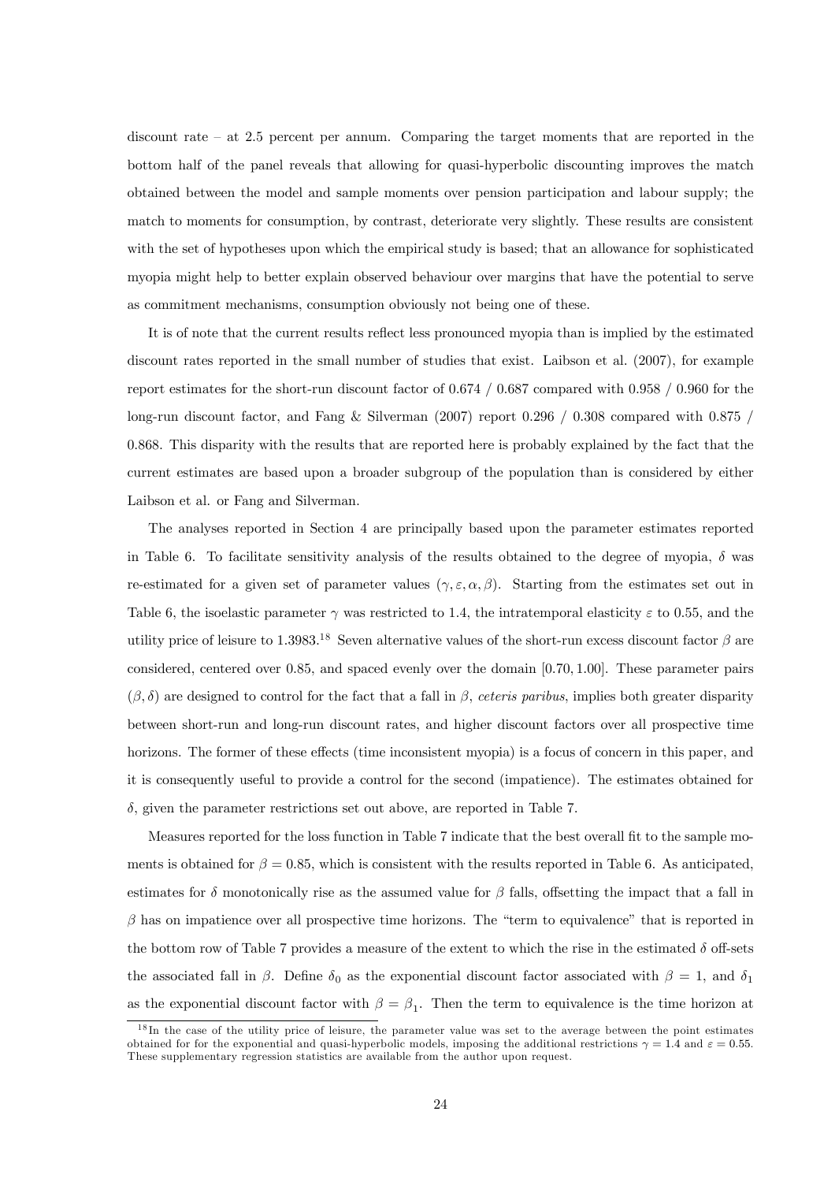discount rate – at 2.5 percent per annum. Comparing the target moments that are reported in the bottom half of the panel reveals that allowing for quasi-hyperbolic discounting improves the match obtained between the model and sample moments over pension participation and labour supply; the match to moments for consumption, by contrast, deteriorate very slightly. These results are consistent with the set of hypotheses upon which the empirical study is based; that an allowance for sophisticated myopia might help to better explain observed behaviour over margins that have the potential to serve as commitment mechanisms, consumption obviously not being one of these.

It is of note that the current results reflect less pronounced myopia than is implied by the estimated discount rates reported in the small number of studies that exist. Laibson et al. (2007), for example report estimates for the short-run discount factor of 0.674 / 0.687 compared with 0.958 / 0.960 for the long-run discount factor, and Fang & Silverman (2007) report 0.296 / 0.308 compared with 0.875 / 0.868. This disparity with the results that are reported here is probably explained by the fact that the current estimates are based upon a broader subgroup of the population than is considered by either Laibson et al. or Fang and Silverman.

The analyses reported in Section 4 are principally based upon the parameter estimates reported in Table 6. To facilitate sensitivity analysis of the results obtained to the degree of myopia, $\delta$ was re-estimated for a given set of parameter values $(\gamma, \varepsilon, \alpha, \beta)$. Starting from the estimates set out in Table 6, the isoelastic parameter $\gamma$ was restricted to 1.4, the intratemporal elasticity $\varepsilon$ to 0.55, and the utility price of leisure to 1.3983.[18] Seven alternative values of the short-run excess discount factor $\beta$ are considered, centered over 0.85, and spaced evenly over the domain $[0.70, 1.00]$. These parameter pairs $(\beta, \delta)$ are designed to control for the fact that a fall in $\beta$, *ceteris paribus*, implies both greater disparity between short-run and long-run discount rates, and higher discount factors over all prospective time horizons. The former of these effects (time inconsistent myopia) is a focus of concern in this paper, and it is consequently useful to provide a control for the second (impatience). The estimates obtained for $\delta$, given the parameter restrictions set out above, are reported in Table 7.

Measures reported for the loss function in Table 7 indicate that the best overall fit to the sample moments is obtained for $\beta = 0.85$, which is consistent with the results reported in Table 6. As anticipated, estimates for $\delta$ monotonically rise as the assumed value for $\beta$ falls, offsetting the impact that a fall in $\beta$ has on impatience over all prospective time horizons. The "term to equivalence" that is reported in the bottom row of Table 7 provides a measure of the extent to which the rise in the estimated $\delta$ off-sets the associated fall in $\beta$. Define $\delta_0$ as the exponential discount factor associated with $\beta = 1$, and $\delta_1$ as the exponential discount factor with $\beta = \beta_1$. Then the term to equivalence is the time horizon at

[18] In the case of the utility price of leisure, the parameter value was set to the average between the point estimates obtained for for the exponential and quasi-hyperbolic models, imposing the additional restrictions $\gamma = 1.4$ and $\varepsilon = 0.55$. These supplementary regression statistics are available from the author upon request.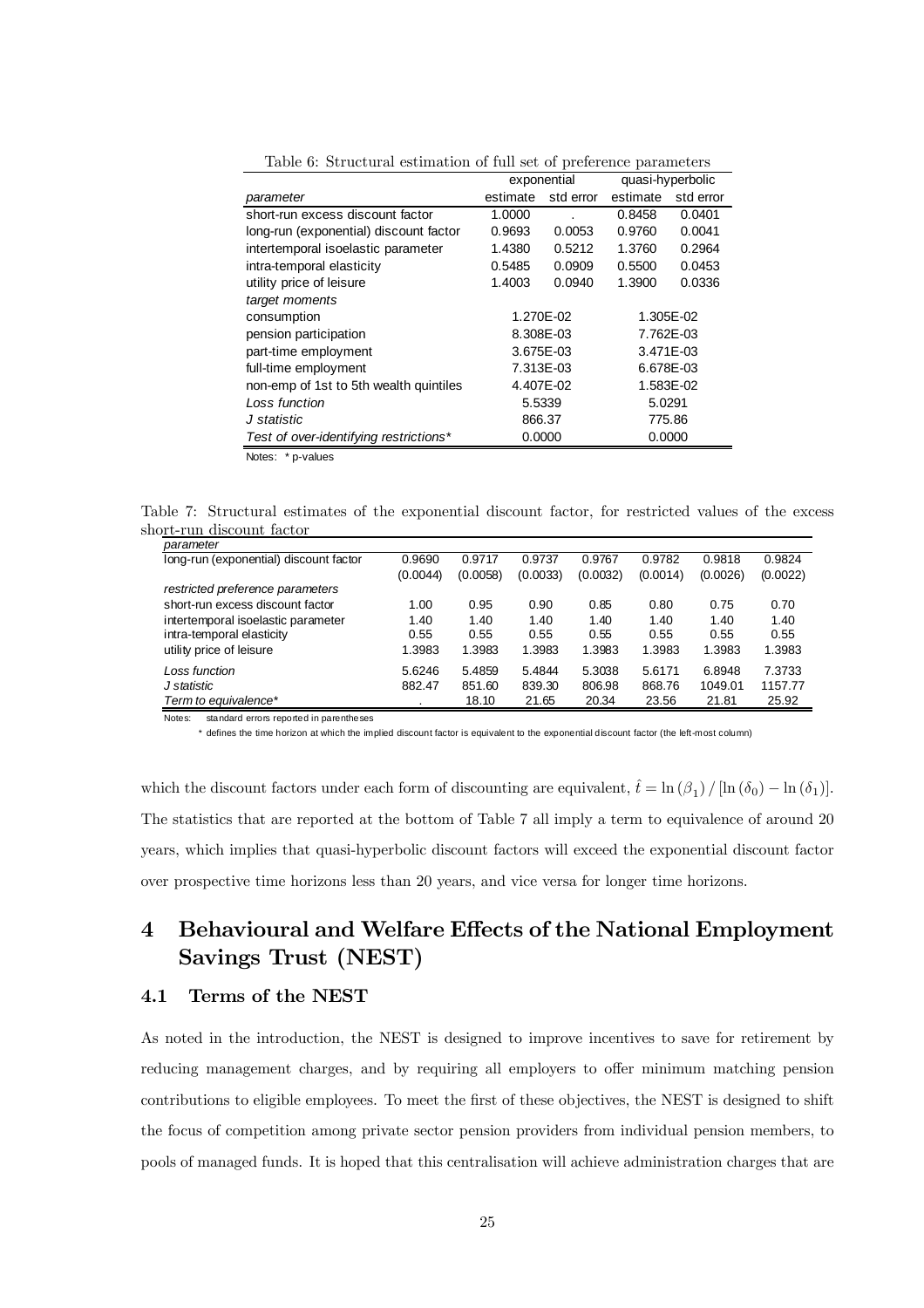Table 6: Structural estimation of full set of preference parameters

| | exponential | | quasi-hyperbolic | |
|---|---|---|---|---|
| *parameter* | estimate | std error | estimate | std error |
| short-run excess discount factor | 1.0000 | . | 0.8458 | 0.0401 |
| long-run (exponential) discount factor | 0.9693 | 0.0053 | 0.9760 | 0.0041 |
| intertemporal isoelastic parameter | 1.4380 | 0.5212 | 1.3760 | 0.2964 |
| intra-temporal elasticity | 0.5485 | 0.0909 | 0.5500 | 0.0453 |
| utility price of leisure | 1.4003 | 0.0940 | 1.3900 | 0.0336 |
| *target moments* | | | | |
| consumption | 1.270E-02 | | 1.305E-02 | |
| pension participation | 8.308E-03 | | 7.762E-03 | |
| part-time employment | 3.675E-03 | | 3.471E-03 | |
| full-time employment | 7.313E-03 | | 6.678E-03 | |
| non-emp of 1st to 5th wealth quintiles | 4.407E-02 | | 1.583E-02 | |
| *Loss function* | 5.5339 | | 5.0291 | |
| *J statistic* | 866.37 | | 775.86 | |
| *Test of over-identifying restrictions** | 0.0000 | | 0.0000 | |

Notes: * p-values

Table 7: Structural estimates of the exponential discount factor, for restricted values of the excess short-run discount factor

| *parameter* | | | | | | | |
|---|---|---|---|---|---|---|---|
| long-run (exponential) discount factor | 0.9690 | 0.9717 | 0.9737 | 0.9767 | 0.9782 | 0.9818 | 0.9824 |
| | (0.0044) | (0.0058) | (0.0033) | (0.0032) | (0.0014) | (0.0026) | (0.0022) |
| *restricted preference parameters* | | | | | | | |
| short-run excess discount factor | 1.00 | 0.95 | 0.90 | 0.85 | 0.80 | 0.75 | 0.70 |
| intertemporal isoelastic parameter | 1.40 | 1.40 | 1.40 | 1.40 | 1.40 | 1.40 | 1.40 |
| intra-temporal elasticity | 0.55 | 0.55 | 0.55 | 0.55 | 0.55 | 0.55 | 0.55 |
| utility price of leisure | 1.3983 | 1.3983 | 1.3983 | 1.3983 | 1.3983 | 1.3983 | 1.3983 |
| *Loss function* | 5.6246 | 5.4859 | 5.4844 | 5.3038 | 5.6171 | 6.8948 | 7.3733 |
| *J statistic* | 882.47 | 851.60 | 839.30 | 806.98 | 868.76 | 1049.01 | 1157.77 |
| *Term to equivalence** | . | 18.10 | 21.65 | 20.34 | 23.56 | 21.81 | 25.92 |

Notes: standard errors reported in parentheses

\* defines the time horizon at which the implied discount factor is equivalent to the exponential discount factor (the left-most column)

which the discount factors under each form of discounting are equivalent, $\hat{t} = \ln(\beta_1) / [\ln(\delta_0) - \ln(\delta_1)]$. The statistics that are reported at the bottom of Table 7 all imply a term to equivalence of around 20 years, which implies that quasi-hyperbolic discount factors will exceed the exponential discount factor over prospective time horizons less than 20 years, and vice versa for longer time horizons.

# 4 Behavioural and Welfare Effects of the National Employment Savings Trust (NEST)

## 4.1 Terms of the NEST

As noted in the introduction, the NEST is designed to improve incentives to save for retirement by reducing management charges, and by requiring all employers to offer minimum matching pension contributions to eligible employees. To meet the first of these objectives, the NEST is designed to shift the focus of competition among private sector pension providers from individual pension members, to pools of managed funds. It is hoped that this centralisation will achieve administration charges that are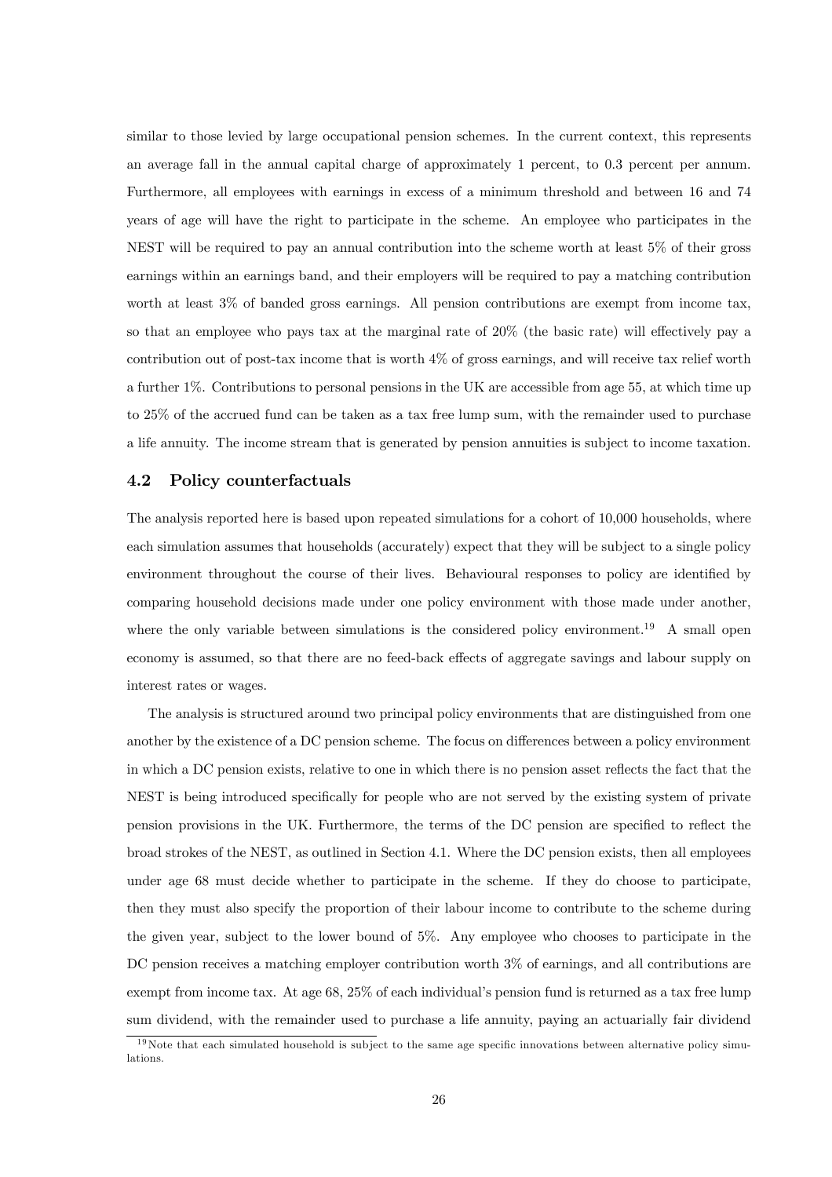similar to those levied by large occupational pension schemes. In the current context, this represents an average fall in the annual capital charge of approximately 1 percent, to 0.3 percent per annum. Furthermore, all employees with earnings in excess of a minimum threshold and between 16 and 74 years of age will have the right to participate in the scheme. An employee who participates in the NEST will be required to pay an annual contribution into the scheme worth at least 5% of their gross earnings within an earnings band, and their employers will be required to pay a matching contribution worth at least 3% of banded gross earnings. All pension contributions are exempt from income tax, so that an employee who pays tax at the marginal rate of 20% (the basic rate) will effectively pay a contribution out of post-tax income that is worth 4% of gross earnings, and will receive tax relief worth a further 1%. Contributions to personal pensions in the UK are accessible from age 55, at which time up to 25% of the accrued fund can be taken as a tax free lump sum, with the remainder used to purchase a life annuity. The income stream that is generated by pension annuities is subject to income taxation.

### 4.2 Policy counterfactuals

The analysis reported here is based upon repeated simulations for a cohort of 10,000 households, where each simulation assumes that households (accurately) expect that they will be subject to a single policy environment throughout the course of their lives. Behavioural responses to policy are identified by comparing household decisions made under one policy environment with those made under another, where the only variable between simulations is the considered policy environment.[19] A small open economy is assumed, so that there are no feed-back effects of aggregate savings and labour supply on interest rates or wages.

The analysis is structured around two principal policy environments that are distinguished from one another by the existence of a DC pension scheme. The focus on differences between a policy environment in which a DC pension exists, relative to one in which there is no pension asset reflects the fact that the NEST is being introduced specifically for people who are not served by the existing system of private pension provisions in the UK. Furthermore, the terms of the DC pension are specified to reflect the broad strokes of the NEST, as outlined in Section 4.1. Where the DC pension exists, then all employees under age 68 must decide whether to participate in the scheme. If they do choose to participate, then they must also specify the proportion of their labour income to contribute to the scheme during the given year, subject to the lower bound of 5%. Any employee who chooses to participate in the DC pension receives a matching employer contribution worth 3% of earnings, and all contributions are exempt from income tax. At age 68, 25% of each individual's pension fund is returned as a tax free lump sum dividend, with the remainder used to purchase a life annuity, paying an actuarially fair dividend

[19] Note that each simulated household is subject to the same age specific innovations between alternative policy simulations.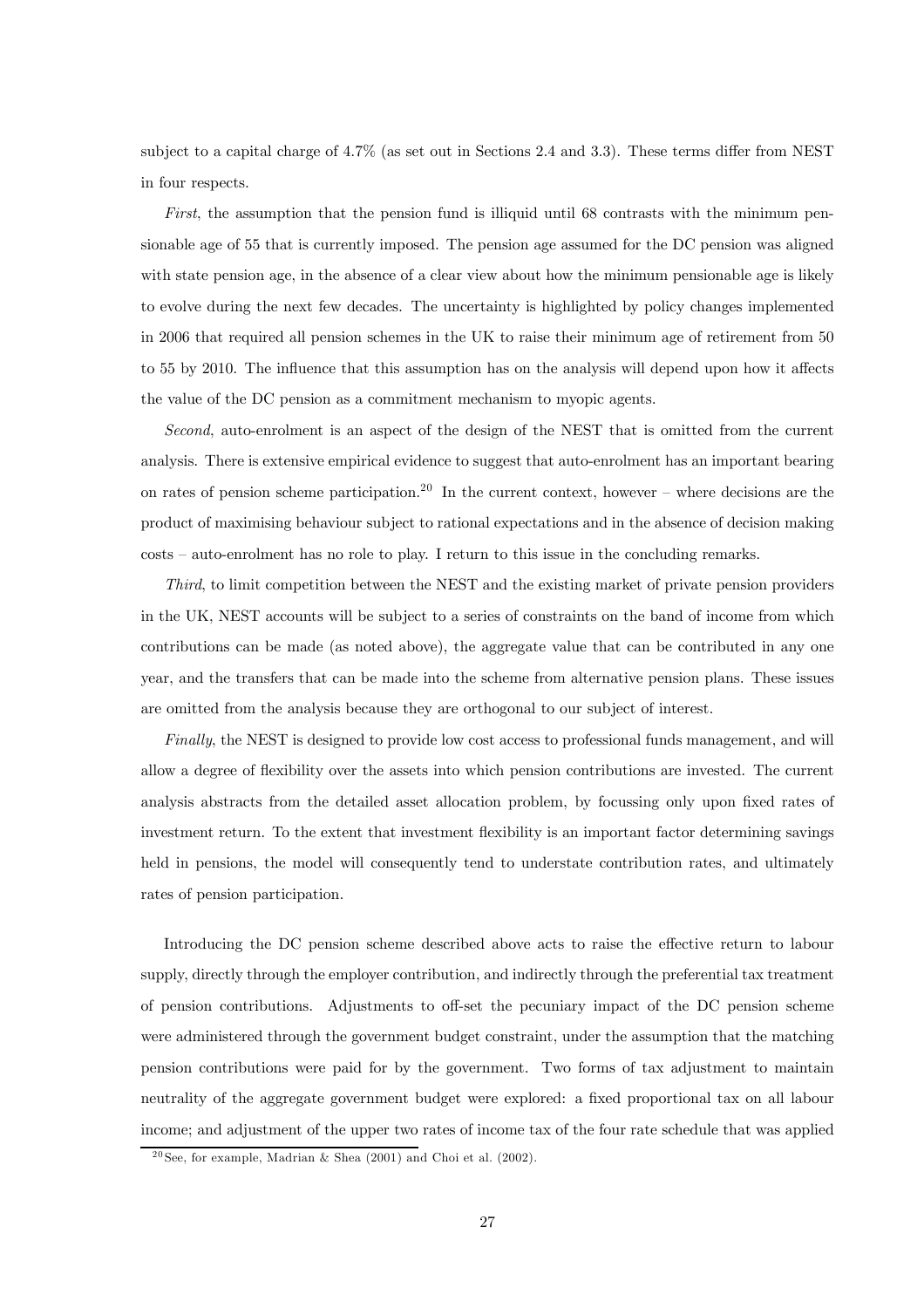subject to a capital charge of 4.7% (as set out in Sections 2.4 and 3.3). These terms differ from NEST in four respects.

*First*, the assumption that the pension fund is illiquid until 68 contrasts with the minimum pensionable age of 55 that is currently imposed. The pension age assumed for the DC pension was aligned with state pension age, in the absence of a clear view about how the minimum pensionable age is likely to evolve during the next few decades. The uncertainty is highlighted by policy changes implemented in 2006 that required all pension schemes in the UK to raise their minimum age of retirement from 50 to 55 by 2010. The influence that this assumption has on the analysis will depend upon how it affects the value of the DC pension as a commitment mechanism to myopic agents.

*Second*, auto-enrolment is an aspect of the design of the NEST that is omitted from the current analysis. There is extensive empirical evidence to suggest that auto-enrolment has an important bearing on rates of pension scheme participation.[20] In the current context, however – where decisions are the product of maximising behaviour subject to rational expectations and in the absence of decision making costs – auto-enrolment has no role to play. I return to this issue in the concluding remarks.

*Third*, to limit competition between the NEST and the existing market of private pension providers in the UK, NEST accounts will be subject to a series of constraints on the band of income from which contributions can be made (as noted above), the aggregate value that can be contributed in any one year, and the transfers that can be made into the scheme from alternative pension plans. These issues are omitted from the analysis because they are orthogonal to our subject of interest.

*Finally*, the NEST is designed to provide low cost access to professional funds management, and will allow a degree of flexibility over the assets into which pension contributions are invested. The current analysis abstracts from the detailed asset allocation problem, by focussing only upon fixed rates of investment return. To the extent that investment flexibility is an important factor determining savings held in pensions, the model will consequently tend to understate contribution rates, and ultimately rates of pension participation.

Introducing the DC pension scheme described above acts to raise the effective return to labour supply, directly through the employer contribution, and indirectly through the preferential tax treatment of pension contributions. Adjustments to off-set the pecuniary impact of the DC pension scheme were administered through the government budget constraint, under the assumption that the matching pension contributions were paid for by the government. Two forms of tax adjustment to maintain neutrality of the aggregate government budget were explored: a fixed proportional tax on all labour income; and adjustment of the upper two rates of income tax of the four rate schedule that was applied

[20] See, for example, Madrian & Shea (2001) and Choi et al. (2002).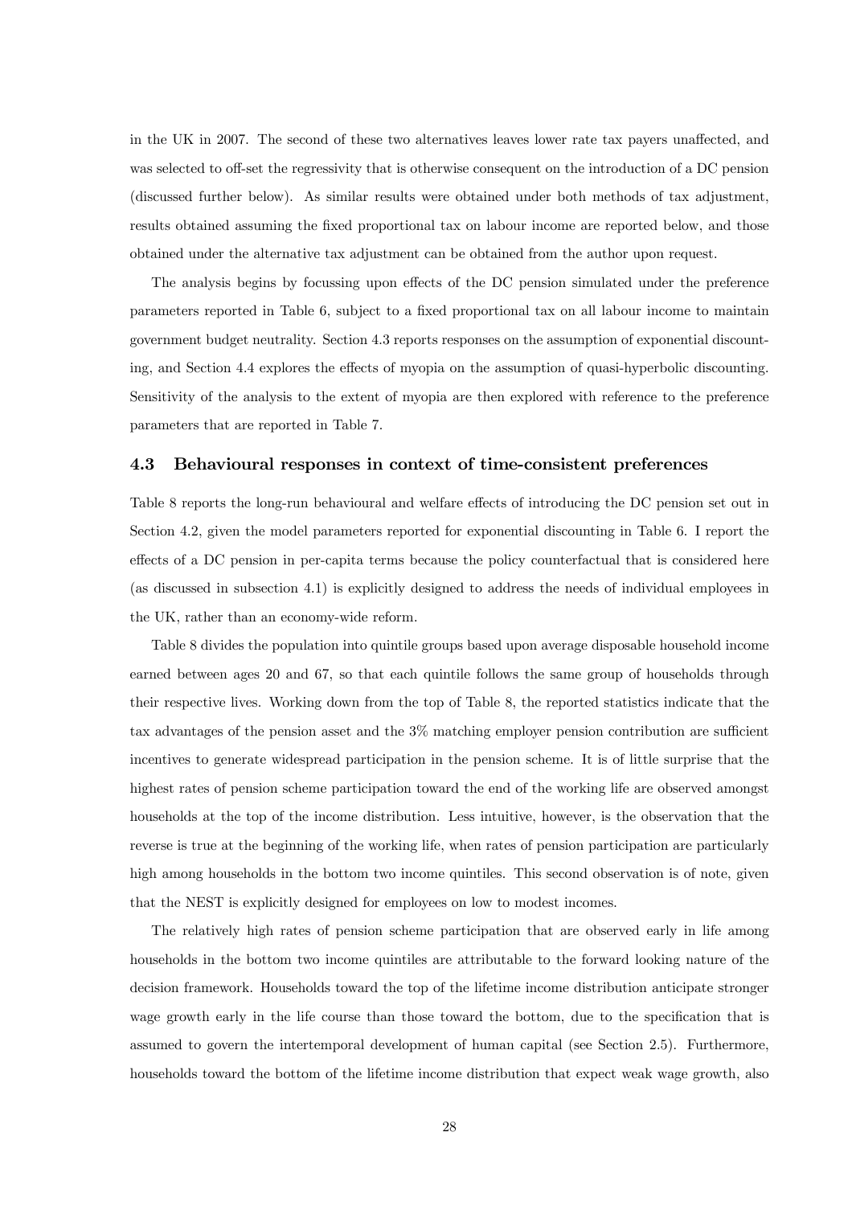in the UK in 2007. The second of these two alternatives leaves lower rate tax payers unaffected, and was selected to off-set the regressivity that is otherwise consequent on the introduction of a DC pension (discussed further below). As similar results were obtained under both methods of tax adjustment, results obtained assuming the fixed proportional tax on labour income are reported below, and those obtained under the alternative tax adjustment can be obtained from the author upon request.

The analysis begins by focussing upon effects of the DC pension simulated under the preference parameters reported in Table 6, subject to a fixed proportional tax on all labour income to maintain government budget neutrality. Section 4.3 reports responses on the assumption of exponential discounting, and Section 4.4 explores the effects of myopia on the assumption of quasi-hyperbolic discounting. Sensitivity of the analysis to the extent of myopia are then explored with reference to the preference parameters that are reported in Table 7.

### 4.3 Behavioural responses in context of time-consistent preferences

Table 8 reports the long-run behavioural and welfare effects of introducing the DC pension set out in Section 4.2, given the model parameters reported for exponential discounting in Table 6. I report the effects of a DC pension in per-capita terms because the policy counterfactual that is considered here (as discussed in subsection 4.1) is explicitly designed to address the needs of individual employees in the UK, rather than an economy-wide reform.

Table 8 divides the population into quintile groups based upon average disposable household income earned between ages 20 and 67, so that each quintile follows the same group of households through their respective lives. Working down from the top of Table 8, the reported statistics indicate that the tax advantages of the pension asset and the 3% matching employer pension contribution are sufficient incentives to generate widespread participation in the pension scheme. It is of little surprise that the highest rates of pension scheme participation toward the end of the working life are observed amongst households at the top of the income distribution. Less intuitive, however, is the observation that the reverse is true at the beginning of the working life, when rates of pension participation are particularly high among households in the bottom two income quintiles. This second observation is of note, given that the NEST is explicitly designed for employees on low to modest incomes.

The relatively high rates of pension scheme participation that are observed early in life among households in the bottom two income quintiles are attributable to the forward looking nature of the decision framework. Households toward the top of the lifetime income distribution anticipate stronger wage growth early in the life course than those toward the bottom, due to the specification that is assumed to govern the intertemporal development of human capital (see Section 2.5). Furthermore, households toward the bottom of the lifetime income distribution that expect weak wage growth, also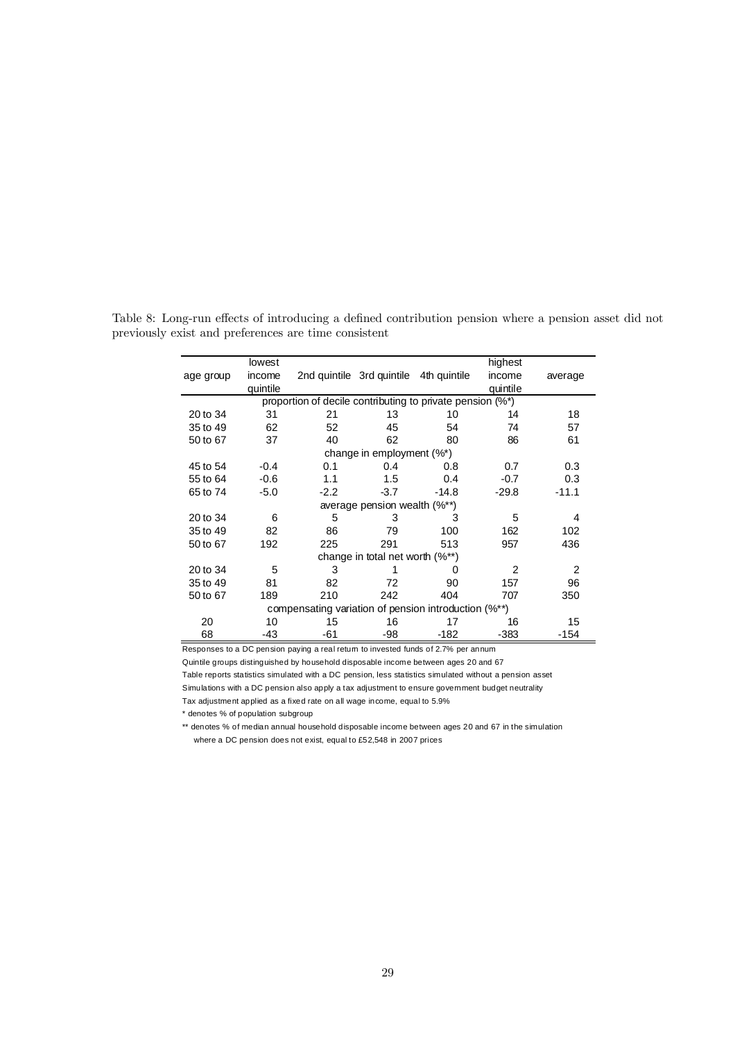Table 8: Long-run effects of introducing a defined contribution pension where a pension asset did not previously exist and preferences are time consistent

| age group | lowest income quintile | 2nd quintile | 3rd quintile | 4th quintile | highest income quintile | average |
|---|---|---|---|---|---|---|
| proportion of decile contributing to private pension (%*) | | | | | | |
| 20 to 34 | 31 | 21 | 13 | 10 | 14 | 18 |
| 35 to 49 | 62 | 52 | 45 | 54 | 74 | 57 |
| 50 to 67 | 37 | 40 | 62 | 80 | 86 | 61 |
| change in employment (%*) | | | | | | |
| 45 to 54 | -0.4 | 0.1 | 0.4 | 0.8 | 0.7 | 0.3 |
| 55 to 64 | -0.6 | 1.1 | 1.5 | 0.4 | -0.7 | 0.3 |
| 65 to 74 | -5.0 | -2.2 | -3.7 | -14.8 | -29.8 | -11.1 |
| average pension wealth (%**) | | | | | | |
| 20 to 34 | 6 | 5 | 3 | 3 | 5 | 4 |
| 35 to 49 | 82 | 86 | 79 | 100 | 162 | 102 |
| 50 to 67 | 192 | 225 | 291 | 513 | 957 | 436 |
| change in total net worth (%**) | | | | | | |
| 20 to 34 | 5 | 3 | 1 | 0 | 2 | 2 |
| 35 to 49 | 81 | 82 | 72 | 90 | 157 | 96 |
| 50 to 67 | 189 | 210 | 242 | 404 | 707 | 350 |
| compensating variation of pension introduction (%**) | | | | | | |
| 20 | 10 | 15 | 16 | 17 | 16 | 15 |
| 68 | -43 | -61 | -98 | -182 | -383 | -154 |

Responses to a DC pension paying a real return to invested funds of 2.7% per annum

Quintile groups distinguished by household disposable income between ages 20 and 67

Table reports statistics simulated with a DC pension, less statistics simulated without a pension asset

Simulations with a DC pension also apply a tax adjustment to ensure government budget neutrality

Tax adjustment applied as a fixed rate on all wage income, equal to 5.9%

\* denotes % of population subgroup

\** denotes % of median annual household disposable income between ages 20 and 67 in the simulation where a DC pension does not exist, equal to £52,548 in 2007 prices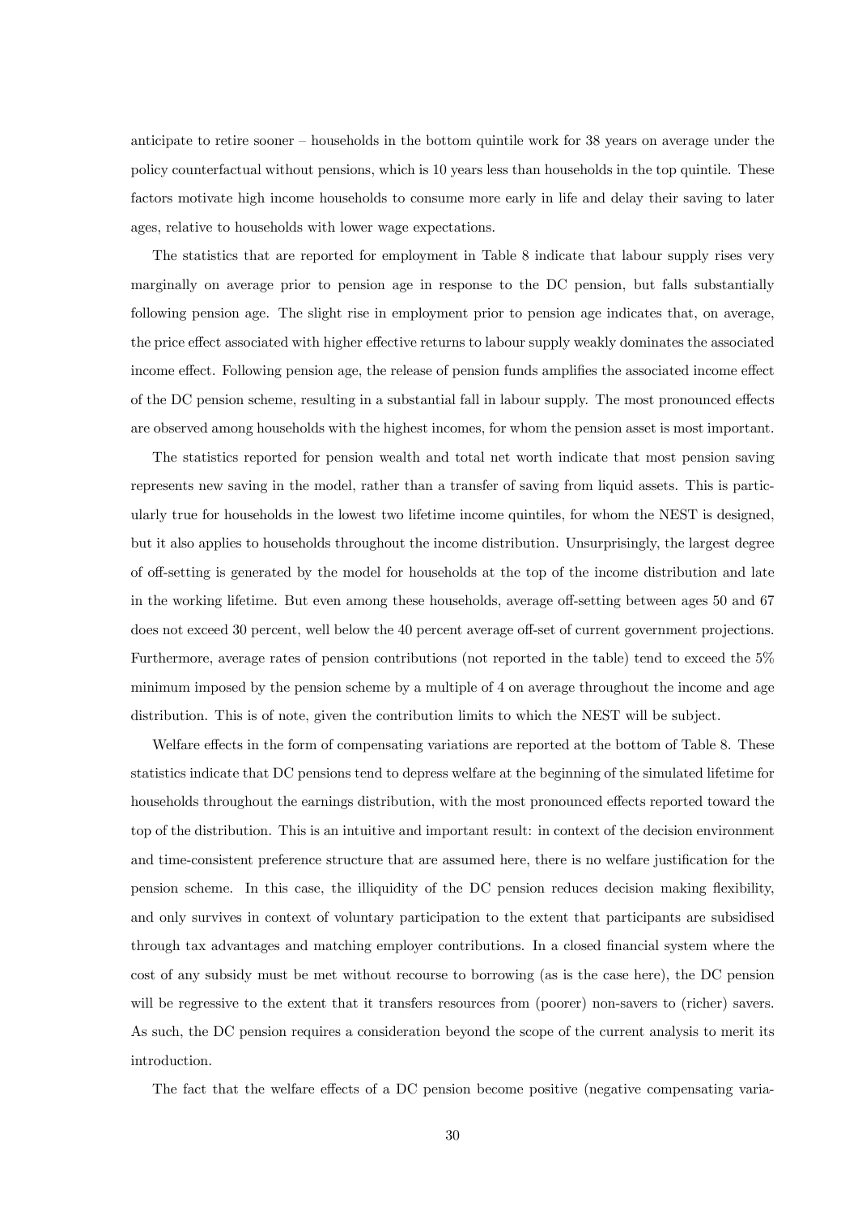anticipate to retire sooner – households in the bottom quintile work for 38 years on average under the policy counterfactual without pensions, which is 10 years less than households in the top quintile. These factors motivate high income households to consume more early in life and delay their saving to later ages, relative to households with lower wage expectations.

The statistics that are reported for employment in Table 8 indicate that labour supply rises very marginally on average prior to pension age in response to the DC pension, but falls substantially following pension age. The slight rise in employment prior to pension age indicates that, on average, the price effect associated with higher effective returns to labour supply weakly dominates the associated income effect. Following pension age, the release of pension funds amplifies the associated income effect of the DC pension scheme, resulting in a substantial fall in labour supply. The most pronounced effects are observed among households with the highest incomes, for whom the pension asset is most important.

The statistics reported for pension wealth and total net worth indicate that most pension saving represents new saving in the model, rather than a transfer of saving from liquid assets. This is particularly true for households in the lowest two lifetime income quintiles, for whom the NEST is designed, but it also applies to households throughout the income distribution. Unsurprisingly, the largest degree of off-setting is generated by the model for households at the top of the income distribution and late in the working lifetime. But even among these households, average off-setting between ages 50 and 67 does not exceed 30 percent, well below the 40 percent average off-set of current government projections. Furthermore, average rates of pension contributions (not reported in the table) tend to exceed the 5% minimum imposed by the pension scheme by a multiple of 4 on average throughout the income and age distribution. This is of note, given the contribution limits to which the NEST will be subject.

Welfare effects in the form of compensating variations are reported at the bottom of Table 8. These statistics indicate that DC pensions tend to depress welfare at the beginning of the simulated lifetime for households throughout the earnings distribution, with the most pronounced effects reported toward the top of the distribution. This is an intuitive and important result: in context of the decision environment and time-consistent preference structure that are assumed here, there is no welfare justification for the pension scheme. In this case, the illiquidity of the DC pension reduces decision making flexibility, and only survives in context of voluntary participation to the extent that participants are subsidised through tax advantages and matching employer contributions. In a closed financial system where the cost of any subsidy must be met without recourse to borrowing (as is the case here), the DC pension will be regressive to the extent that it transfers resources from (poorer) non-savers to (richer) savers. As such, the DC pension requires a consideration beyond the scope of the current analysis to merit its introduction.

The fact that the welfare effects of a DC pension become positive (negative compensating varia-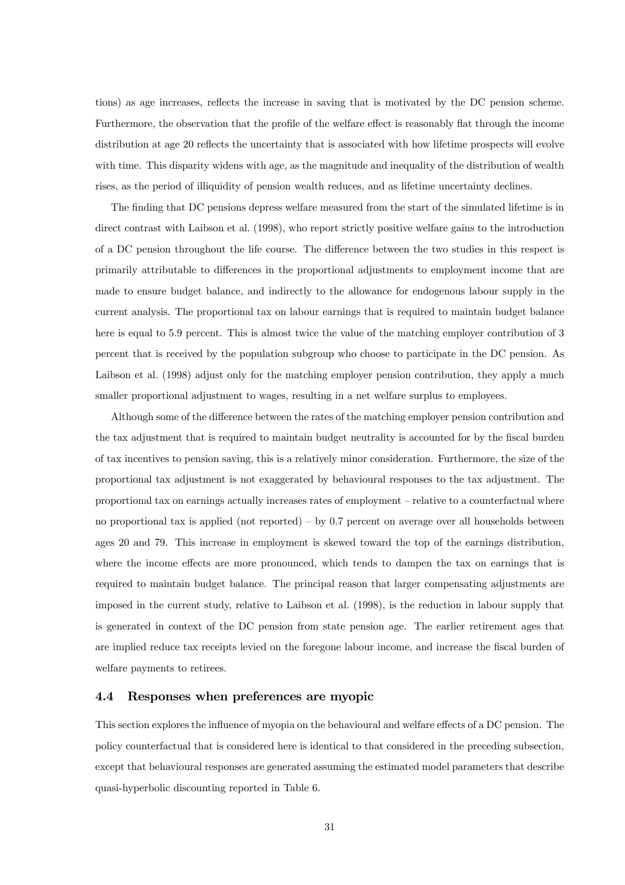tions) as age increases, reflects the increase in saving that is motivated by the DC pension scheme. Furthermore, the observation that the profile of the welfare effect is reasonably flat through the income distribution at age 20 reflects the uncertainty that is associated with how lifetime prospects will evolve with time. This disparity widens with age, as the magnitude and inequality of the distribution of wealth rises, as the period of illiquidity of pension wealth reduces, and as lifetime uncertainty declines.

The finding that DC pensions depress welfare measured from the start of the simulated lifetime is in direct contrast with Laibson et al. (1998), who report strictly positive welfare gains to the introduction of a DC pension throughout the life course. The difference between the two studies in this respect is primarily attributable to differences in the proportional adjustments to employment income that are made to ensure budget balance, and indirectly to the allowance for endogenous labour supply in the current analysis. The proportional tax on labour earnings that is required to maintain budget balance here is equal to 5.9 percent. This is almost twice the value of the matching employer contribution of 3 percent that is received by the population subgroup who choose to participate in the DC pension. As Laibson et al. (1998) adjust only for the matching employer pension contribution, they apply a much smaller proportional adjustment to wages, resulting in a net welfare surplus to employees.

Although some of the difference between the rates of the matching employer pension contribution and the tax adjustment that is required to maintain budget neutrality is accounted for by the fiscal burden of tax incentives to pension saving, this is a relatively minor consideration. Furthermore, the size of the proportional tax adjustment is not exaggerated by behavioural responses to the tax adjustment. The proportional tax on earnings actually increases rates of employment – relative to a counterfactual where no proportional tax is applied (not reported) – by 0.7 percent on average over all households between ages 20 and 79. This increase in employment is skewed toward the top of the earnings distribution, where the income effects are more pronounced, which tends to dampen the tax on earnings that is required to maintain budget balance. The principal reason that larger compensating adjustments are imposed in the current study, relative to Laibson et al. (1998), is the reduction in labour supply that is generated in context of the DC pension from state pension age. The earlier retirement ages that are implied reduce tax receipts levied on the foregone labour income, and increase the fiscal burden of welfare payments to retirees.

### 4.4 Responses when preferences are myopic

This section explores the influence of myopia on the behavioural and welfare effects of a DC pension. The policy counterfactual that is considered here is identical to that considered in the preceding subsection, except that behavioural responses are generated assuming the estimated model parameters that describe quasi-hyperbolic discounting reported in Table 6.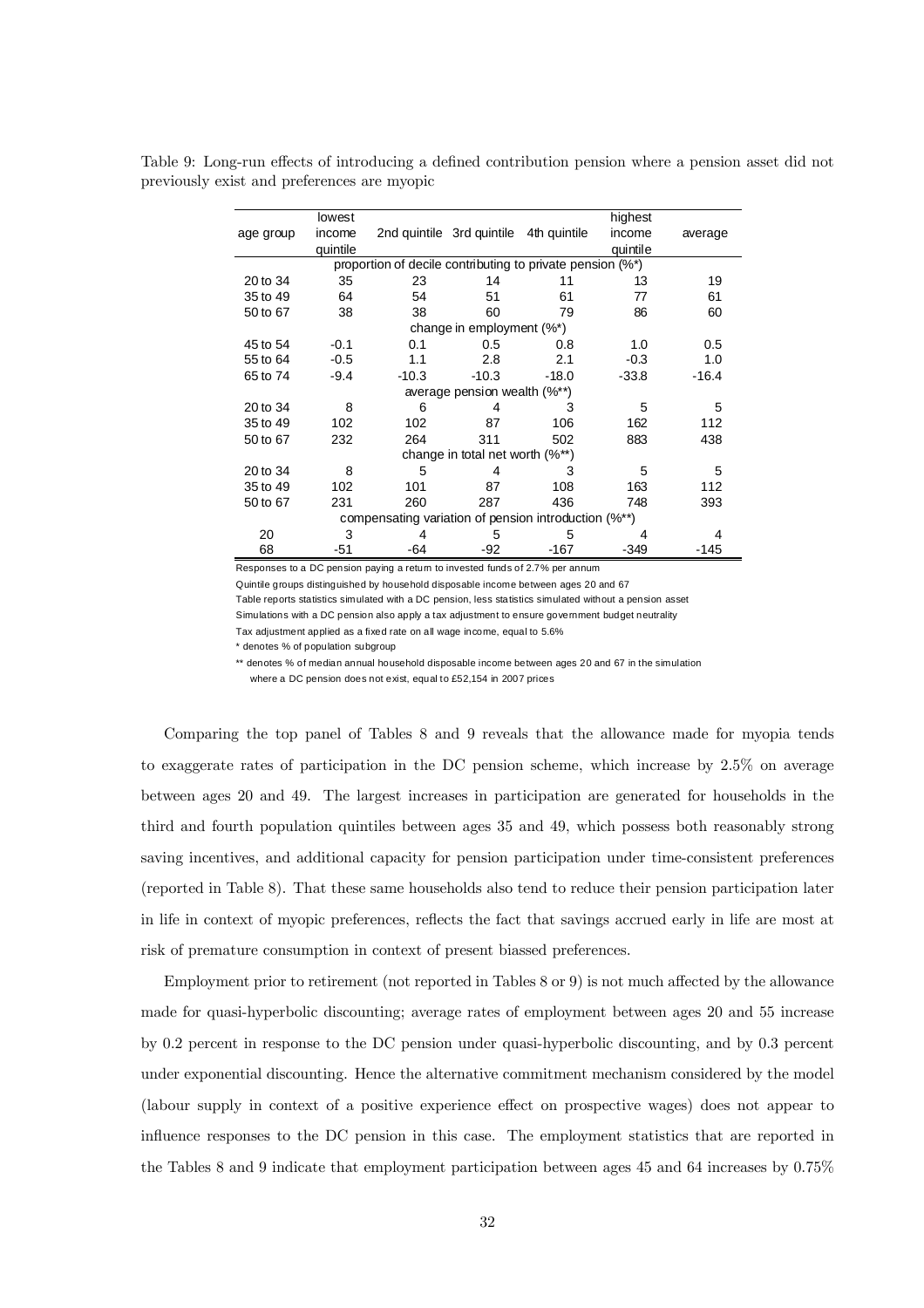Table 9: Long-run effects of introducing a defined contribution pension where a pension asset did not previously exist and preferences are myopic

| age group | lowest income quintile | 2nd quintile | 3rd quintile | 4th quintile | highest income quintile | average |
|---|---|---|---|---|---|---|
| | | proportion of decile contributing to private pension (%*) | | | | |
| 20 to 34 | 35 | 23 | 14 | 11 | 13 | 19 |
| 35 to 49 | 64 | 54 | 51 | 61 | 77 | 61 |
| 50 to 67 | 38 | 38 | 60 | 79 | 86 | 60 |
| | | change in employment (%*) | | | | |
| 45 to 54 | -0.1 | 0.1 | 0.5 | 0.8 | 1.0 | 0.5 |
| 55 to 64 | -0.5 | 1.1 | 2.8 | 2.1 | -0.3 | 1.0 |
| 65 to 74 | -9.4 | -10.3 | -10.3 | -18.0 | -33.8 | -16.4 |
| | | average pension wealth (%**) | | | | |
| 20 to 34 | 8 | 6 | 4 | 3 | 5 | 5 |
| 35 to 49 | 102 | 102 | 87 | 106 | 162 | 112 |
| 50 to 67 | 232 | 264 | 311 | 502 | 883 | 438 |
| | | change in total net worth (%**) | | | | |
| 20 to 34 | 8 | 5 | 4 | 3 | 5 | 5 |
| 35 to 49 | 102 | 101 | 87 | 108 | 163 | 112 |
| 50 to 67 | 231 | 260 | 287 | 436 | 748 | 393 |
| | | compensating variation of pension introduction (%**) | | | | |
| 20 | 3 | 4 | 5 | 5 | 4 | 4 |
| 68 | -51 | -64 | -92 | -167 | -349 | -145 |

Responses to a DC pension paying a return to invested funds of 2.7% per annum

Quintile groups distinguished by household disposable income between ages 20 and 67

Table reports statistics simulated with a DC pension, less statistics simulated without a pension asset

Simulations with a DC pension also apply a tax adjustment to ensure government budget neutrality

Tax adjustment applied as a fixed rate on all wage income, equal to 5.6%

\* denotes % of population subgroup

\*\* denotes % of median annual household disposable income between ages 20 and 67 in the simulation where a DC pension does not exist, equal to £52,154 in 2007 prices

Comparing the top panel of Tables 8 and 9 reveals that the allowance made for myopia tends to exaggerate rates of participation in the DC pension scheme, which increase by 2.5% on average between ages 20 and 49. The largest increases in participation are generated for households in the third and fourth population quintiles between ages 35 and 49, which possess both reasonably strong saving incentives, and additional capacity for pension participation under time-consistent preferences (reported in Table 8). That these same households also tend to reduce their pension participation later in life in context of myopic preferences, reflects the fact that savings accrued early in life are most at risk of premature consumption in context of present biassed preferences.

Employment prior to retirement (not reported in Tables 8 or 9) is not much affected by the allowance made for quasi-hyperbolic discounting; average rates of employment between ages 20 and 55 increase by 0.2 percent in response to the DC pension under quasi-hyperbolic discounting, and by 0.3 percent under exponential discounting. Hence the alternative commitment mechanism considered by the model (labour supply in context of a positive experience effect on prospective wages) does not appear to influence responses to the DC pension in this case. The employment statistics that are reported in the Tables 8 and 9 indicate that employment participation between ages 45 and 64 increases by 0.75%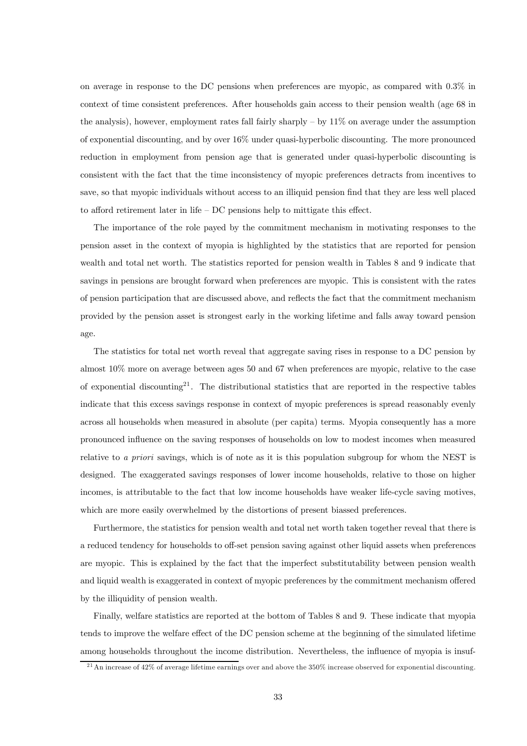on average in response to the DC pensions when preferences are myopic, as compared with 0.3% in context of time consistent preferences. After households gain access to their pension wealth (age 68 in the analysis), however, employment rates fall fairly sharply – by 11% on average under the assumption of exponential discounting, and by over 16% under quasi-hyperbolic discounting. The more pronounced reduction in employment from pension age that is generated under quasi-hyperbolic discounting is consistent with the fact that the time inconsistency of myopic preferences detracts from incentives to save, so that myopic individuals without access to an illiquid pension find that they are less well placed to afford retirement later in life – DC pensions help to mittigate this effect.

The importance of the role payed by the commitment mechanism in motivating responses to the pension asset in the context of myopia is highlighted by the statistics that are reported for pension wealth and total net worth. The statistics reported for pension wealth in Tables 8 and 9 indicate that savings in pensions are brought forward when preferences are myopic. This is consistent with the rates of pension participation that are discussed above, and reflects the fact that the commitment mechanism provided by the pension asset is strongest early in the working lifetime and falls away toward pension age.

The statistics for total net worth reveal that aggregate saving rises in response to a DC pension by almost 10% more on average between ages 50 and 67 when preferences are myopic, relative to the case of exponential discounting[21]. The distributional statistics that are reported in the respective tables indicate that this excess savings response in context of myopic preferences is spread reasonably evenly across all households when measured in absolute (per capita) terms. Myopia consequently has a more pronounced influence on the saving responses of households on low to modest incomes when measured relative to *a priori* savings, which is of note as it is this population subgroup for whom the NEST is designed. The exaggerated savings responses of lower income households, relative to those on higher incomes, is attributable to the fact that low income households have weaker life-cycle saving motives, which are more easily overwhelmed by the distortions of present biassed preferences.

Furthermore, the statistics for pension wealth and total net worth taken together reveal that there is a reduced tendency for households to off-set pension saving against other liquid assets when preferences are myopic. This is explained by the fact that the imperfect substitutability between pension wealth and liquid wealth is exaggerated in context of myopic preferences by the commitment mechanism offered by the illiquidity of pension wealth.

Finally, welfare statistics are reported at the bottom of Tables 8 and 9. These indicate that myopia tends to improve the welfare effect of the DC pension scheme at the beginning of the simulated lifetime among households throughout the income distribution. Nevertheless, the influence of myopia is insuf-

[21] An increase of 42% of average lifetime earnings over and above the 350% increase observed for exponential discounting.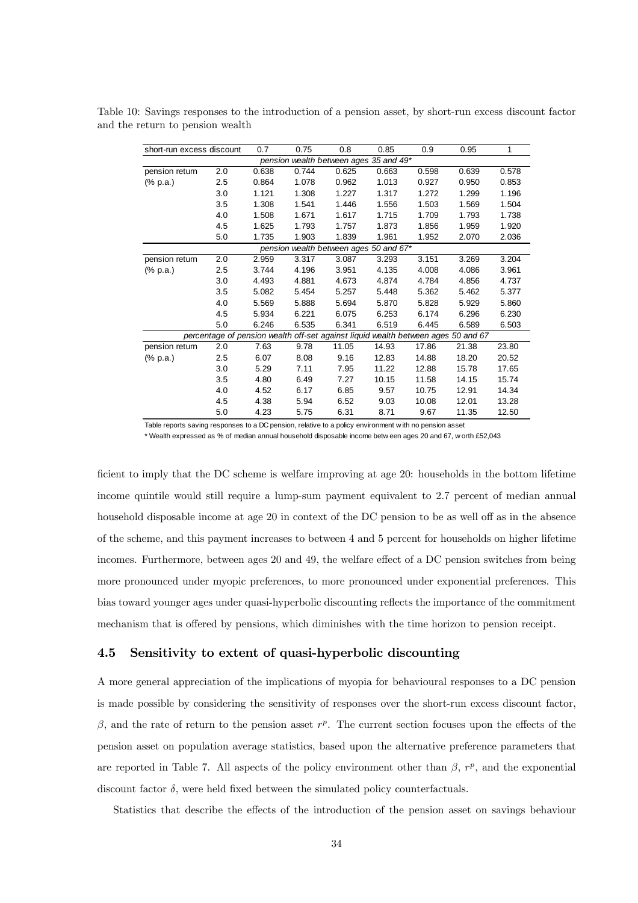Table 10: Savings responses to the introduction of a pension asset, by short-run excess discount factor and the return to pension wealth

| short-run excess discount | | 0.7 | 0.75 | 0.8 | 0.85 | 0.9 | 0.95 | 1 |
|---|---|---|---|---|---|---|---|---|
| | | *pension wealth between ages 35 and 49** | | | | | | |
| pension return | 2.0 | 0.638 | 0.744 | 0.625 | 0.663 | 0.598 | 0.639 | 0.578 |
| (% p.a.) | 2.5 | 0.864 | 1.078 | 0.962 | 1.013 | 0.927 | 0.950 | 0.853 |
| | 3.0 | 1.121 | 1.308 | 1.227 | 1.317 | 1.272 | 1.299 | 1.196 |
| | 3.5 | 1.308 | 1.541 | 1.446 | 1.556 | 1.503 | 1.569 | 1.504 |
| | 4.0 | 1.508 | 1.671 | 1.617 | 1.715 | 1.709 | 1.793 | 1.738 |
| | 4.5 | 1.625 | 1.793 | 1.757 | 1.873 | 1.856 | 1.959 | 1.920 |
| | 5.0 | 1.735 | 1.903 | 1.839 | 1.961 | 1.952 | 2.070 | 2.036 |
| | | *pension wealth between ages 50 and 67** | | | | | | |
| pension return | 2.0 | 2.959 | 3.317 | 3.087 | 3.293 | 3.151 | 3.269 | 3.204 |
| (% p.a.) | 2.5 | 3.744 | 4.196 | 3.951 | 4.135 | 4.008 | 4.086 | 3.961 |
| | 3.0 | 4.493 | 4.881 | 4.673 | 4.874 | 4.784 | 4.856 | 4.737 |
| | 3.5 | 5.082 | 5.454 | 5.257 | 5.448 | 5.362 | 5.462 | 5.377 |
| | 4.0 | 5.569 | 5.888 | 5.694 | 5.870 | 5.828 | 5.929 | 5.860 |
| | 4.5 | 5.934 | 6.221 | 6.075 | 6.253 | 6.174 | 6.296 | 6.230 |
| | 5.0 | 6.246 | 6.535 | 6.341 | 6.519 | 6.445 | 6.589 | 6.503 |
| | | *percentage of pension wealth off-set against liquid wealth between ages 50 and 67* | | | | | | |
| pension return | 2.0 | 7.63 | 9.78 | 11.05 | 14.93 | 17.86 | 21.38 | 23.80 |
| (% p.a.) | 2.5 | 6.07 | 8.08 | 9.16 | 12.83 | 14.88 | 18.20 | 20.52 |
| | 3.0 | 5.29 | 7.11 | 7.95 | 11.22 | 12.88 | 15.78 | 17.65 |
| | 3.5 | 4.80 | 6.49 | 7.27 | 10.15 | 11.58 | 14.15 | 15.74 |
| | 4.0 | 4.52 | 6.17 | 6.85 | 9.57 | 10.75 | 12.91 | 14.34 |
| | 4.5 | 4.38 | 5.94 | 6.52 | 9.03 | 10.08 | 12.01 | 13.28 |
| | 5.0 | 4.23 | 5.75 | 6.31 | 8.71 | 9.67 | 11.35 | 12.50 |

Table reports saving responses to a DC pension, relative to a policy environment with no pension asset

\* Wealth expressed as % of median annual household disposable income between ages 20 and 67, worth £52,043

ficient to imply that the DC scheme is welfare improving at age 20: households in the bottom lifetime income quintile would still require a lump-sum payment equivalent to 2.7 percent of median annual household disposable income at age 20 in context of the DC pension to be as well off as in the absence of the scheme, and this payment increases to between 4 and 5 percent for households on higher lifetime incomes. Furthermore, between ages 20 and 49, the welfare effect of a DC pension switches from being more pronounced under myopic preferences, to more pronounced under exponential preferences. This bias toward younger ages under quasi-hyperbolic discounting reflects the importance of the commitment mechanism that is offered by pensions, which diminishes with the time horizon to pension receipt.

### 4.5 Sensitivity to extent of quasi-hyperbolic discounting

A more general appreciation of the implications of myopia for behavioural responses to a DC pension is made possible by considering the sensitivity of responses over the short-run excess discount factor, $\beta$, and the rate of return to the pension asset $r^p$. The current section focuses upon the effects of the pension asset on population average statistics, based upon the alternative preference parameters that are reported in Table 7. All aspects of the policy environment other than $\beta$, $r^p$, and the exponential discount factor $\delta$, were held fixed between the simulated policy counterfactuals.

Statistics that describe the effects of the introduction of the pension asset on savings behaviour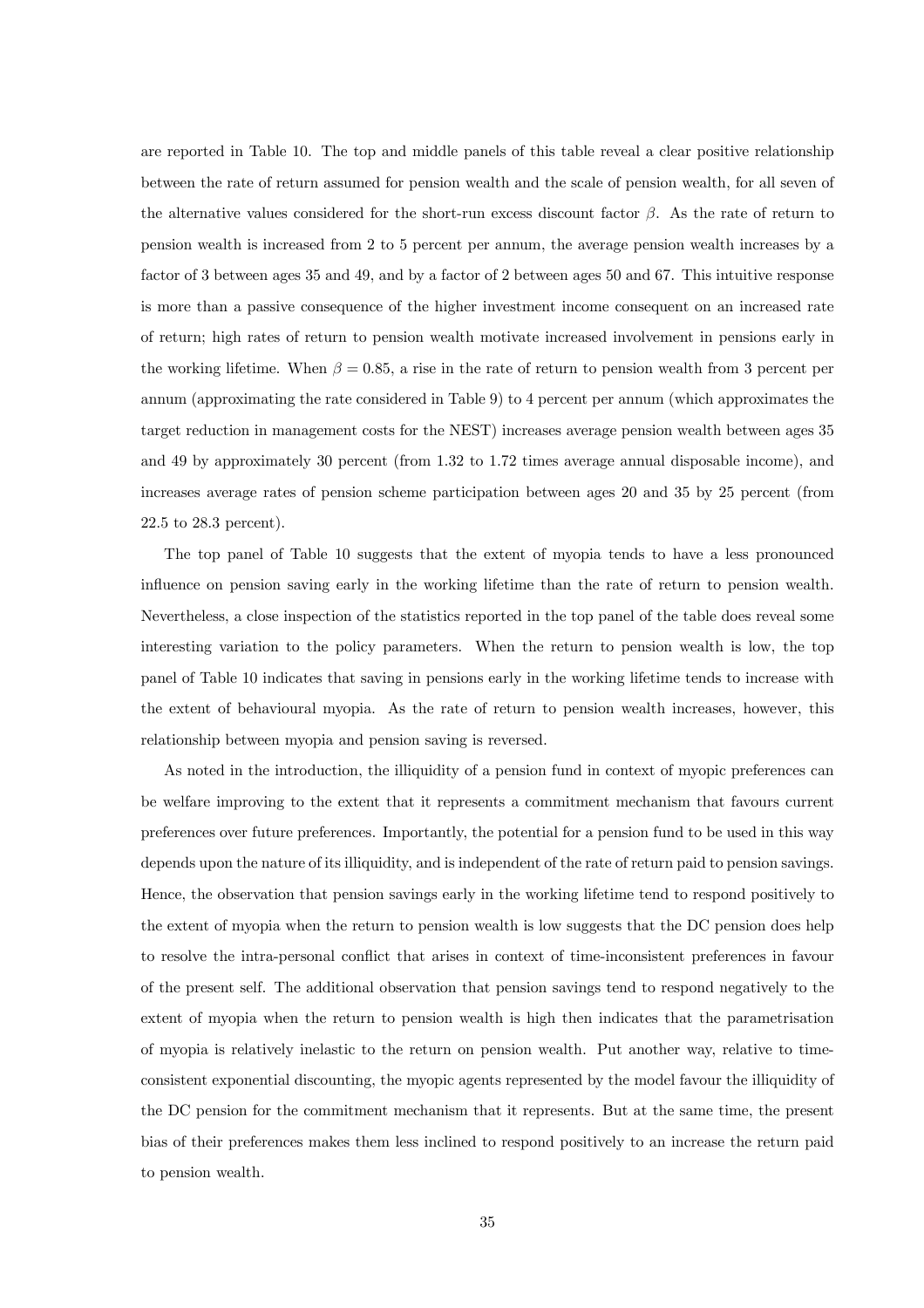are reported in Table 10. The top and middle panels of this table reveal a clear positive relationship between the rate of return assumed for pension wealth and the scale of pension wealth, for all seven of the alternative values considered for the short-run excess discount factor $\beta$. As the rate of return to pension wealth is increased from 2 to 5 percent per annum, the average pension wealth increases by a factor of 3 between ages 35 and 49, and by a factor of 2 between ages 50 and 67. This intuitive response is more than a passive consequence of the higher investment income consequent on an increased rate of return; high rates of return to pension wealth motivate increased involvement in pensions early in the working lifetime. When $\beta = 0.85$, a rise in the rate of return to pension wealth from 3 percent per annum (approximating the rate considered in Table 9) to 4 percent per annum (which approximates the target reduction in management costs for the NEST) increases average pension wealth between ages 35 and 49 by approximately 30 percent (from 1.32 to 1.72 times average annual disposable income), and increases average rates of pension scheme participation between ages 20 and 35 by 25 percent (from 22.5 to 28.3 percent).

The top panel of Table 10 suggests that the extent of myopia tends to have a less pronounced influence on pension saving early in the working lifetime than the rate of return to pension wealth. Nevertheless, a close inspection of the statistics reported in the top panel of the table does reveal some interesting variation to the policy parameters. When the return to pension wealth is low, the top panel of Table 10 indicates that saving in pensions early in the working lifetime tends to increase with the extent of behavioural myopia. As the rate of return to pension wealth increases, however, this relationship between myopia and pension saving is reversed.

As noted in the introduction, the illiquidity of a pension fund in context of myopic preferences can be welfare improving to the extent that it represents a commitment mechanism that favours current preferences over future preferences. Importantly, the potential for a pension fund to be used in this way depends upon the nature of its illiquidity, and is independent of the rate of return paid to pension savings. Hence, the observation that pension savings early in the working lifetime tend to respond positively to the extent of myopia when the return to pension wealth is low suggests that the DC pension does help to resolve the intra-personal conflict that arises in context of time-inconsistent preferences in favour of the present self. The additional observation that pension savings tend to respond negatively to the extent of myopia when the return to pension wealth is high then indicates that the parametrisation of myopia is relatively inelastic to the return on pension wealth. Put another way, relative to time-consistent exponential discounting, the myopic agents represented by the model favour the illiquidity of the DC pension for the commitment mechanism that it represents. But at the same time, the present bias of their preferences makes them less inclined to respond positively to an increase the return paid to pension wealth.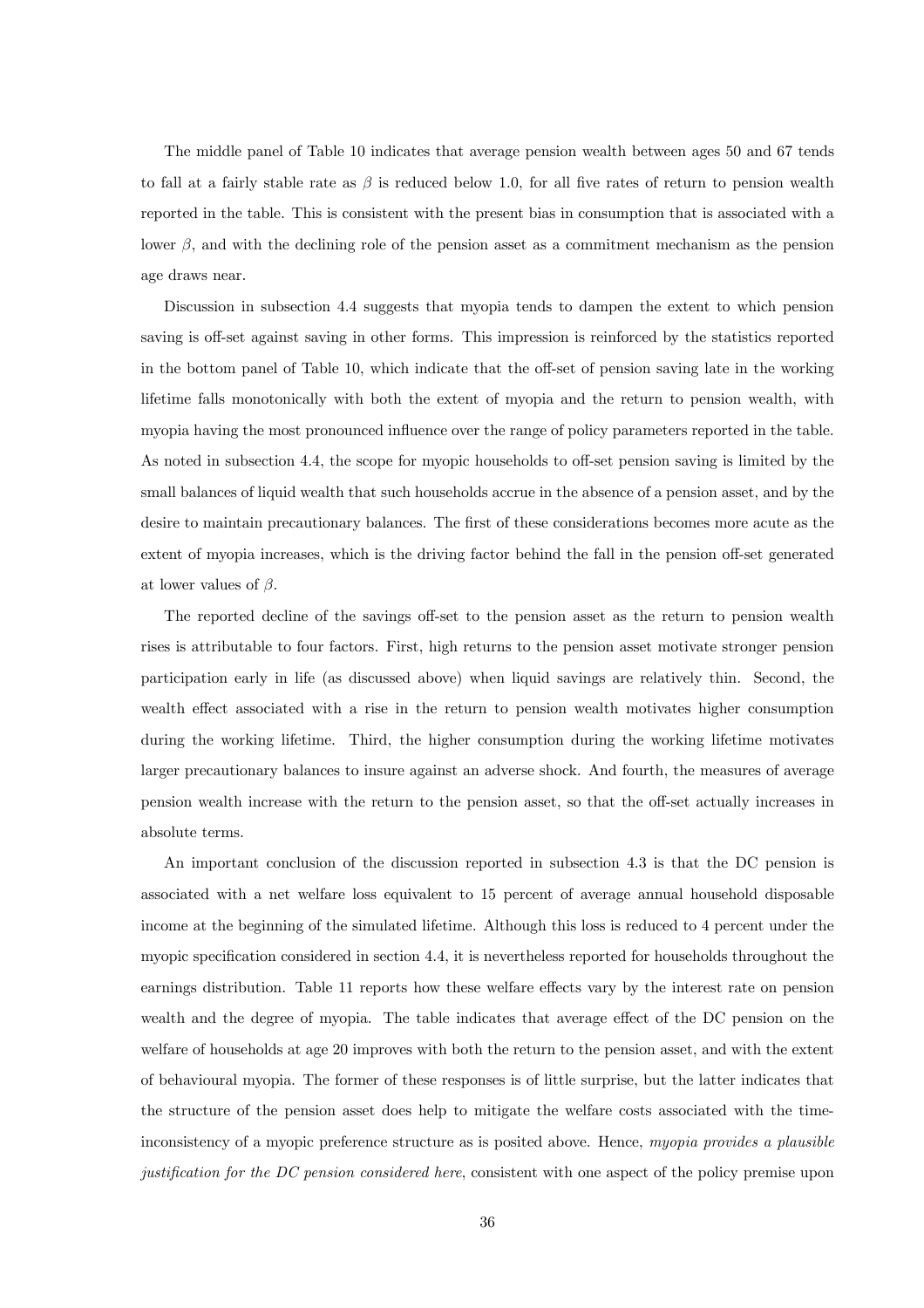The middle panel of Table 10 indicates that average pension wealth between ages 50 and 67 tends to fall at a fairly stable rate as $\beta$ is reduced below 1.0, for all five rates of return to pension wealth reported in the table. This is consistent with the present bias in consumption that is associated with a lower $\beta$, and with the declining role of the pension asset as a commitment mechanism as the pension age draws near.

Discussion in subsection 4.4 suggests that myopia tends to dampen the extent to which pension saving is off-set against saving in other forms. This impression is reinforced by the statistics reported in the bottom panel of Table 10, which indicate that the off-set of pension saving late in the working lifetime falls monotonically with both the extent of myopia and the return to pension wealth, with myopia having the most pronounced influence over the range of policy parameters reported in the table. As noted in subsection 4.4, the scope for myopic households to off-set pension saving is limited by the small balances of liquid wealth that such households accrue in the absence of a pension asset, and by the desire to maintain precautionary balances. The first of these considerations becomes more acute as the extent of myopia increases, which is the driving factor behind the fall in the pension off-set generated at lower values of $\beta$.

The reported decline of the savings off-set to the pension asset as the return to pension wealth rises is attributable to four factors. First, high returns to the pension asset motivate stronger pension participation early in life (as discussed above) when liquid savings are relatively thin. Second, the wealth effect associated with a rise in the return to pension wealth motivates higher consumption during the working lifetime. Third, the higher consumption during the working lifetime motivates larger precautionary balances to insure against an adverse shock. And fourth, the measures of average pension wealth increase with the return to the pension asset, so that the off-set actually increases in absolute terms.

An important conclusion of the discussion reported in subsection 4.3 is that the DC pension is associated with a net welfare loss equivalent to 15 percent of average annual household disposable income at the beginning of the simulated lifetime. Although this loss is reduced to 4 percent under the myopic specification considered in section 4.4, it is nevertheless reported for households throughout the earnings distribution. Table 11 reports how these welfare effects vary by the interest rate on pension wealth and the degree of myopia. The table indicates that average effect of the DC pension on the welfare of households at age 20 improves with both the return to the pension asset, and with the extent of behavioural myopia. The former of these responses is of little surprise, but the latter indicates that the structure of the pension asset does help to mitigate the welfare costs associated with the time-inconsistency of a myopic preference structure as is posited above. Hence, *myopia provides a plausible justification for the DC pension considered here*, consistent with one aspect of the policy premise upon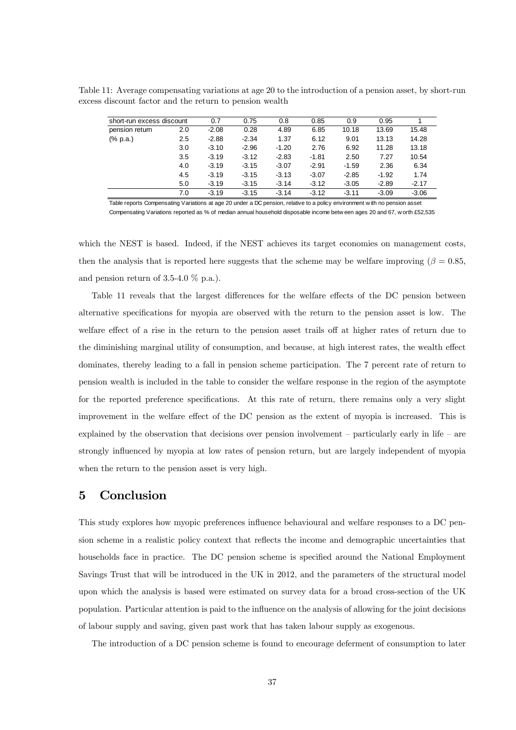Table 11: Average compensating variations at age 20 to the introduction of a pension asset, by short-run excess discount factor and the return to pension wealth

| short-run excess discount | | 0.7 | 0.75 | 0.8 | 0.85 | 0.9 | 0.95 | 1 |
|---|---|---|---|---|---|---|---|---|
| pension return | 2.0 | -2.08 | 0.28 | 4.89 | 6.85 | 10.18 | 13.69 | 15.48 |
| (% p.a.) | 2.5 | -2.88 | -2.34 | 1.37 | 6.12 | 9.01 | 13.13 | 14.28 |
| | 3.0 | -3.10 | -2.96 | -1.20 | 2.76 | 6.92 | 11.28 | 13.18 |
| | 3.5 | -3.19 | -3.12 | -2.83 | -1.81 | 2.50 | 7.27 | 10.54 |
| | 4.0 | -3.19 | -3.15 | -3.07 | -2.91 | -1.59 | 2.36 | 6.34 |
| | 4.5 | -3.19 | -3.15 | -3.13 | -3.07 | -2.85 | -1.92 | 1.74 |
| | 5.0 | -3.19 | -3.15 | -3.14 | -3.12 | -3.05 | -2.89 | -2.17 |
| | 7.0 | -3.19 | -3.15 | -3.14 | -3.12 | -3.11 | -3.09 | -3.06 |

Table reports Compensating Variations at age 20 under a DC pension, relative to a policy environment with no pension asset

Compensating Variations reported as % of median annual household disposable income between ages 20 and 67, worth £52,535

which the NEST is based. Indeed, if the NEST achieves its target economies on management costs, then the analysis that is reported here suggests that the scheme may be welfare improving ($\beta = 0.85$, and pension return of 3.5-4.0 % p.a.).

Table 11 reveals that the largest differences for the welfare effects of the DC pension between alternative specifications for myopia are observed with the return to the pension asset is low. The welfare effect of a rise in the return to the pension asset trails off at higher rates of return due to the diminishing marginal utility of consumption, and because, at high interest rates, the wealth effect dominates, thereby leading to a fall in pension scheme participation. The 7 percent rate of return to pension wealth is included in the table to consider the welfare response in the region of the asymptote for the reported preference specifications. At this rate of return, there remains only a very slight improvement in the welfare effect of the DC pension as the extent of myopia is increased. This is explained by the observation that decisions over pension involvement – particularly early in life – are strongly influenced by myopia at low rates of pension return, but are largely independent of myopia when the return to the pension asset is very high.

## 5 Conclusion

This study explores how myopic preferences influence behavioural and welfare responses to a DC pension scheme in a realistic policy context that reflects the income and demographic uncertainties that households face in practice. The DC pension scheme is specified around the National Employment Savings Trust that will be introduced in the UK in 2012, and the parameters of the structural model upon which the analysis is based were estimated on survey data for a broad cross-section of the UK population. Particular attention is paid to the influence on the analysis of allowing for the joint decisions of labour supply and saving, given past work that has taken labour supply as exogenous.

The introduction of a DC pension scheme is found to encourage deferment of consumption to later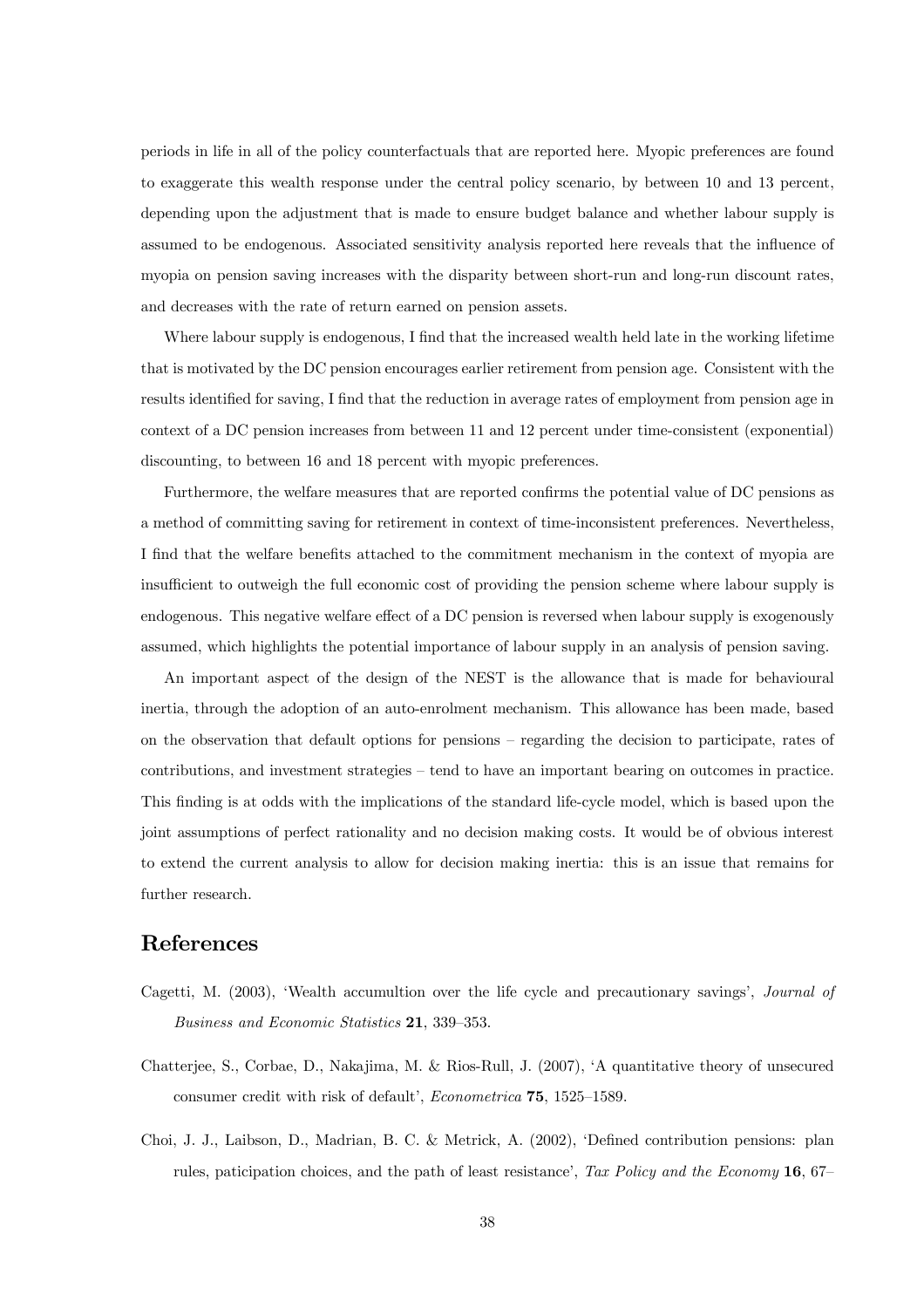periods in life in all of the policy counterfactuals that are reported here. Myopic preferences are found to exaggerate this wealth response under the central policy scenario, by between 10 and 13 percent, depending upon the adjustment that is made to ensure budget balance and whether labour supply is assumed to be endogenous. Associated sensitivity analysis reported here reveals that the influence of myopia on pension saving increases with the disparity between short-run and long-run discount rates, and decreases with the rate of return earned on pension assets.

Where labour supply is endogenous, I find that the increased wealth held late in the working lifetime that is motivated by the DC pension encourages earlier retirement from pension age. Consistent with the results identified for saving, I find that the reduction in average rates of employment from pension age in context of a DC pension increases from between 11 and 12 percent under time-consistent (exponential) discounting, to between 16 and 18 percent with myopic preferences.

Furthermore, the welfare measures that are reported confirms the potential value of DC pensions as a method of committing saving for retirement in context of time-inconsistent preferences. Nevertheless, I find that the welfare benefits attached to the commitment mechanism in the context of myopia are insufficient to outweigh the full economic cost of providing the pension scheme where labour supply is endogenous. This negative welfare effect of a DC pension is reversed when labour supply is exogenously assumed, which highlights the potential importance of labour supply in an analysis of pension saving.

An important aspect of the design of the NEST is the allowance that is made for behavioural inertia, through the adoption of an auto-enrolment mechanism. This allowance has been made, based on the observation that default options for pensions – regarding the decision to participate, rates of contributions, and investment strategies – tend to have an important bearing on outcomes in practice. This finding is at odds with the implications of the standard life-cycle model, which is based upon the joint assumptions of perfect rationality and no decision making costs. It would be of obvious interest to extend the current analysis to allow for decision making inertia: this is an issue that remains for further research.

# References

Cagetti, M. (2003), 'Wealth accumultion over the life cycle and precautionary savings', *Journal of Business and Economic Statistics* **21**, 339–353.

Chatterjee, S., Corbae, D., Nakajima, M. & Rios-Rull, J. (2007), 'A quantitative theory of unsecured consumer credit with risk of default', *Econometrica* **75**, 1525–1589.

Choi, J. J., Laibson, D., Madrian, B. C. & Metrick, A. (2002), 'Defined contribution pensions: plan rules, paticipation choices, and the path of least resistance', *Tax Policy and the Economy* **16**, 67–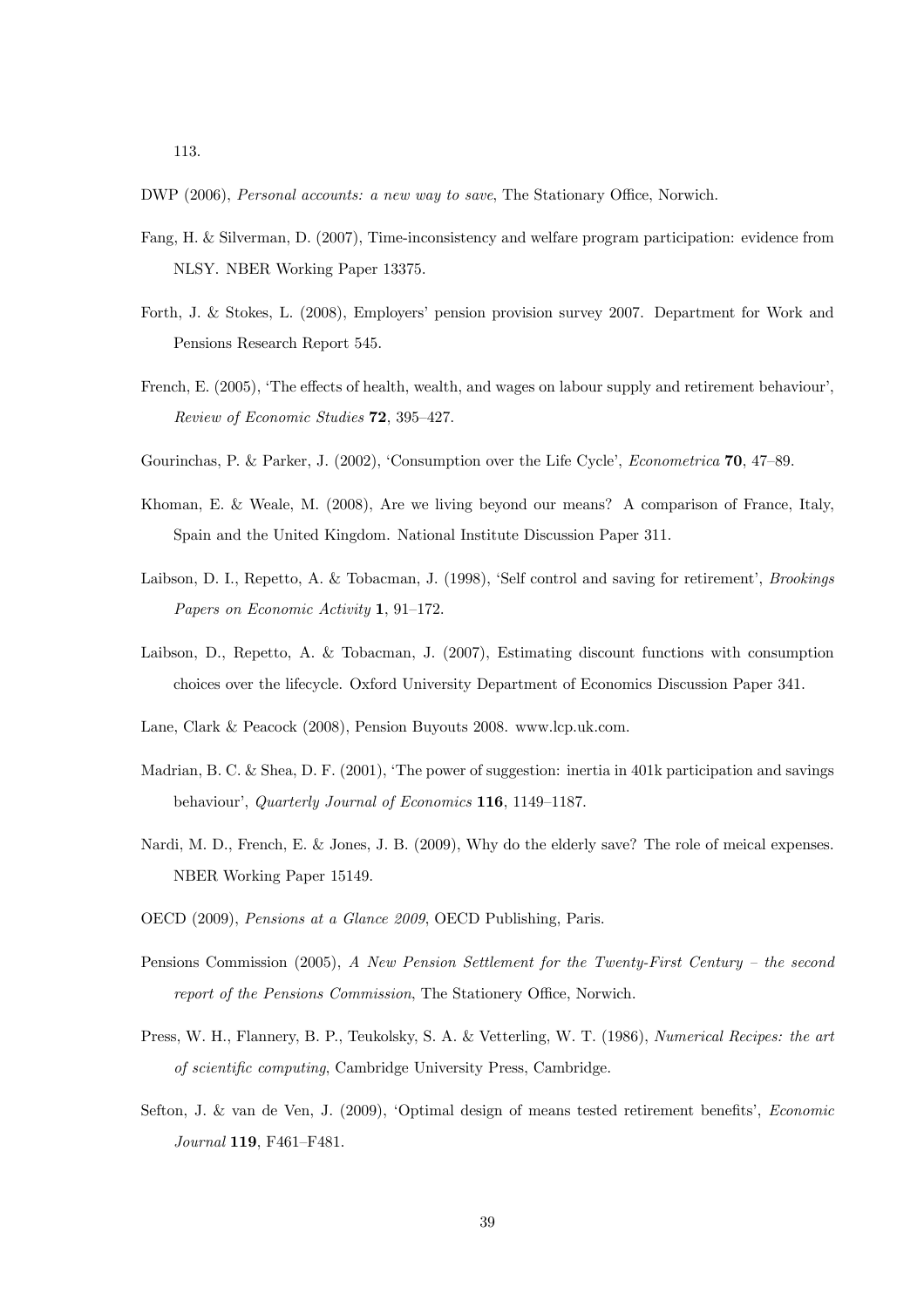113.

DWP (2006), *Personal accounts: a new way to save*, The Stationary Office, Norwich.

Fang, H. & Silverman, D. (2007), Time-inconsistency and welfare program participation: evidence from NLSY. NBER Working Paper 13375.

Forth, J. & Stokes, L. (2008), Employers' pension provision survey 2007. Department for Work and Pensions Research Report 545.

French, E. (2005), 'The effects of health, wealth, and wages on labour supply and retirement behaviour', *Review of Economic Studies* **72**, 395–427.

Gourinchas, P. & Parker, J. (2002), 'Consumption over the Life Cycle', *Econometrica* **70**, 47–89.

Khoman, E. & Weale, M. (2008), Are we living beyond our means? A comparison of France, Italy, Spain and the United Kingdom. National Institute Discussion Paper 311.

Laibson, D. I., Repetto, A. & Tobacman, J. (1998), 'Self control and saving for retirement', *Brookings Papers on Economic Activity* **1**, 91–172.

Laibson, D., Repetto, A. & Tobacman, J. (2007), Estimating discount functions with consumption choices over the lifecycle. Oxford University Department of Economics Discussion Paper 341.

Lane, Clark & Peacock (2008), Pension Buyouts 2008. www.lcp.uk.com.

Madrian, B. C. & Shea, D. F. (2001), 'The power of suggestion: inertia in 401k participation and savings behaviour', *Quarterly Journal of Economics* **116**, 1149–1187.

Nardi, M. D., French, E. & Jones, J. B. (2009), Why do the elderly save? The role of meical expenses. NBER Working Paper 15149.

OECD (2009), *Pensions at a Glance 2009*, OECD Publishing, Paris.

Pensions Commission (2005), *A New Pension Settlement for the Twenty-First Century – the second report of the Pensions Commission*, The Stationery Office, Norwich.

Press, W. H., Flannery, B. P., Teukolsky, S. A. & Vetterling, W. T. (1986), *Numerical Recipes: the art of scientific computing*, Cambridge University Press, Cambridge.

Sefton, J. & van de Ven, J. (2009), 'Optimal design of means tested retirement benefits', *Economic Journal* **119**, F461–F481.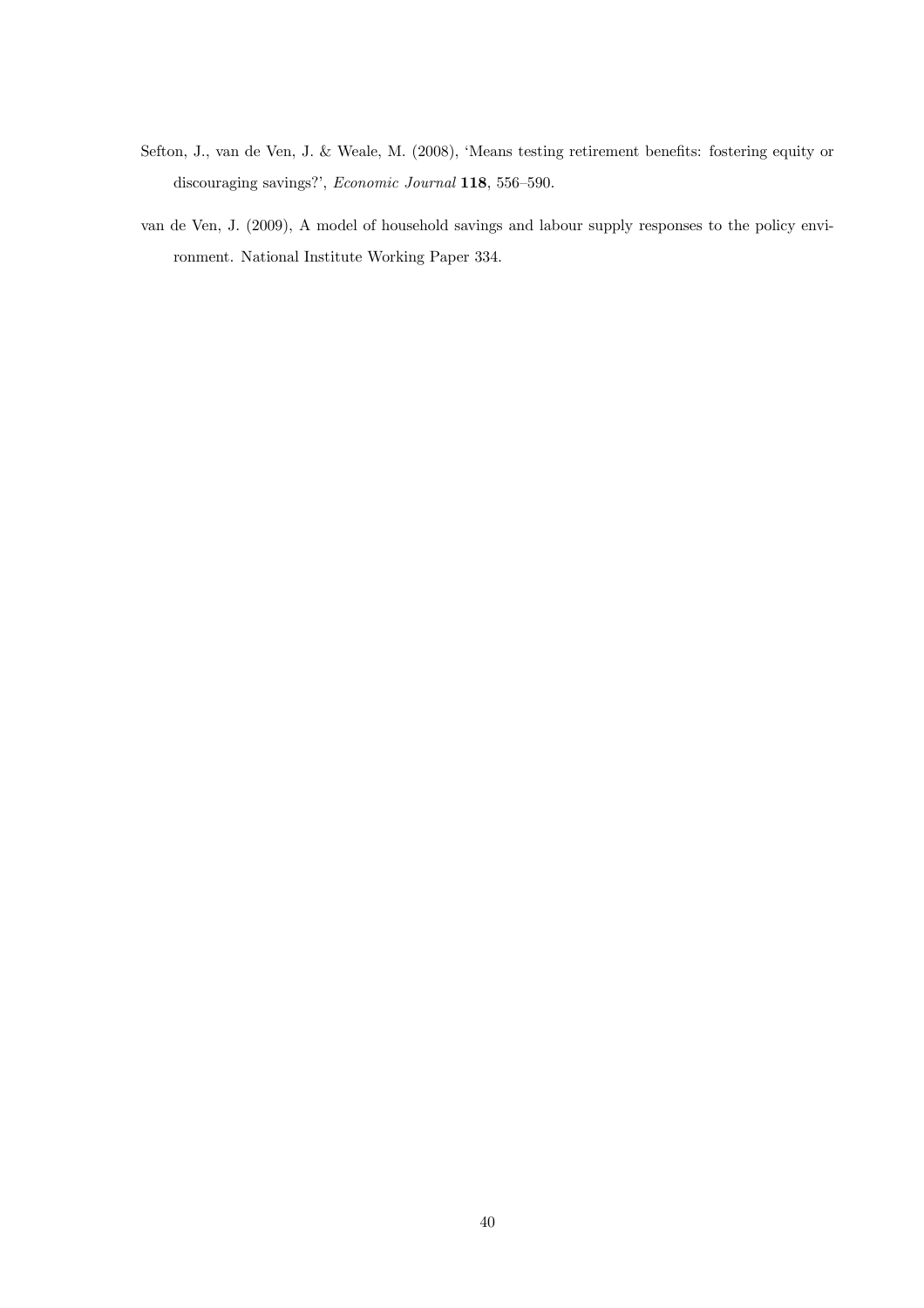Sefton, J., van de Ven, J. & Weale, M. (2008), 'Means testing retirement benefits: fostering equity or discouraging savings?', *Economic Journal* **118**, 556–590.

van de Ven, J. (2009), A model of household savings and labour supply responses to the policy environment. National Institute Working Paper 334.